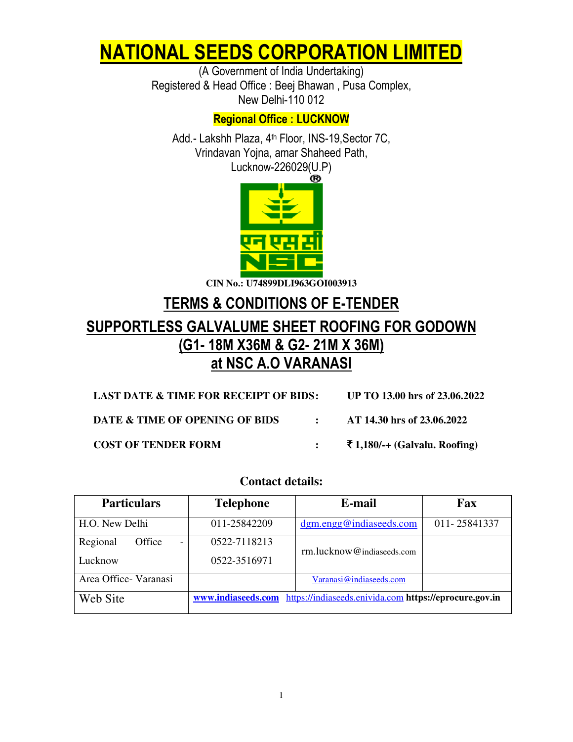# NATIONAL SEEDS CORPORATION LIMITED

(A Government of India Undertaking)
Registered & Head Office : Beej Bhawan , Pusa Complex,
New Delhi-110 012

**Regional Office : LUCKNOW**

Add.- Lakshh Plaza, 4th Floor, INS-19,Sector 7C,
Vrindavan Yojna, amar Shaheed Path,
Lucknow-226029(U.P)

**CIN No.: U74899DLI963GOI003913**

## TERMS & CONDITIONS OF E-TENDER

## SUPPORTLESS GALVALUME SHEET ROOFING FOR GODOWN (G1- 18M X36M & G2- 21M X 36M) at NSC A.O VARANASI

**LAST DATE & TIME FOR RECEIPT OF BIDS :** **UP TO 13.00 hrs of 23.06.2022**

**DATE & TIME OF OPENING OF BIDS :** **AT 14.30 hrs of 23.06.2022**

**COST OF TENDER FORM :** **₹ 1,180/-+ (Galvalu. Roofing)**

### Contact details:

| Particulars | Telephone | E-mail | Fax |
|---|---|---|---|
| H.O. New Delhi | 011-25842209 | dgm.engg@indiaseeds.com | 011- 25841337 |
| Regional Office - Lucknow | 0522-7118213<br>0522-3516971 | rm.lucknow@indiaseeds.com | |
| Area Office- Varanasi | | Varanasi@indiaseeds.com | |
| Web Site | **www.indiaseeds.com** https://indiaseeds.enivida.com **https://eprocure.gov.in** | | |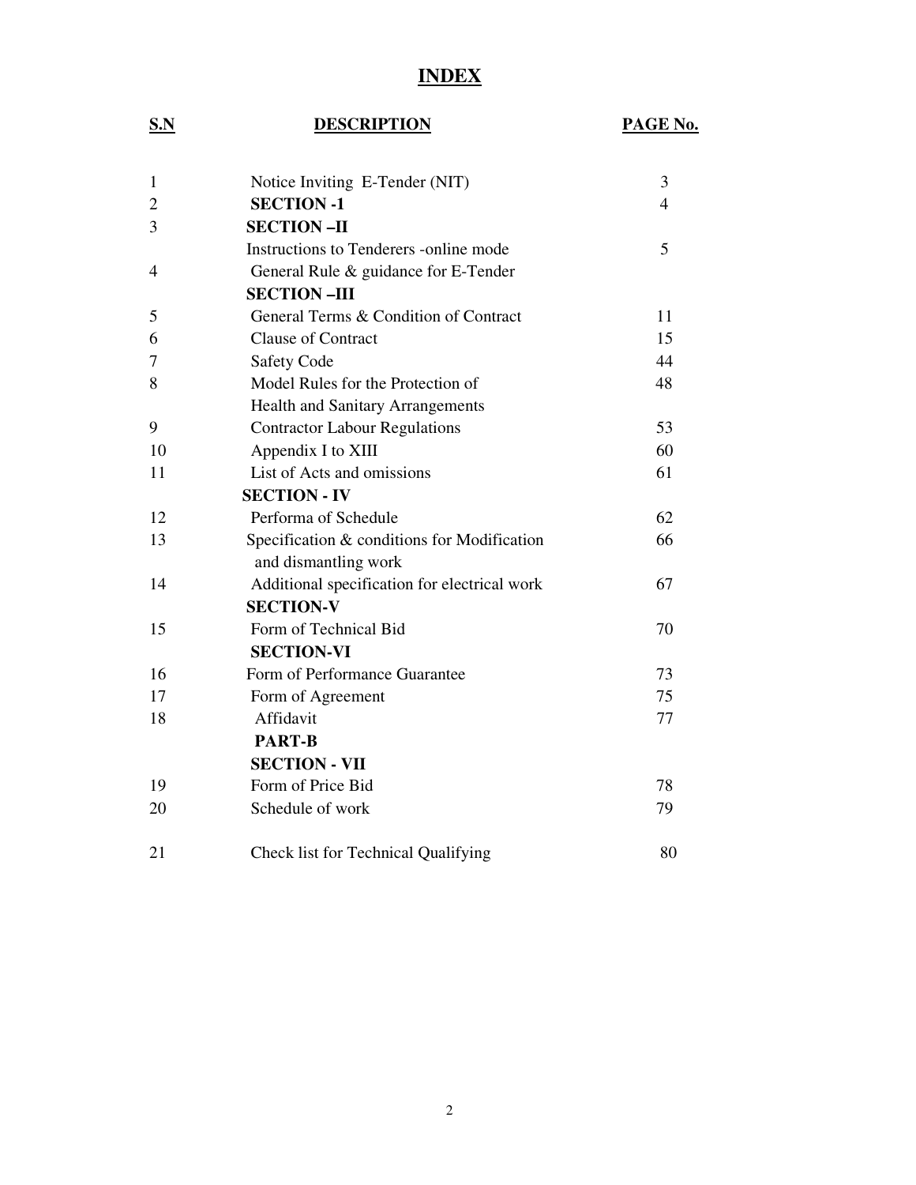# INDEX

| S.N | DESCRIPTION | PAGE No. |
|---|---|---|
| 1 | Notice Inviting E-Tender (NIT) | 3 |
| 2 | **SECTION -1** | 4 |
| 3 | **SECTION –II** | |
| | Instructions to Tenderers -online mode | 5 |
| 4 | General Rule & guidance for E-Tender | |
| | **SECTION –III** | |
| 5 | General Terms & Condition of Contract | 11 |
| 6 | Clause of Contract | 15 |
| 7 | Safety Code | 44 |
| 8 | Model Rules for the Protection of Health and Sanitary Arrangements | 48 |
| 9 | Contractor Labour Regulations | 53 |
| 10 | Appendix I to XIII | 60 |
| 11 | List of Acts and omissions | 61 |
| | **SECTION - IV** | |
| 12 | Performa of Schedule | 62 |
| 13 | Specification & conditions for Modification and dismantling work | 66 |
| 14 | Additional specification for electrical work | 67 |
| | **SECTION-V** | |
| 15 | Form of Technical Bid | 70 |
| | **SECTION-VI** | |
| 16 | Form of Performance Guarantee | 73 |
| 17 | Form of Agreement | 75 |
| 18 | Affidavit | 77 |
| | **PART-B** | |
| | **SECTION - VII** | |
| 19 | Form of Price Bid | 78 |
| 20 | Schedule of work | 79 |
| 21 | Check list for Technical Qualifying | 80 |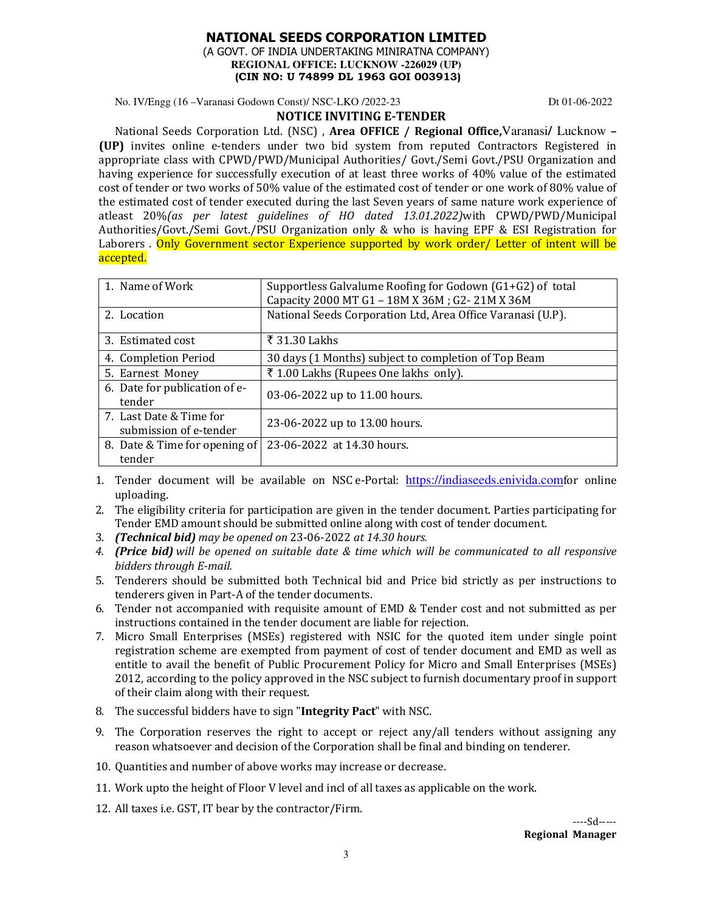# NATIONAL SEEDS CORPORATION LIMITED

(A GOVT. OF INDIA UNDERTAKING MINIRATNA COMPANY)
**REGIONAL OFFICE: LUCKNOW -226029 (UP)**
**(CIN NO: U 74899 DL 1963 GOI 003913)**

No. IV/Engg (16 –Varanasi Godown Const)/ NSC-LKO /2022-23 Dt 01-06-2022

## NOTICE INVITING E-TENDER

National Seeds Corporation Ltd. (NSC) , **Area OFFICE / Regional Office,**Varanasi**/** Lucknow **– (UP)** invites online e-tenders under two bid system from reputed Contractors Registered in appropriate class with CPWD/PWD/Municipal Authorities/ Govt./Semi Govt./PSU Organization and having experience for successfully execution of at least three works of 40% value of the estimated cost of tender or two works of 50% value of the estimated cost of tender or one work of 80% value of the estimated cost of tender executed during the last Seven years of same nature work experience of atleast 20%*(as per latest guidelines of HO dated 13.01.2022)*with CPWD/PWD/Municipal Authorities/Govt./Semi Govt./PSU Organization only & who is having EPF & ESI Registration for Laborers . Only Government sector Experience supported by work order/ Letter of intent will be accepted.

| | |
|---|---|
| 1. Name of Work | Supportless Galvalume Roofing for Godown (G1+G2) of total Capacity 2000 MT G1 – 18M X 36M ; G2- 21M X 36M |
| 2. Location | National Seeds Corporation Ltd, Area Office Varanasi (U.P). |
| 3. Estimated cost | ₹ 31.30 Lakhs |
| 4. Completion Period | 30 days (1 Months) subject to completion of Top Beam |
| 5. Earnest Money | ₹ 1.00 Lakhs (Rupees One lakhs only). |
| 6. Date for publication of e-tender | 03-06-2022 up to 11.00 hours. |
| 7. Last Date & Time for submission of e-tender | 23-06-2022 up to 13.00 hours. |
| 8. Date & Time for opening of tender | 23-06-2022 at 14.30 hours. |

1. Tender document will be available on NSC e-Portal: https://indiaseeds.enivida.comfor online uploading.
2. The eligibility criteria for participation are given in the tender document. Parties participating for Tender EMD amount should be submitted online along with cost of tender document.
3. ***(Technical bid)*** *may be opened on* 23-06-2022 *at 14.30 hours.*
4. ***(Price bid)*** *will be opened on suitable date & time which will be communicated to all responsive bidders through E-mail.*
5. Tenderers should be submitted both Technical bid and Price bid strictly as per instructions to tenderers given in Part-A of the tender documents.
6. Tender not accompanied with requisite amount of EMD & Tender cost and not submitted as per instructions contained in the tender document are liable for rejection.
7. Micro Small Enterprises (MSEs) registered with NSIC for the quoted item under single point registration scheme are exempted from payment of cost of tender document and EMD as well as entitle to avail the benefit of Public Procurement Policy for Micro and Small Enterprises (MSEs) 2012, according to the policy approved in the NSC subject to furnish documentary proof in support of their claim along with their request.
8. The successful bidders have to sign "**Integrity Pact**" with NSC.
9. The Corporation reserves the right to accept or reject any/all tenders without assigning any reason whatsoever and decision of the Corporation shall be final and binding on tenderer.
10. Quantities and number of above works may increase or decrease.
11. Work upto the height of Floor V level and incl of all taxes as applicable on the work.
12. All taxes i.e. GST, IT bear by the contractor/Firm.

----Sd-----
**Regional Manager**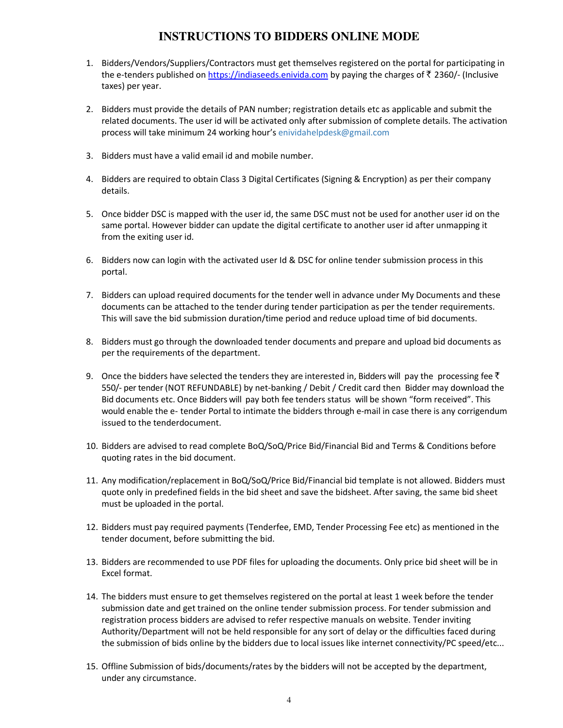# INSTRUCTIONS TO BIDDERS ONLINE MODE

1. Bidders/Vendors/Suppliers/Contractors must get themselves registered on the portal for participating in the e-tenders published on https://indiaseeds.enivida.com by paying the charges of ₹ 2360/- (Inclusive taxes) per year.

2. Bidders must provide the details of PAN number; registration details etc as applicable and submit the related documents. The user id will be activated only after submission of complete details. The activation process will take minimum 24 working hour's enividahelpdesk@gmail.com

3. Bidders must have a valid email id and mobile number.

4. Bidders are required to obtain Class 3 Digital Certificates (Signing & Encryption) as per their company details.

5. Once bidder DSC is mapped with the user id, the same DSC must not be used for another user id on the same portal. However bidder can update the digital certificate to another user id after unmapping it from the exiting user id.

6. Bidders now can login with the activated user Id & DSC for online tender submission process in this portal.

7. Bidders can upload required documents for the tender well in advance under My Documents and these documents can be attached to the tender during tender participation as per the tender requirements. This will save the bid submission duration/time period and reduce upload time of bid documents.

8. Bidders must go through the downloaded tender documents and prepare and upload bid documents as per the requirements of the department.

9. Once the bidders have selected the tenders they are interested in, Bidders will pay the processing fee ₹ 550/- per tender (NOT REFUNDABLE) by net-banking / Debit / Credit card then Bidder may download the Bid documents etc. Once Bidders will pay both fee tenders status will be shown "form received". This would enable the e- tender Portal to intimate the bidders through e-mail in case there is any corrigendum issued to the tenderdocument.

10. Bidders are advised to read complete BoQ/SoQ/Price Bid/Financial Bid and Terms & Conditions before quoting rates in the bid document.

11. Any modification/replacement in BoQ/SoQ/Price Bid/Financial bid template is not allowed. Bidders must quote only in predefined fields in the bid sheet and save the bidsheet. After saving, the same bid sheet must be uploaded in the portal.

12. Bidders must pay required payments (Tenderfee, EMD, Tender Processing Fee etc) as mentioned in the tender document, before submitting the bid.

13. Bidders are recommended to use PDF files for uploading the documents. Only price bid sheet will be in Excel format.

14. The bidders must ensure to get themselves registered on the portal at least 1 week before the tender submission date and get trained on the online tender submission process. For tender submission and registration process bidders are advised to refer respective manuals on website. Tender inviting Authority/Department will not be held responsible for any sort of delay or the difficulties faced during the submission of bids online by the bidders due to local issues like internet connectivity/PC speed/etc...

15. Offline Submission of bids/documents/rates by the bidders will not be accepted by the department, under any circumstance.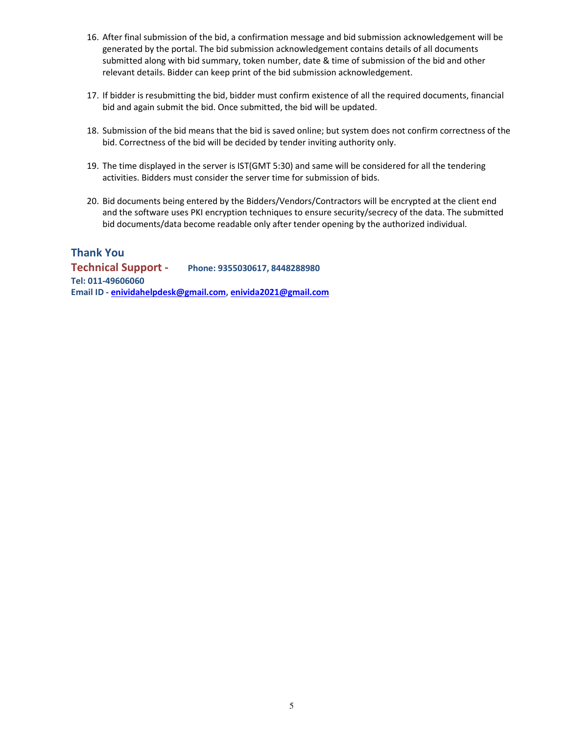16. After final submission of the bid, a confirmation message and bid submission acknowledgement will be generated by the portal. The bid submission acknowledgement contains details of all documents submitted along with bid summary, token number, date & time of submission of the bid and other relevant details. Bidder can keep print of the bid submission acknowledgement.

17. If bidder is resubmitting the bid, bidder must confirm existence of all the required documents, financial bid and again submit the bid. Once submitted, the bid will be updated.

18. Submission of the bid means that the bid is saved online; but system does not confirm correctness of the bid. Correctness of the bid will be decided by tender inviting authority only.

19. The time displayed in the server is IST(GMT 5:30) and same will be considered for all the tendering activities. Bidders must consider the server time for submission of bids.

20. Bid documents being entered by the Bidders/Vendors/Contractors will be encrypted at the client end and the software uses PKI encryption techniques to ensure security/secrecy of the data. The submitted bid documents/data become readable only after tender opening by the authorized individual.

**Thank You**

**Technical Support -** **Phone: 9355030617, 8448288980**

**Tel: 011-49606060**

**Email ID - enividahelpdesk@gmail.com, enivida2021@gmail.com**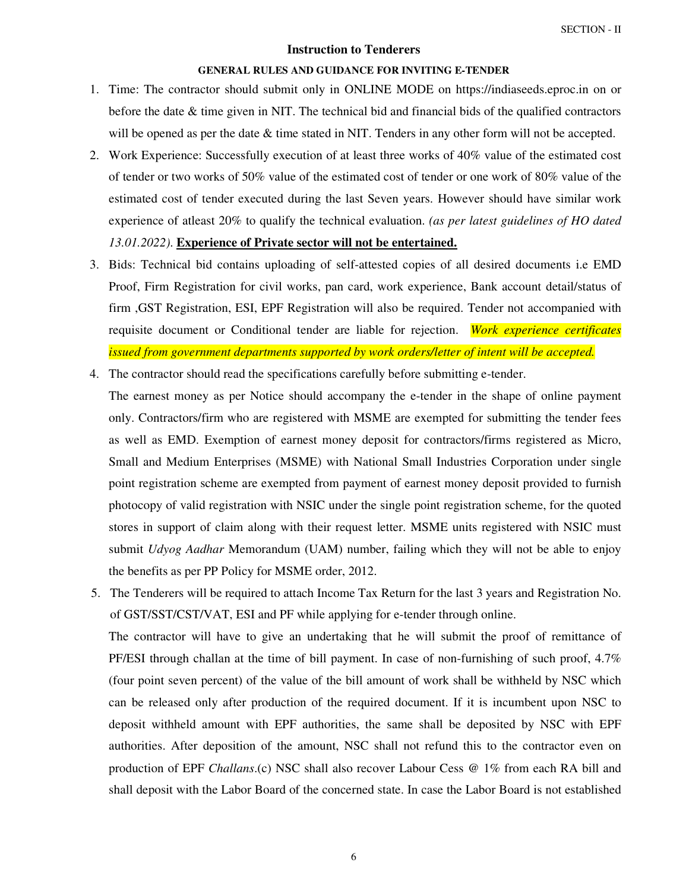SECTION - II

## Instruction to Tenderers

### GENERAL RULES AND GUIDANCE FOR INVITING E-TENDER

1. Time: The contractor should submit only in ONLINE MODE on https://indiaseeds.eproc.in on or before the date & time given in NIT. The technical bid and financial bids of the qualified contractors will be opened as per the date & time stated in NIT. Tenders in any other form will not be accepted.
2. Work Experience: Successfully execution of at least three works of 40% value of the estimated cost of tender or two works of 50% value of the estimated cost of tender or one work of 80% value of the estimated cost of tender executed during the last Seven years. However should have similar work experience of atleast 20% to qualify the technical evaluation. *(as per latest guidelines of HO dated 13.01.2022)*. **Experience of Private sector will not be entertained.**
3. Bids: Technical bid contains uploading of self-attested copies of all desired documents i.e EMD Proof, Firm Registration for civil works, pan card, work experience, Bank account detail/status of firm ,GST Registration, ESI, EPF Registration will also be required. Tender not accompanied with requisite document or Conditional tender are liable for rejection. *Work experience certificates issued from government departments supported by work orders/letter of intent will be accepted.*
4. The contractor should read the specifications carefully before submitting e-tender.

   The earnest money as per Notice should accompany the e-tender in the shape of online payment only. Contractors/firm who are registered with MSME are exempted for submitting the tender fees as well as EMD. Exemption of earnest money deposit for contractors/firms registered as Micro, Small and Medium Enterprises (MSME) with National Small Industries Corporation under single point registration scheme are exempted from payment of earnest money deposit provided to furnish photocopy of valid registration with NSIC under the single point registration scheme, for the quoted stores in support of claim along with their request letter. MSME units registered with NSIC must submit *Udyog Aadhar* Memorandum (UAM) number, failing which they will not be able to enjoy the benefits as per PP Policy for MSME order, 2012.
5. The Tenderers will be required to attach Income Tax Return for the last 3 years and Registration No. of GST/SST/CST/VAT, ESI and PF while applying for e-tender through online.

   The contractor will have to give an undertaking that he will submit the proof of remittance of PF/ESI through challan at the time of bill payment. In case of non-furnishing of such proof, 4.7% (four point seven percent) of the value of the bill amount of work shall be withheld by NSC which can be released only after production of the required document. If it is incumbent upon NSC to deposit withheld amount with EPF authorities, the same shall be deposited by NSC with EPF authorities. After deposition of the amount, NSC shall not refund this to the contractor even on production of EPF *Challans*.(c) NSC shall also recover Labour Cess @ 1% from each RA bill and shall deposit with the Labor Board of the concerned state. In case the Labor Board is not established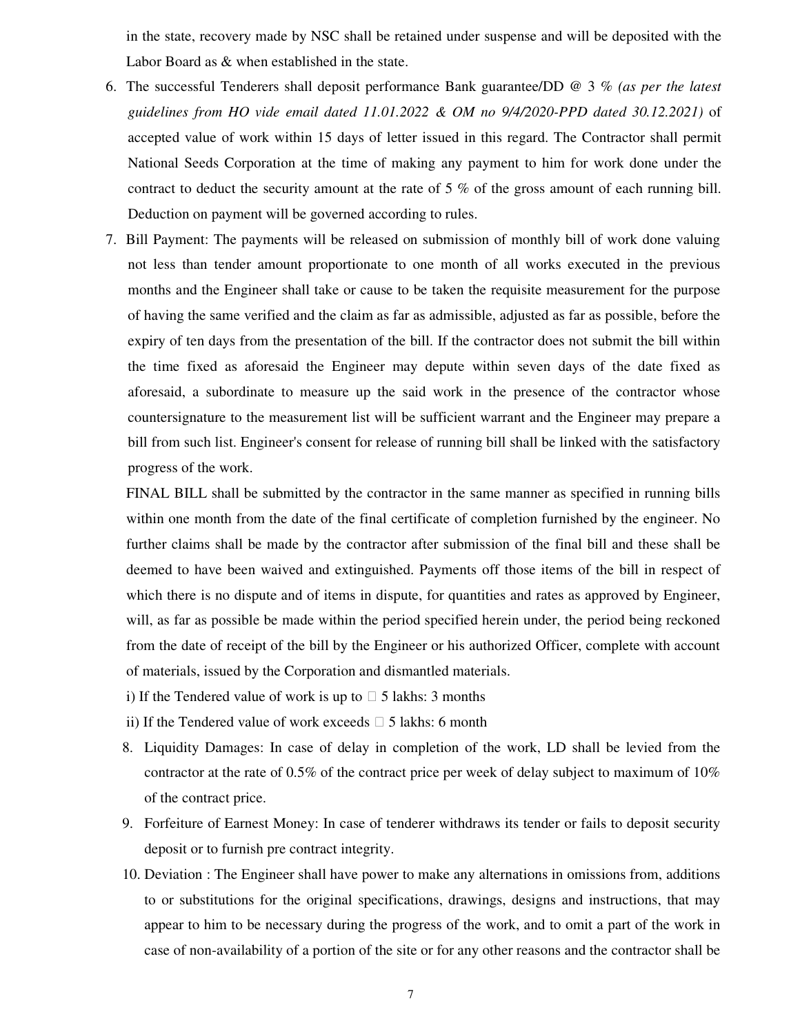in the state, recovery made by NSC shall be retained under suspense and will be deposited with the Labor Board as & when established in the state.

6. The successful Tenderers shall deposit performance Bank guarantee/DD @ 3 % *(as per the latest guidelines from HO vide email dated 11.01.2022 & OM no 9/4/2020-PPD dated 30.12.2021)* of accepted value of work within 15 days of letter issued in this regard. The Contractor shall permit National Seeds Corporation at the time of making any payment to him for work done under the contract to deduct the security amount at the rate of 5 % of the gross amount of each running bill. Deduction on payment will be governed according to rules.

7. Bill Payment: The payments will be released on submission of monthly bill of work done valuing not less than tender amount proportionate to one month of all works executed in the previous months and the Engineer shall take or cause to be taken the requisite measurement for the purpose of having the same verified and the claim as far as admissible, adjusted as far as possible, before the expiry of ten days from the presentation of the bill. If the contractor does not submit the bill within the time fixed as aforesaid the Engineer may depute within seven days of the date fixed as aforesaid, a subordinate to measure up the said work in the presence of the contractor whose countersignature to the measurement list will be sufficient warrant and the Engineer may prepare a bill from such list. Engineer's consent for release of running bill shall be linked with the satisfactory progress of the work.

   FINAL BILL shall be submitted by the contractor in the same manner as specified in running bills within one month from the date of the final certificate of completion furnished by the engineer. No further claims shall be made by the contractor after submission of the final bill and these shall be deemed to have been waived and extinguished. Payments off those items of the bill in respect of which there is no dispute and of items in dispute, for quantities and rates as approved by Engineer, will, as far as possible be made within the period specified herein under, the period being reckoned from the date of receipt of the bill by the Engineer or his authorized Officer, complete with account of materials, issued by the Corporation and dismantled materials.

   i) If the Tendered value of work is up to ₹ 5 lakhs: 3 months

   ii) If the Tendered value of work exceeds ₹ 5 lakhs: 6 month

8. Liquidity Damages: In case of delay in completion of the work, LD shall be levied from the contractor at the rate of 0.5% of the contract price per week of delay subject to maximum of 10% of the contract price.

9. Forfeiture of Earnest Money: In case of tenderer withdraws its tender or fails to deposit security deposit or to furnish pre contract integrity.

10. Deviation : The Engineer shall have power to make any alternations in omissions from, additions to or substitutions for the original specifications, drawings, designs and instructions, that may appear to him to be necessary during the progress of the work, and to omit a part of the work in case of non-availability of a portion of the site or for any other reasons and the contractor shall be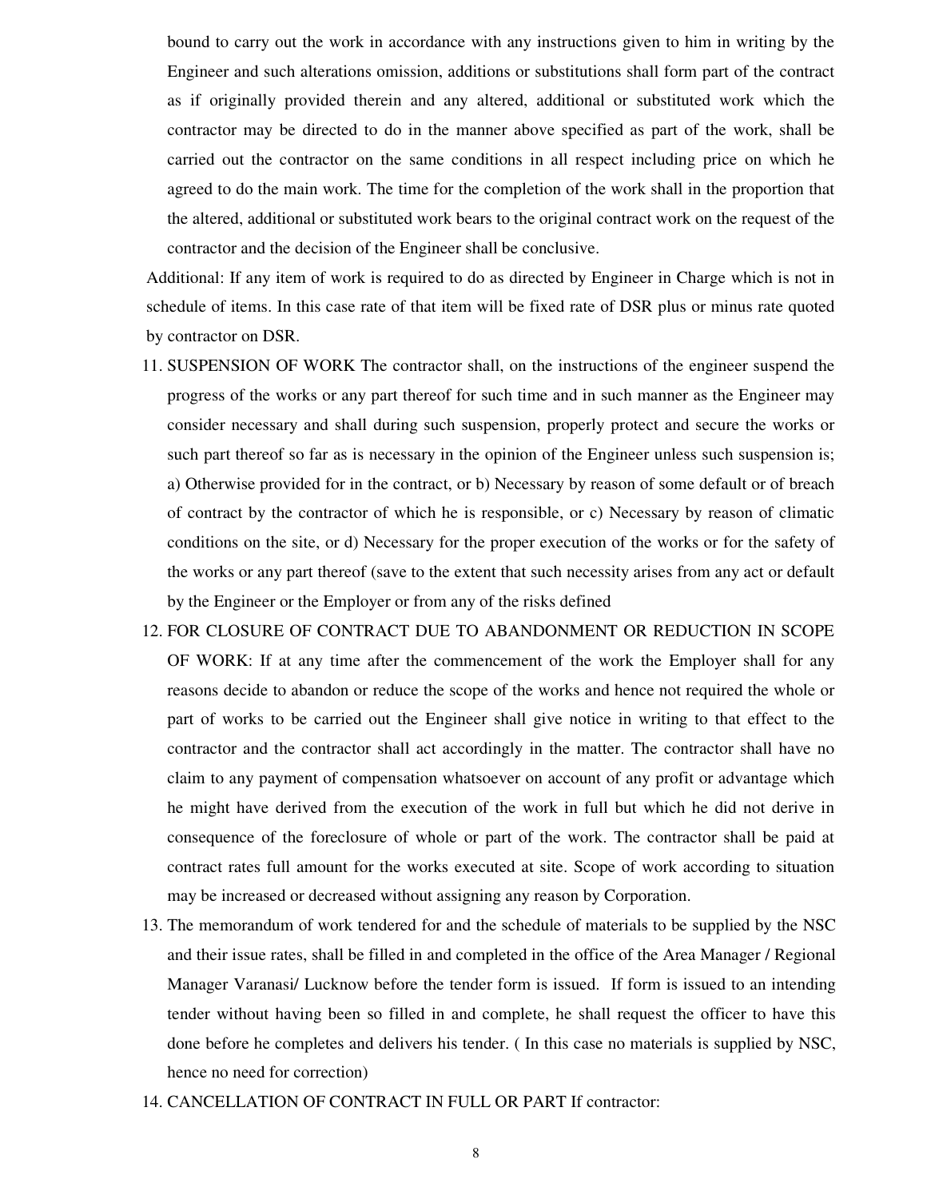bound to carry out the work in accordance with any instructions given to him in writing by the Engineer and such alterations omission, additions or substitutions shall form part of the contract as if originally provided therein and any altered, additional or substituted work which the contractor may be directed to do in the manner above specified as part of the work, shall be carried out the contractor on the same conditions in all respect including price on which he agreed to do the main work. The time for the completion of the work shall in the proportion that the altered, additional or substituted work bears to the original contract work on the request of the contractor and the decision of the Engineer shall be conclusive.

Additional: If any item of work is required to do as directed by Engineer in Charge which is not in schedule of items. In this case rate of that item will be fixed rate of DSR plus or minus rate quoted by contractor on DSR.

11. SUSPENSION OF WORK The contractor shall, on the instructions of the engineer suspend the progress of the works or any part thereof for such time and in such manner as the Engineer may consider necessary and shall during such suspension, properly protect and secure the works or such part thereof so far as is necessary in the opinion of the Engineer unless such suspension is; a) Otherwise provided for in the contract, or b) Necessary by reason of some default or of breach of contract by the contractor of which he is responsible, or c) Necessary by reason of climatic conditions on the site, or d) Necessary for the proper execution of the works or for the safety of the works or any part thereof (save to the extent that such necessity arises from any act or default by the Engineer or the Employer or from any of the risks defined
12. FOR CLOSURE OF CONTRACT DUE TO ABANDONMENT OR REDUCTION IN SCOPE OF WORK: If at any time after the commencement of the work the Employer shall for any reasons decide to abandon or reduce the scope of the works and hence not required the whole or part of works to be carried out the Engineer shall give notice in writing to that effect to the contractor and the contractor shall act accordingly in the matter. The contractor shall have no claim to any payment of compensation whatsoever on account of any profit or advantage which he might have derived from the execution of the work in full but which he did not derive in consequence of the foreclosure of whole or part of the work. The contractor shall be paid at contract rates full amount for the works executed at site. Scope of work according to situation may be increased or decreased without assigning any reason by Corporation.
13. The memorandum of work tendered for and the schedule of materials to be supplied by the NSC and their issue rates, shall be filled in and completed in the office of the Area Manager / Regional Manager Varanasi/ Lucknow before the tender form is issued. If form is issued to an intending tender without having been so filled in and complete, he shall request the officer to have this done before he completes and delivers his tender. ( In this case no materials is supplied by NSC, hence no need for correction)
14. CANCELLATION OF CONTRACT IN FULL OR PART If contractor: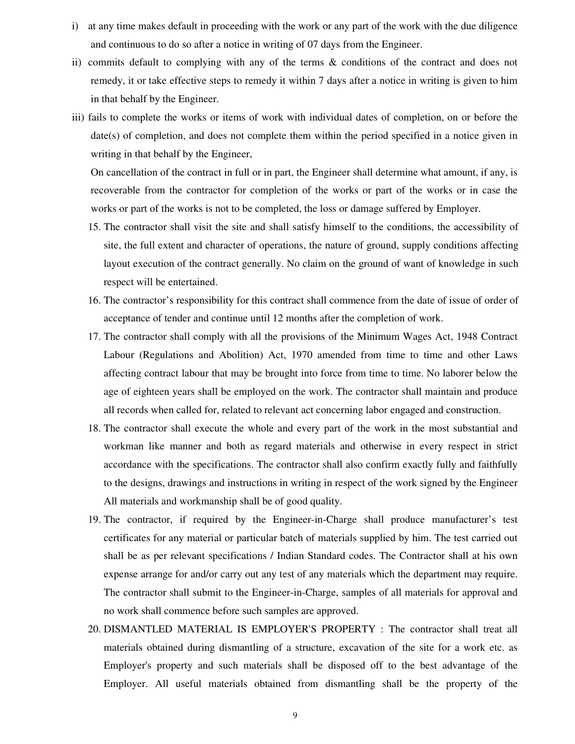i) at any time makes default in proceeding with the work or any part of the work with the due diligence and continuous to do so after a notice in writing of 07 days from the Engineer.

ii) commits default to complying with any of the terms & conditions of the contract and does not remedy, it or take effective steps to remedy it within 7 days after a notice in writing is given to him in that behalf by the Engineer.

iii) fails to complete the works or items of work with individual dates of completion, on or before the date(s) of completion, and does not complete them within the period specified in a notice given in writing in that behalf by the Engineer,

On cancellation of the contract in full or in part, the Engineer shall determine what amount, if any, is recoverable from the contractor for completion of the works or part of the works or in case the works or part of the works is not to be completed, the loss or damage suffered by Employer.

15. The contractor shall visit the site and shall satisfy himself to the conditions, the accessibility of site, the full extent and character of operations, the nature of ground, supply conditions affecting layout execution of the contract generally. No claim on the ground of want of knowledge in such respect will be entertained.
16. The contractor's responsibility for this contract shall commence from the date of issue of order of acceptance of tender and continue until 12 months after the completion of work.
17. The contractor shall comply with all the provisions of the Minimum Wages Act, 1948 Contract Labour (Regulations and Abolition) Act, 1970 amended from time to time and other Laws affecting contract labour that may be brought into force from time to time. No laborer below the age of eighteen years shall be employed on the work. The contractor shall maintain and produce all records when called for, related to relevant act concerning labor engaged and construction.
18. The contractor shall execute the whole and every part of the work in the most substantial and workman like manner and both as regard materials and otherwise in every respect in strict accordance with the specifications. The contractor shall also confirm exactly fully and faithfully to the designs, drawings and instructions in writing in respect of the work signed by the Engineer All materials and workmanship shall be of good quality.
19. The contractor, if required by the Engineer-in-Charge shall produce manufacturer's test certificates for any material or particular batch of materials supplied by him. The test carried out shall be as per relevant specifications / Indian Standard codes. The Contractor shall at his own expense arrange for and/or carry out any test of any materials which the department may require. The contractor shall submit to the Engineer-in-Charge, samples of all materials for approval and no work shall commence before such samples are approved.
20. DISMANTLED MATERIAL IS EMPLOYER'S PROPERTY : The contractor shall treat all materials obtained during dismantling of a structure, excavation of the site for a work etc. as Employer's property and such materials shall be disposed off to the best advantage of the Employer. All useful materials obtained from dismantling shall be the property of the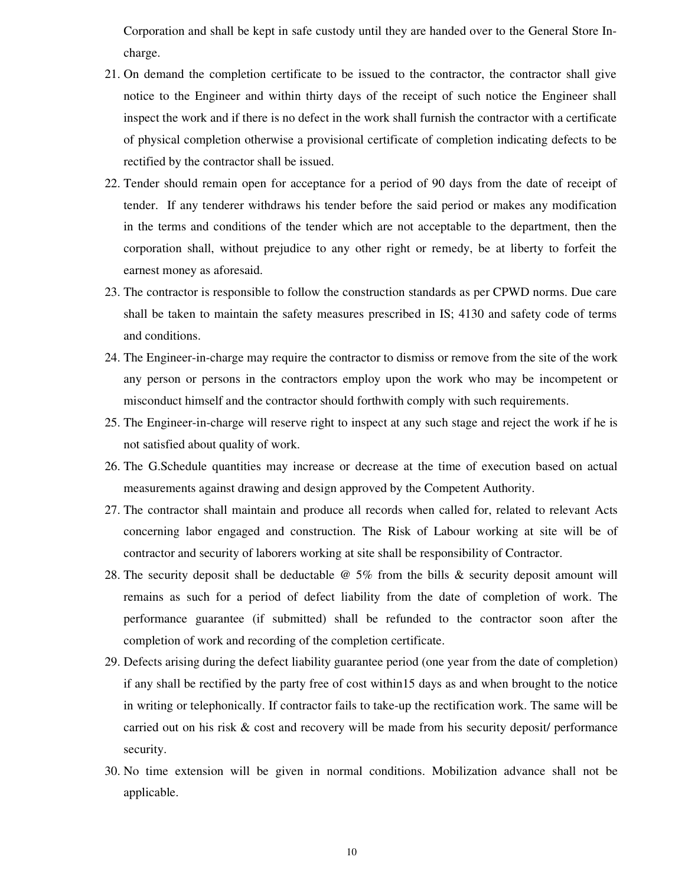Corporation and shall be kept in safe custody until they are handed over to the General Store In-charge.

21. On demand the completion certificate to be issued to the contractor, the contractor shall give notice to the Engineer and within thirty days of the receipt of such notice the Engineer shall inspect the work and if there is no defect in the work shall furnish the contractor with a certificate of physical completion otherwise a provisional certificate of completion indicating defects to be rectified by the contractor shall be issued.
22. Tender should remain open for acceptance for a period of 90 days from the date of receipt of tender. If any tenderer withdraws his tender before the said period or makes any modification in the terms and conditions of the tender which are not acceptable to the department, then the corporation shall, without prejudice to any other right or remedy, be at liberty to forfeit the earnest money as aforesaid.
23. The contractor is responsible to follow the construction standards as per CPWD norms. Due care shall be taken to maintain the safety measures prescribed in IS; 4130 and safety code of terms and conditions.
24. The Engineer-in-charge may require the contractor to dismiss or remove from the site of the work any person or persons in the contractors employ upon the work who may be incompetent or misconduct himself and the contractor should forthwith comply with such requirements.
25. The Engineer-in-charge will reserve right to inspect at any such stage and reject the work if he is not satisfied about quality of work.
26. The G.Schedule quantities may increase or decrease at the time of execution based on actual measurements against drawing and design approved by the Competent Authority.
27. The contractor shall maintain and produce all records when called for, related to relevant Acts concerning labor engaged and construction. The Risk of Labour working at site will be of contractor and security of laborers working at site shall be responsibility of Contractor.
28. The security deposit shall be deductable @ 5% from the bills & security deposit amount will remains as such for a period of defect liability from the date of completion of work. The performance guarantee (if submitted) shall be refunded to the contractor soon after the completion of work and recording of the completion certificate.
29. Defects arising during the defect liability guarantee period (one year from the date of completion) if any shall be rectified by the party free of cost within15 days as and when brought to the notice in writing or telephonically. If contractor fails to take-up the rectification work. The same will be carried out on his risk & cost and recovery will be made from his security deposit/ performance security.
30. No time extension will be given in normal conditions. Mobilization advance shall not be applicable.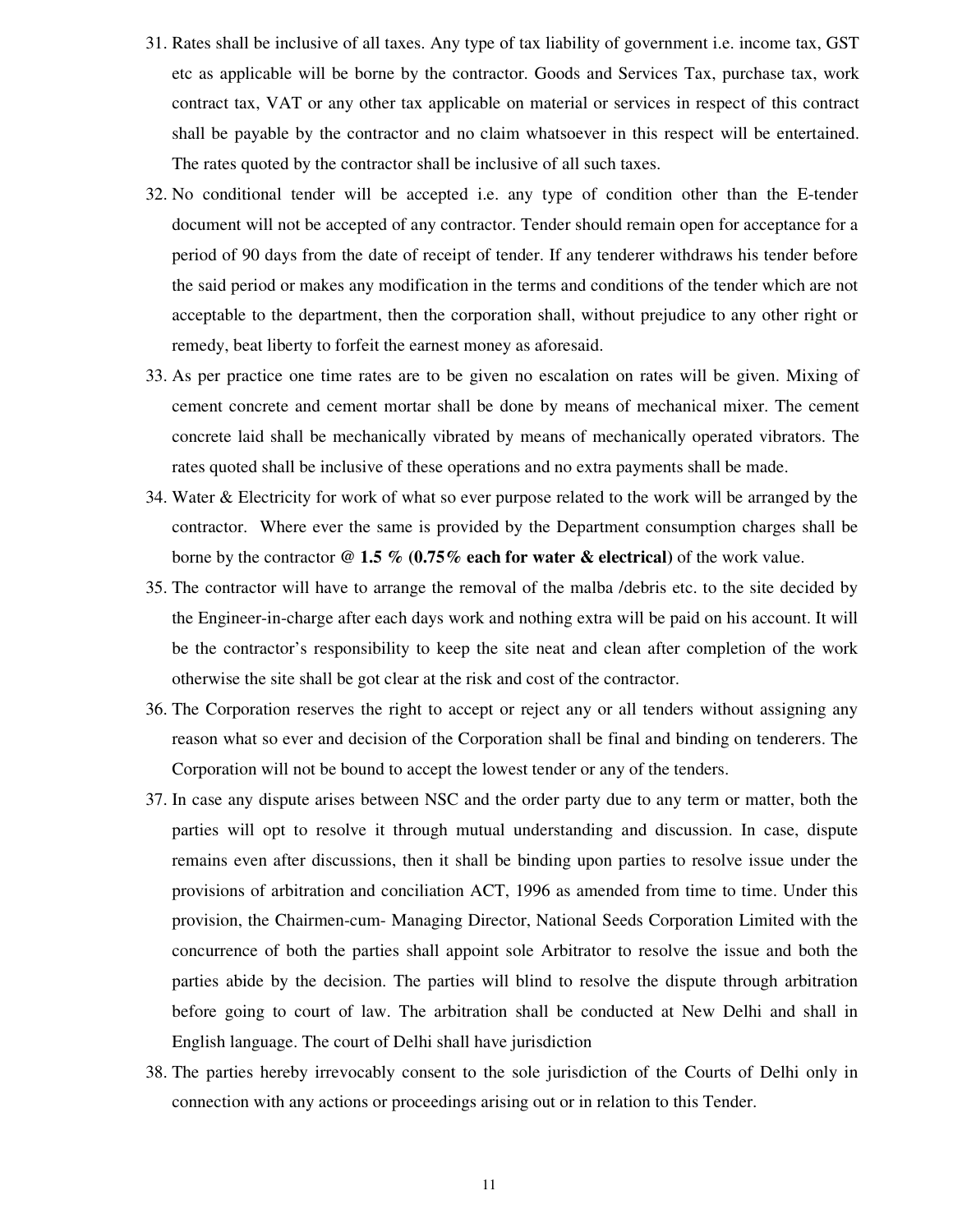31. Rates shall be inclusive of all taxes. Any type of tax liability of government i.e. income tax, GST etc as applicable will be borne by the contractor. Goods and Services Tax, purchase tax, work contract tax, VAT or any other tax applicable on material or services in respect of this contract shall be payable by the contractor and no claim whatsoever in this respect will be entertained. The rates quoted by the contractor shall be inclusive of all such taxes.
32. No conditional tender will be accepted i.e. any type of condition other than the E-tender document will not be accepted of any contractor. Tender should remain open for acceptance for a period of 90 days from the date of receipt of tender. If any tenderer withdraws his tender before the said period or makes any modification in the terms and conditions of the tender which are not acceptable to the department, then the corporation shall, without prejudice to any other right or remedy, beat liberty to forfeit the earnest money as aforesaid.
33. As per practice one time rates are to be given no escalation on rates will be given. Mixing of cement concrete and cement mortar shall be done by means of mechanical mixer. The cement concrete laid shall be mechanically vibrated by means of mechanically operated vibrators. The rates quoted shall be inclusive of these operations and no extra payments shall be made.
34. Water & Electricity for work of what so ever purpose related to the work will be arranged by the contractor. Where ever the same is provided by the Department consumption charges shall be borne by the contractor **@ 1.5 % (0.75% each for water & electrical)** of the work value.
35. The contractor will have to arrange the removal of the malba /debris etc. to the site decided by the Engineer-in-charge after each days work and nothing extra will be paid on his account. It will be the contractor's responsibility to keep the site neat and clean after completion of the work otherwise the site shall be got clear at the risk and cost of the contractor.
36. The Corporation reserves the right to accept or reject any or all tenders without assigning any reason what so ever and decision of the Corporation shall be final and binding on tenderers. The Corporation will not be bound to accept the lowest tender or any of the tenders.
37. In case any dispute arises between NSC and the order party due to any term or matter, both the parties will opt to resolve it through mutual understanding and discussion. In case, dispute remains even after discussions, then it shall be binding upon parties to resolve issue under the provisions of arbitration and conciliation ACT, 1996 as amended from time to time. Under this provision, the Chairmen-cum- Managing Director, National Seeds Corporation Limited with the concurrence of both the parties shall appoint sole Arbitrator to resolve the issue and both the parties abide by the decision. The parties will blind to resolve the dispute through arbitration before going to court of law. The arbitration shall be conducted at New Delhi and shall in English language. The court of Delhi shall have jurisdiction
38. The parties hereby irrevocably consent to the sole jurisdiction of the Courts of Delhi only in connection with any actions or proceedings arising out or in relation to this Tender.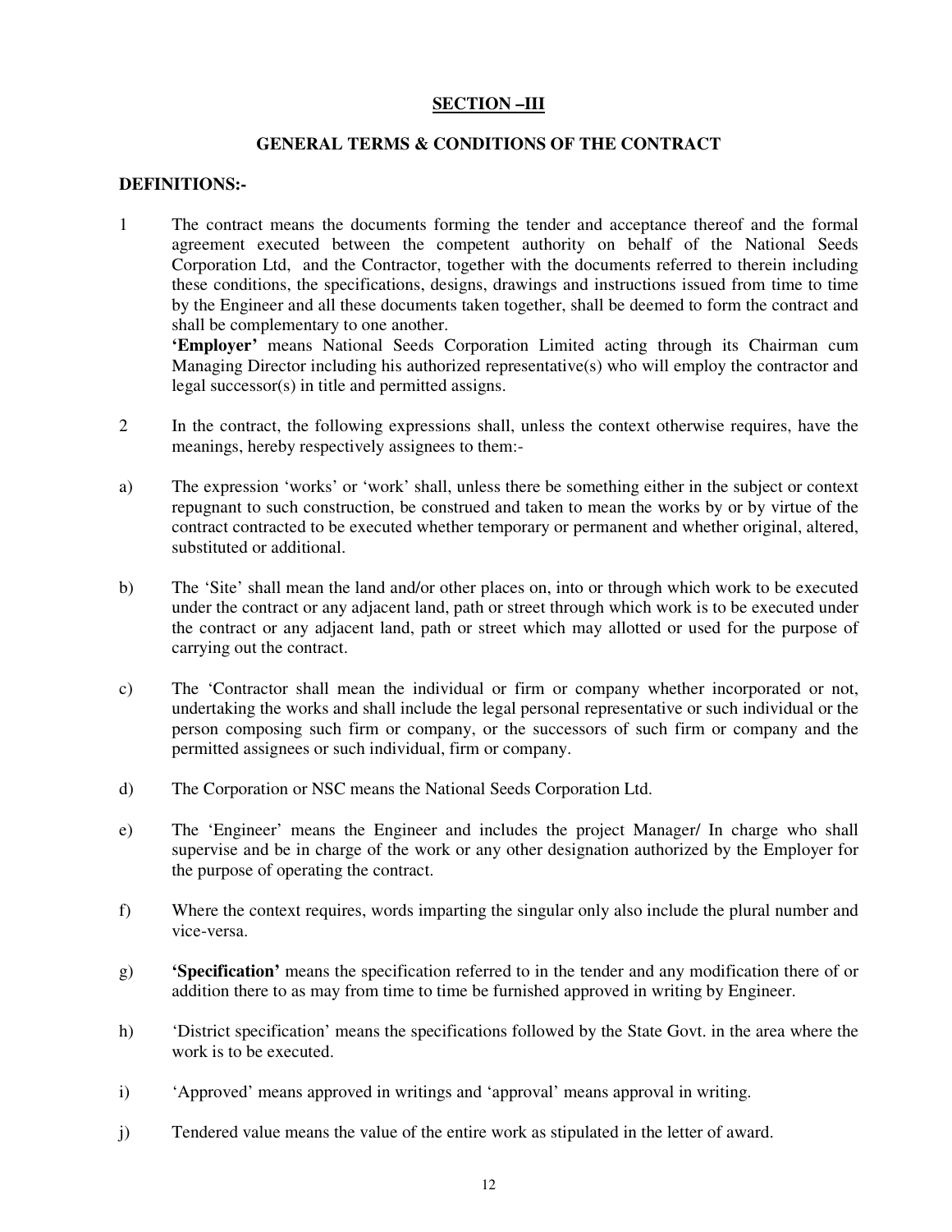## SECTION –III

### GENERAL TERMS & CONDITIONS OF THE CONTRACT

**DEFINITIONS:-**

1 The contract means the documents forming the tender and acceptance thereof and the formal agreement executed between the competent authority on behalf of the National Seeds Corporation Ltd, and the Contractor, together with the documents referred to therein including these conditions, the specifications, designs, drawings and instructions issued from time to time by the Engineer and all these documents taken together, shall be deemed to form the contract and shall be complementary to one another.

**'Employer'** means National Seeds Corporation Limited acting through its Chairman cum Managing Director including his authorized representative(s) who will employ the contractor and legal successor(s) in title and permitted assigns.

2 In the contract, the following expressions shall, unless the context otherwise requires, have the meanings, hereby respectively assignees to them:-

a) The expression 'works' or 'work' shall, unless there be something either in the subject or context repugnant to such construction, be construed and taken to mean the works by or by virtue of the contract contracted to be executed whether temporary or permanent and whether original, altered, substituted or additional.

b) The 'Site' shall mean the land and/or other places on, into or through which work to be executed under the contract or any adjacent land, path or street through which work is to be executed under the contract or any adjacent land, path or street which may allotted or used for the purpose of carrying out the contract.

c) The 'Contractor shall mean the individual or firm or company whether incorporated or not, undertaking the works and shall include the legal personal representative or such individual or the person composing such firm or company, or the successors of such firm or company and the permitted assignees or such individual, firm or company.

d) The Corporation or NSC means the National Seeds Corporation Ltd.

e) The 'Engineer' means the Engineer and includes the project Manager/ In charge who shall supervise and be in charge of the work or any other designation authorized by the Employer for the purpose of operating the contract.

f) Where the context requires, words imparting the singular only also include the plural number and vice-versa.

g) **'Specification'** means the specification referred to in the tender and any modification there of or addition there to as may from time to time be furnished approved in writing by Engineer.

h) 'District specification' means the specifications followed by the State Govt. in the area where the work is to be executed.

i) 'Approved' means approved in writings and 'approval' means approval in writing.

j) Tendered value means the value of the entire work as stipulated in the letter of award.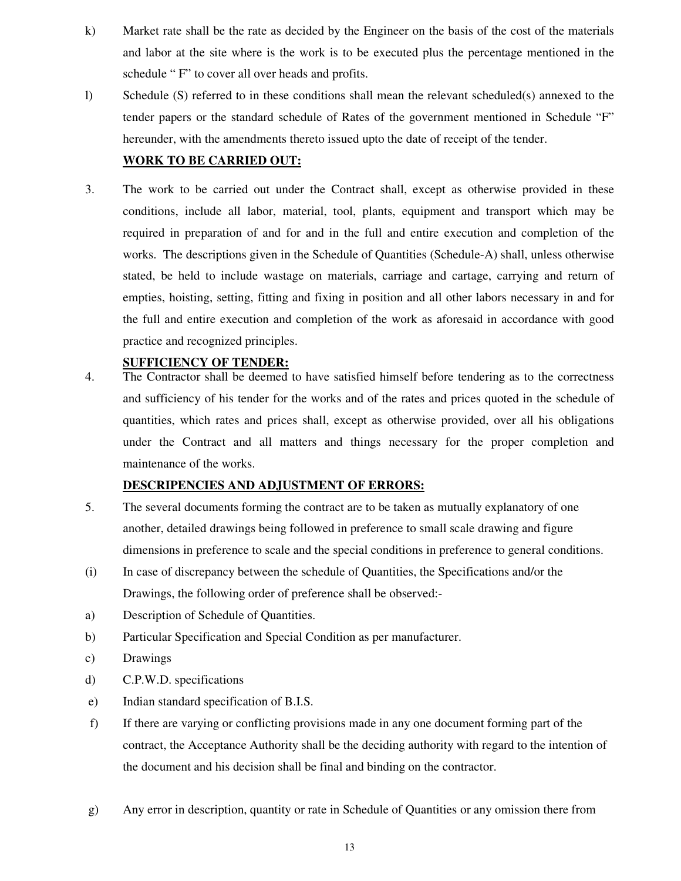k) Market rate shall be the rate as decided by the Engineer on the basis of the cost of the materials and labor at the site where is the work is to be executed plus the percentage mentioned in the schedule " F" to cover all over heads and profits.

l) Schedule (S) referred to in these conditions shall mean the relevant scheduled(s) annexed to the tender papers or the standard schedule of Rates of the government mentioned in Schedule "F" hereunder, with the amendments thereto issued upto the date of receipt of the tender.

**WORK TO BE CARRIED OUT:**

3. The work to be carried out under the Contract shall, except as otherwise provided in these conditions, include all labor, material, tool, plants, equipment and transport which may be required in preparation of and for and in the full and entire execution and completion of the works. The descriptions given in the Schedule of Quantities (Schedule-A) shall, unless otherwise stated, be held to include wastage on materials, carriage and cartage, carrying and return of empties, hoisting, setting, fitting and fixing in position and all other labors necessary in and for the full and entire execution and completion of the work as aforesaid in accordance with good practice and recognized principles.

**SUFFICIENCY OF TENDER:**

4. The Contractor shall be deemed to have satisfied himself before tendering as to the correctness and sufficiency of his tender for the works and of the rates and prices quoted in the schedule of quantities, which rates and prices shall, except as otherwise provided, over all his obligations under the Contract and all matters and things necessary for the proper completion and maintenance of the works.

**DESCRIPENCIES AND ADJUSTMENT OF ERRORS:**

5. The several documents forming the contract are to be taken as mutually explanatory of one another, detailed drawings being followed in preference to small scale drawing and figure dimensions in preference to scale and the special conditions in preference to general conditions.

(i) In case of discrepancy between the schedule of Quantities, the Specifications and/or the Drawings, the following order of preference shall be observed:-

a) Description of Schedule of Quantities.

b) Particular Specification and Special Condition as per manufacturer.

c) Drawings

d) C.P.W.D. specifications

e) Indian standard specification of B.I.S.

f) If there are varying or conflicting provisions made in any one document forming part of the contract, the Acceptance Authority shall be the deciding authority with regard to the intention of the document and his decision shall be final and binding on the contractor.

g) Any error in description, quantity or rate in Schedule of Quantities or any omission there from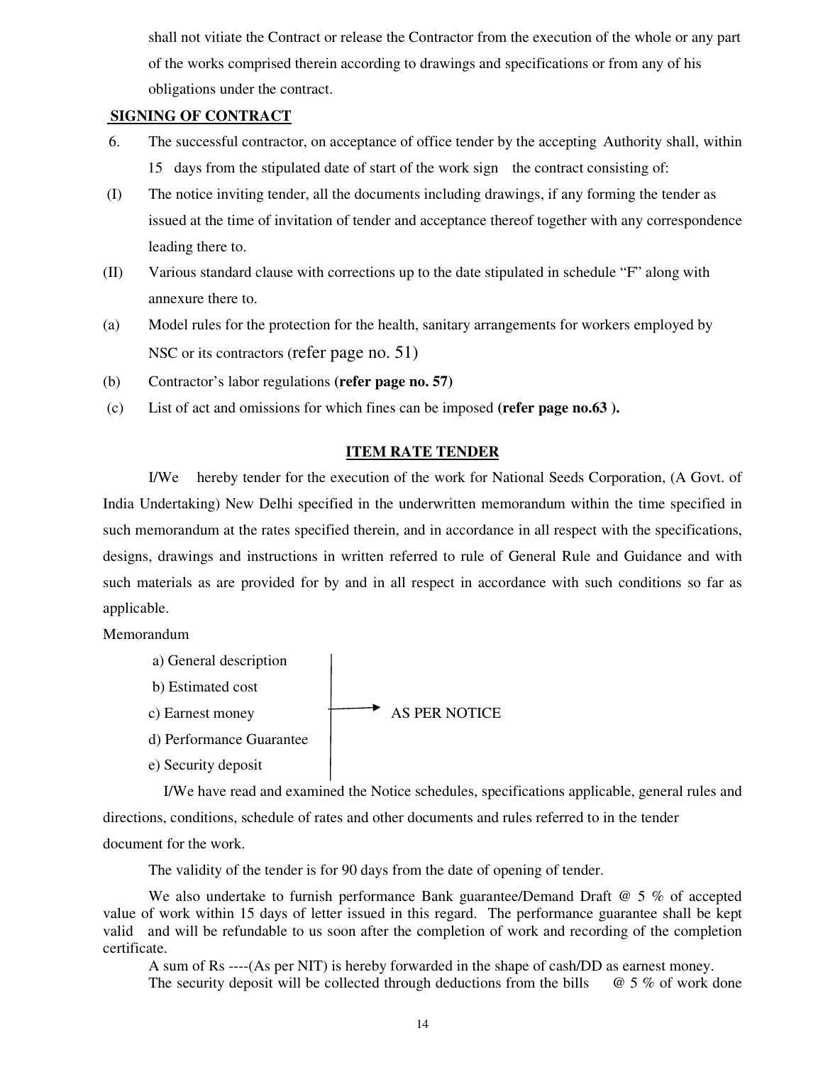shall not vitiate the Contract or release the Contractor from the execution of the whole or any part of the works comprised therein according to drawings and specifications or from any of his obligations under the contract.

**SIGNING OF CONTRACT**

6. The successful contractor, on acceptance of office tender by the accepting Authority shall, within 15 days from the stipulated date of start of the work sign the contract consisting of:

(I) The notice inviting tender, all the documents including drawings, if any forming the tender as issued at the time of invitation of tender and acceptance thereof together with any correspondence leading there to.

(II) Various standard clause with corrections up to the date stipulated in schedule "F" along with annexure there to.

(a) Model rules for the protection for the health, sanitary arrangements for workers employed by NSC or its contractors (refer page no. 51)

(b) Contractor's labor regulations **(refer page no. 57)**

(c) List of act and omissions for which fines can be imposed **(refer page no.63 ).**

**ITEM RATE TENDER**

I/We hereby tender for the execution of the work for National Seeds Corporation, (A Govt. of India Undertaking) New Delhi specified in the underwritten memorandum within the time specified in such memorandum at the rates specified therein, and in accordance in all respect with the specifications, designs, drawings and instructions in written referred to rule of General Rule and Guidance and with such materials as are provided for by and in all respect in accordance with such conditions so far as applicable.

Memorandum

a) General description
b) Estimated cost
c) Earnest money → AS PER NOTICE
d) Performance Guarantee
e) Security deposit

I/We have read and examined the Notice schedules, specifications applicable, general rules and directions, conditions, schedule of rates and other documents and rules referred to in the tender document for the work.

The validity of the tender is for 90 days from the date of opening of tender.

We also undertake to furnish performance Bank guarantee/Demand Draft @ 5 % of accepted value of work within 15 days of letter issued in this regard. The performance guarantee shall be kept valid and will be refundable to us soon after the completion of work and recording of the completion certificate.

A sum of Rs ----(As per NIT) is hereby forwarded in the shape of cash/DD as earnest money.

The security deposit will be collected through deductions from the bills @ 5 % of work done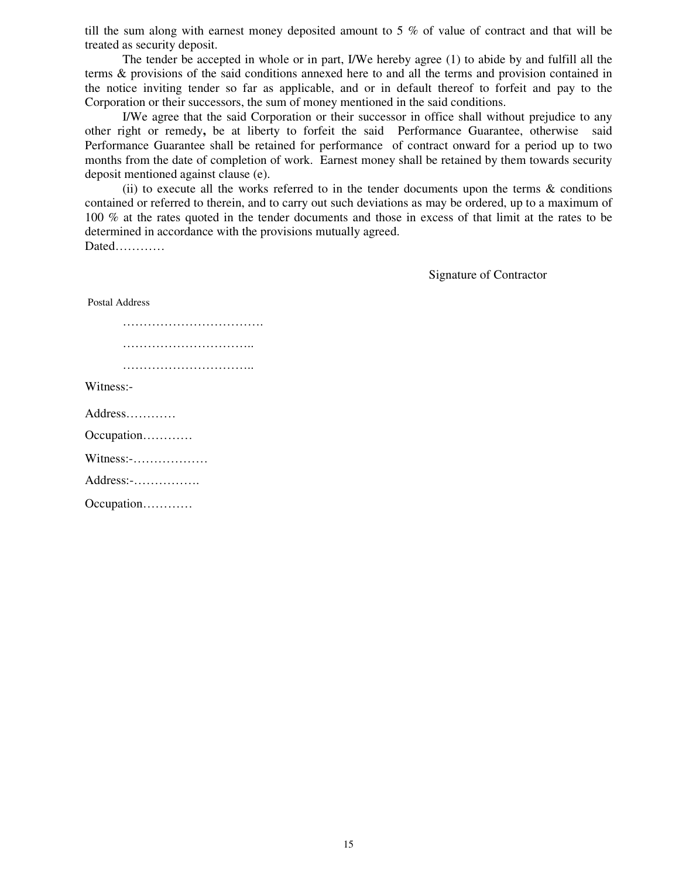till the sum along with earnest money deposited amount to 5 % of value of contract and that will be treated as security deposit.

The tender be accepted in whole or in part, I/We hereby agree (1) to abide by and fulfill all the terms & provisions of the said conditions annexed here to and all the terms and provision contained in the notice inviting tender so far as applicable, and or in default thereof to forfeit and pay to the Corporation or their successors, the sum of money mentioned in the said conditions.

I/We agree that the said Corporation or their successor in office shall without prejudice to any other right or remedy**,** be at liberty to forfeit the said Performance Guarantee, otherwise said Performance Guarantee shall be retained for performance of contract onward for a period up to two months from the date of completion of work. Earnest money shall be retained by them towards security deposit mentioned against clause (e).

(ii) to execute all the works referred to in the tender documents upon the terms & conditions contained or referred to therein, and to carry out such deviations as may be ordered, up to a maximum of 100 % at the rates quoted in the tender documents and those in excess of that limit at the rates to be determined in accordance with the provisions mutually agreed.

Dated…………

Signature of Contractor

Postal Address

…………………………….

…………………………..

…………………………..

Witness:-

Address…………

Occupation…………

Witness:-………………

Address:-…………….

Occupation…………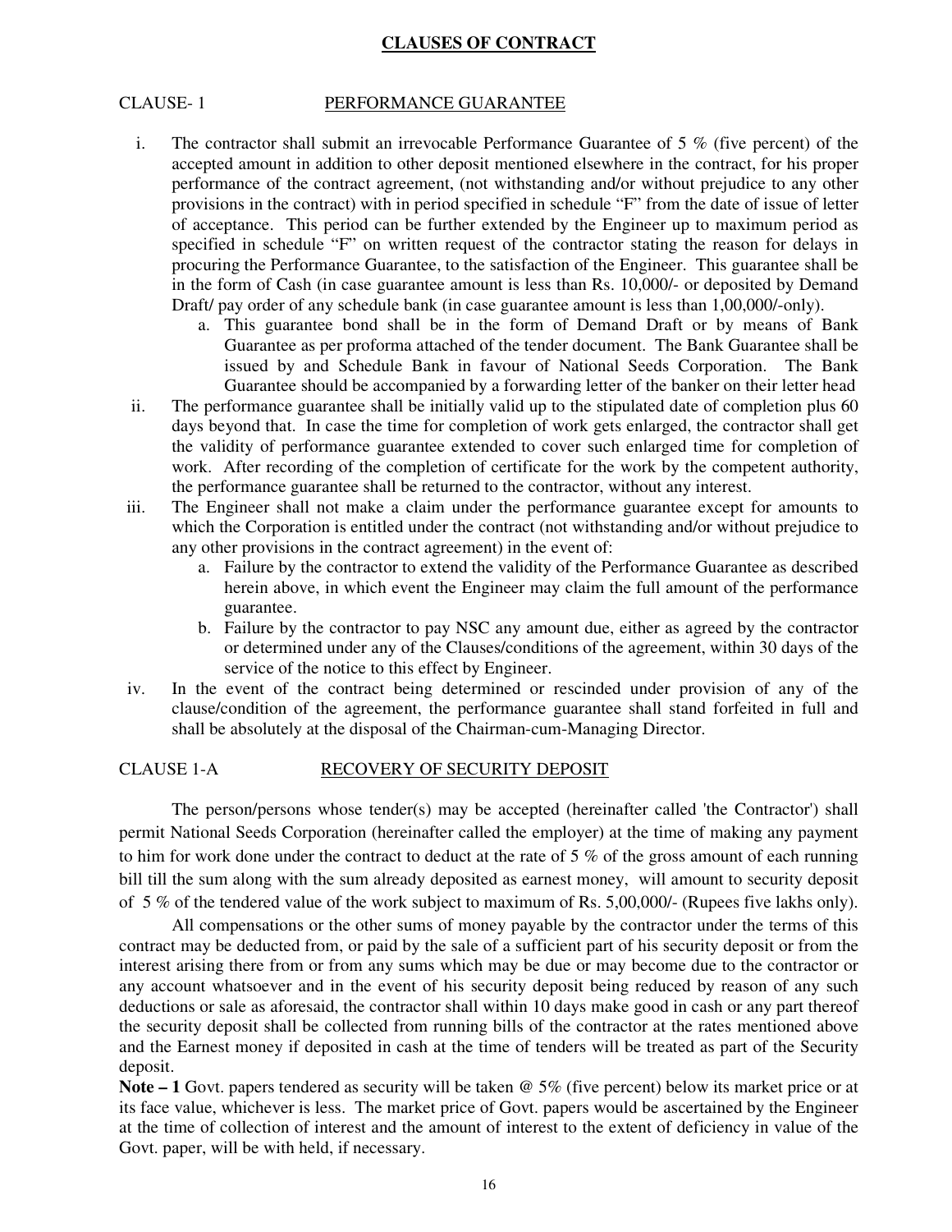# CLAUSES OF CONTRACT

## CLAUSE- 1 PERFORMANCE GUARANTEE

i. The contractor shall submit an irrevocable Performance Guarantee of 5 % (five percent) of the accepted amount in addition to other deposit mentioned elsewhere in the contract, for his proper performance of the contract agreement, (not withstanding and/or without prejudice to any other provisions in the contract) with in period specified in schedule "F" from the date of issue of letter of acceptance. This period can be further extended by the Engineer up to maximum period as specified in schedule "F" on written request of the contractor stating the reason for delays in procuring the Performance Guarantee, to the satisfaction of the Engineer. This guarantee shall be in the form of Cash (in case guarantee amount is less than Rs. 10,000/- or deposited by Demand Draft/ pay order of any schedule bank (in case guarantee amount is less than 1,00,000/-only).
   a. This guarantee bond shall be in the form of Demand Draft or by means of Bank Guarantee as per proforma attached of the tender document. The Bank Guarantee shall be issued by and Schedule Bank in favour of National Seeds Corporation. The Bank Guarantee should be accompanied by a forwarding letter of the banker on their letter head

ii. The performance guarantee shall be initially valid up to the stipulated date of completion plus 60 days beyond that. In case the time for completion of work gets enlarged, the contractor shall get the validity of performance guarantee extended to cover such enlarged time for completion of work. After recording of the completion of certificate for the work by the competent authority, the performance guarantee shall be returned to the contractor, without any interest.

iii. The Engineer shall not make a claim under the performance guarantee except for amounts to which the Corporation is entitled under the contract (not withstanding and/or without prejudice to any other provisions in the contract agreement) in the event of:
   a. Failure by the contractor to extend the validity of the Performance Guarantee as described herein above, in which event the Engineer may claim the full amount of the performance guarantee.
   b. Failure by the contractor to pay NSC any amount due, either as agreed by the contractor or determined under any of the Clauses/conditions of the agreement, within 30 days of the service of the notice to this effect by Engineer.

iv. In the event of the contract being determined or rescinded under provision of any of the clause/condition of the agreement, the performance guarantee shall stand forfeited in full and shall be absolutely at the disposal of the Chairman-cum-Managing Director.

## CLAUSE 1-A RECOVERY OF SECURITY DEPOSIT

The person/persons whose tender(s) may be accepted (hereinafter called 'the Contractor') shall permit National Seeds Corporation (hereinafter called the employer) at the time of making any payment to him for work done under the contract to deduct at the rate of 5 % of the gross amount of each running bill till the sum along with the sum already deposited as earnest money, will amount to security deposit of 5 % of the tendered value of the work subject to maximum of Rs. 5,00,000/- (Rupees five lakhs only).

All compensations or the other sums of money payable by the contractor under the terms of this contract may be deducted from, or paid by the sale of a sufficient part of his security deposit or from the interest arising there from or from any sums which may be due or may become due to the contractor or any account whatsoever and in the event of his security deposit being reduced by reason of any such deductions or sale as aforesaid, the contractor shall within 10 days make good in cash or any part thereof the security deposit shall be collected from running bills of the contractor at the rates mentioned above and the Earnest money if deposited in cash at the time of tenders will be treated as part of the Security deposit.

**Note – 1** Govt. papers tendered as security will be taken @ 5% (five percent) below its market price or at its face value, whichever is less. The market price of Govt. papers would be ascertained by the Engineer at the time of collection of interest and the amount of interest to the extent of deficiency in value of the Govt. paper, will be with held, if necessary.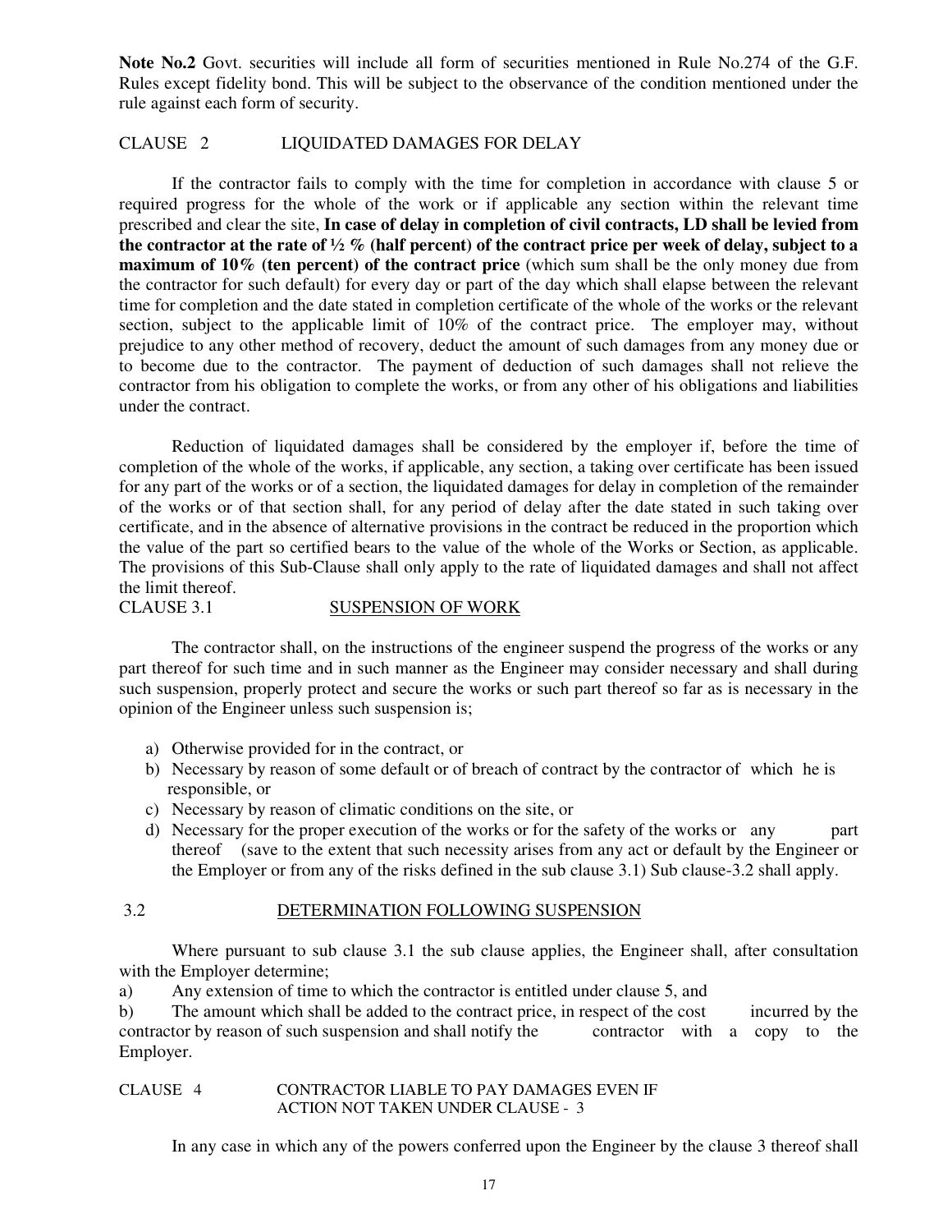**Note No.2** Govt. securities will include all form of securities mentioned in Rule No.274 of the G.F. Rules except fidelity bond. This will be subject to the observance of the condition mentioned under the rule against each form of security.

CLAUSE 2 LIQUIDATED DAMAGES FOR DELAY

If the contractor fails to comply with the time for completion in accordance with clause 5 or required progress for the whole of the work or if applicable any section within the relevant time prescribed and clear the site, **In case of delay in completion of civil contracts, LD shall be levied from the contractor at the rate of ½ % (half percent) of the contract price per week of delay, subject to a maximum of 10% (ten percent) of the contract price** (which sum shall be the only money due from the contractor for such default) for every day or part of the day which shall elapse between the relevant time for completion and the date stated in completion certificate of the whole of the works or the relevant section, subject to the applicable limit of 10% of the contract price. The employer may, without prejudice to any other method of recovery, deduct the amount of such damages from any money due or to become due to the contractor. The payment of deduction of such damages shall not relieve the contractor from his obligation to complete the works, or from any other of his obligations and liabilities under the contract.

Reduction of liquidated damages shall be considered by the employer if, before the time of completion of the whole of the works, if applicable, any section, a taking over certificate has been issued for any part of the works or of a section, the liquidated damages for delay in completion of the remainder of the works or of that section shall, for any period of delay after the date stated in such taking over certificate, and in the absence of alternative provisions in the contract be reduced in the proportion which the value of the part so certified bears to the value of the whole of the Works or Section, as applicable. The provisions of this Sub-Clause shall only apply to the rate of liquidated damages and shall not affect the limit thereof.

CLAUSE 3.1 SUSPENSION OF WORK

The contractor shall, on the instructions of the engineer suspend the progress of the works or any part thereof for such time and in such manner as the Engineer may consider necessary and shall during such suspension, properly protect and secure the works or such part thereof so far as is necessary in the opinion of the Engineer unless such suspension is;

a) Otherwise provided for in the contract, or
b) Necessary by reason of some default or of breach of contract by the contractor of which he is responsible, or
c) Necessary by reason of climatic conditions on the site, or
d) Necessary for the proper execution of the works or for the safety of the works or any part thereof (save to the extent that such necessity arises from any act or default by the Engineer or the Employer or from any of the risks defined in the sub clause 3.1) Sub clause-3.2 shall apply.

3.2 DETERMINATION FOLLOWING SUSPENSION

Where pursuant to sub clause 3.1 the sub clause applies, the Engineer shall, after consultation with the Employer determine;

a) Any extension of time to which the contractor is entitled under clause 5, and
b) The amount which shall be added to the contract price, in respect of the cost incurred by the contractor by reason of such suspension and shall notify the contractor with a copy to the Employer.

CLAUSE 4 CONTRACTOR LIABLE TO PAY DAMAGES EVEN IF ACTION NOT TAKEN UNDER CLAUSE - 3

In any case in which any of the powers conferred upon the Engineer by the clause 3 thereof shall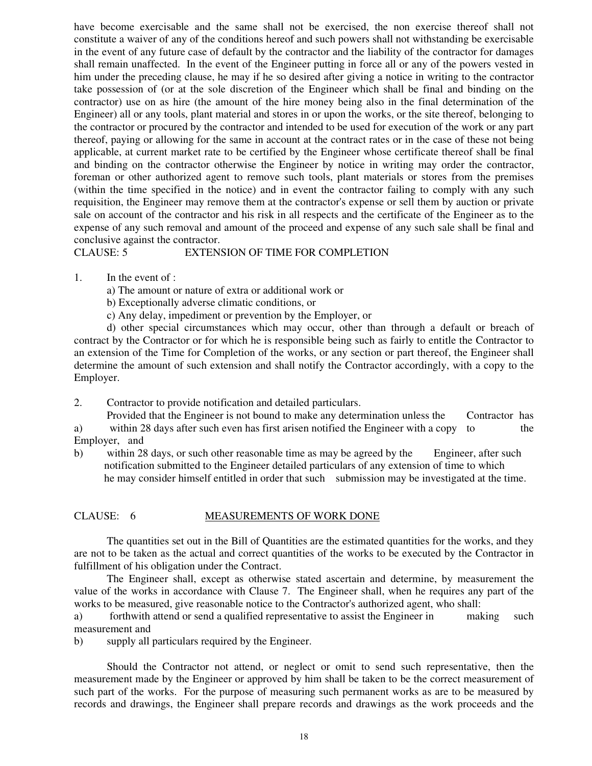have become exercisable and the same shall not be exercised, the non exercise thereof shall not constitute a waiver of any of the conditions hereof and such powers shall not withstanding be exercisable in the event of any future case of default by the contractor and the liability of the contractor for damages shall remain unaffected. In the event of the Engineer putting in force all or any of the powers vested in him under the preceding clause, he may if he so desired after giving a notice in writing to the contractor take possession of (or at the sole discretion of the Engineer which shall be final and binding on the contractor) use on as hire (the amount of the hire money being also in the final determination of the Engineer) all or any tools, plant material and stores in or upon the works, or the site thereof, belonging to the contractor or procured by the contractor and intended to be used for execution of the work or any part thereof, paying or allowing for the same in account at the contract rates or in the case of these not being applicable, at current market rate to be certified by the Engineer whose certificate thereof shall be final and binding on the contractor otherwise the Engineer by notice in writing may order the contractor, foreman or other authorized agent to remove such tools, plant materials or stores from the premises (within the time specified in the notice) and in event the contractor failing to comply with any such requisition, the Engineer may remove them at the contractor's expense or sell them by auction or private sale on account of the contractor and his risk in all respects and the certificate of the Engineer as to the expense of any such removal and amount of the proceed and expense of any such sale shall be final and conclusive against the contractor.

CLAUSE: 5 EXTENSION OF TIME FOR COMPLETION

1. In the event of :

   a) The amount or nature of extra or additional work or

   b) Exceptionally adverse climatic conditions, or

   c) Any delay, impediment or prevention by the Employer, or

   d) other special circumstances which may occur, other than through a default or breach of contract by the Contractor or for which he is responsible being such as fairly to entitle the Contractor to an extension of the Time for Completion of the works, or any section or part thereof, the Engineer shall determine the amount of such extension and shall notify the Contractor accordingly, with a copy to the Employer.

2. Contractor to provide notification and detailed particulars.

   Provided that the Engineer is not bound to make any determination unless the Contractor has

a) within 28 days after such even has first arisen notified the Engineer with a copy to the Employer, and

b) within 28 days, or such other reasonable time as may be agreed by the Engineer, after such notification submitted to the Engineer detailed particulars of any extension of time to which he may consider himself entitled in order that such submission may be investigated at the time.

CLAUSE: 6 MEASUREMENTS OF WORK DONE

The quantities set out in the Bill of Quantities are the estimated quantities for the works, and they are not to be taken as the actual and correct quantities of the works to be executed by the Contractor in fulfillment of his obligation under the Contract.

The Engineer shall, except as otherwise stated ascertain and determine, by measurement the value of the works in accordance with Clause 7. The Engineer shall, when he requires any part of the works to be measured, give reasonable notice to the Contractor's authorized agent, who shall:

a) forthwith attend or send a qualified representative to assist the Engineer in making such measurement and

b) supply all particulars required by the Engineer.

Should the Contractor not attend, or neglect or omit to send such representative, then the measurement made by the Engineer or approved by him shall be taken to be the correct measurement of such part of the works. For the purpose of measuring such permanent works as are to be measured by records and drawings, the Engineer shall prepare records and drawings as the work proceeds and the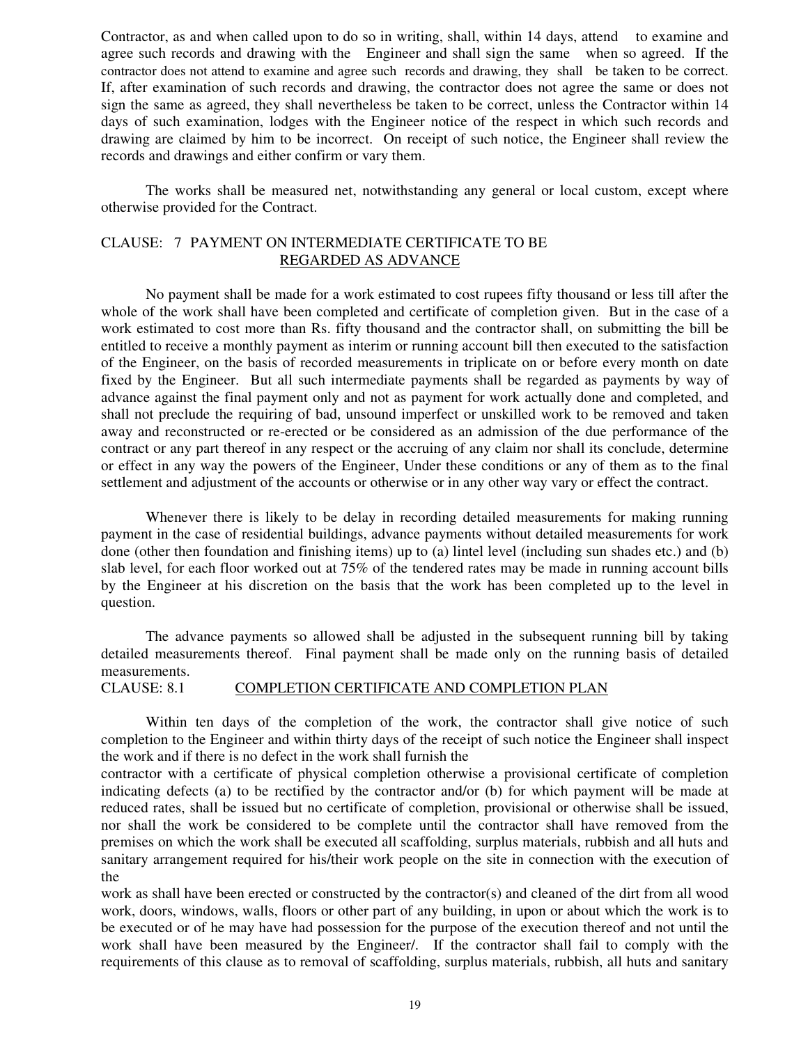Contractor, as and when called upon to do so in writing, shall, within 14 days, attend to examine and agree such records and drawing with the Engineer and shall sign the same when so agreed. If the contractor does not attend to examine and agree such records and drawing, they shall be taken to be correct. If, after examination of such records and drawing, the contractor does not agree the same or does not sign the same as agreed, they shall nevertheless be taken to be correct, unless the Contractor within 14 days of such examination, lodges with the Engineer notice of the respect in which such records and drawing are claimed by him to be incorrect. On receipt of such notice, the Engineer shall review the records and drawings and either confirm or vary them.

The works shall be measured net, notwithstanding any general or local custom, except where otherwise provided for the Contract.

## CLAUSE: 7 PAYMENT ON INTERMEDIATE CERTIFICATE TO BE REGARDED AS ADVANCE

No payment shall be made for a work estimated to cost rupees fifty thousand or less till after the whole of the work shall have been completed and certificate of completion given. But in the case of a work estimated to cost more than Rs. fifty thousand and the contractor shall, on submitting the bill be entitled to receive a monthly payment as interim or running account bill then executed to the satisfaction of the Engineer, on the basis of recorded measurements in triplicate on or before every month on date fixed by the Engineer. But all such intermediate payments shall be regarded as payments by way of advance against the final payment only and not as payment for work actually done and completed, and shall not preclude the requiring of bad, unsound imperfect or unskilled work to be removed and taken away and reconstructed or re-erected or be considered as an admission of the due performance of the contract or any part thereof in any respect or the accruing of any claim nor shall its conclude, determine or effect in any way the powers of the Engineer, Under these conditions or any of them as to the final settlement and adjustment of the accounts or otherwise or in any other way vary or effect the contract.

Whenever there is likely to be delay in recording detailed measurements for making running payment in the case of residential buildings, advance payments without detailed measurements for work done (other then foundation and finishing items) up to (a) lintel level (including sun shades etc.) and (b) slab level, for each floor worked out at 75% of the tendered rates may be made in running account bills by the Engineer at his discretion on the basis that the work has been completed up to the level in question.

The advance payments so allowed shall be adjusted in the subsequent running bill by taking detailed measurements thereof. Final payment shall be made only on the running basis of detailed measurements.

## CLAUSE: 8.1 COMPLETION CERTIFICATE AND COMPLETION PLAN

Within ten days of the completion of the work, the contractor shall give notice of such completion to the Engineer and within thirty days of the receipt of such notice the Engineer shall inspect the work and if there is no defect in the work shall furnish the contractor with a certificate of physical completion otherwise a provisional certificate of completion indicating defects (a) to be rectified by the contractor and/or (b) for which payment will be made at reduced rates, shall be issued but no certificate of completion, provisional or otherwise shall be issued, nor shall the work be considered to be complete until the contractor shall have removed from the premises on which the work shall be executed all scaffolding, surplus materials, rubbish and all huts and sanitary arrangement required for his/their work people on the site in connection with the execution of the work as shall have been erected or constructed by the contractor(s) and cleaned of the dirt from all wood work, doors, windows, walls, floors or other part of any building, in upon or about which the work is to be executed or of he may have had possession for the purpose of the execution thereof and not until the work shall have been measured by the Engineer/. If the contractor shall fail to comply with the requirements of this clause as to removal of scaffolding, surplus materials, rubbish, all huts and sanitary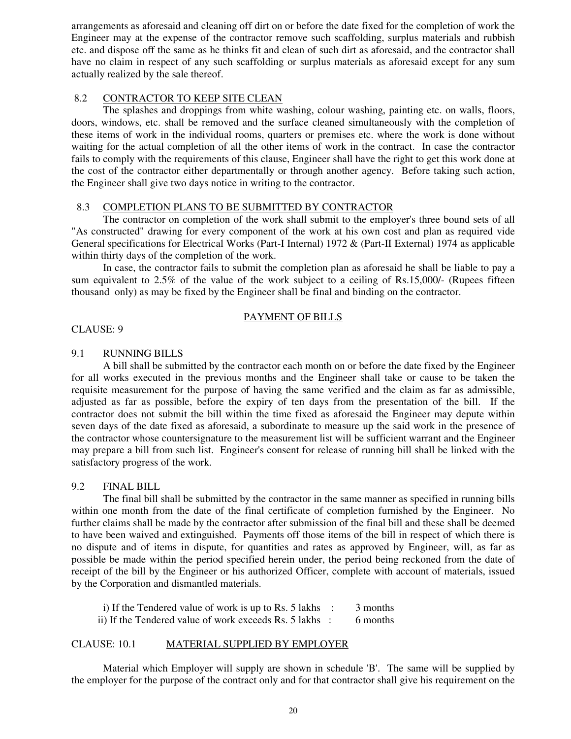arrangements as aforesaid and cleaning off dirt on or before the date fixed for the completion of work the Engineer may at the expense of the contractor remove such scaffolding, surplus materials and rubbish etc. and dispose off the same as he thinks fit and clean of such dirt as aforesaid, and the contractor shall have no claim in respect of any such scaffolding or surplus materials as aforesaid except for any sum actually realized by the sale thereof.

### 8.2 CONTRACTOR TO KEEP SITE CLEAN

The splashes and droppings from white washing, colour washing, painting etc. on walls, floors, doors, windows, etc. shall be removed and the surface cleaned simultaneously with the completion of these items of work in the individual rooms, quarters or premises etc. where the work is done without waiting for the actual completion of all the other items of work in the contract. In case the contractor fails to comply with the requirements of this clause, Engineer shall have the right to get this work done at the cost of the contractor either departmentally or through another agency. Before taking such action, the Engineer shall give two days notice in writing to the contractor.

### 8.3 COMPLETION PLANS TO BE SUBMITTED BY CONTRACTOR

The contractor on completion of the work shall submit to the employer's three bound sets of all "As constructed" drawing for every component of the work at his own cost and plan as required vide General specifications for Electrical Works (Part-I Internal) 1972 & (Part-II External) 1974 as applicable within thirty days of the completion of the work.

In case, the contractor fails to submit the completion plan as aforesaid he shall be liable to pay a sum equivalent to 2.5% of the value of the work subject to a ceiling of Rs.15,000/- (Rupees fifteen thousand only) as may be fixed by the Engineer shall be final and binding on the contractor.

## PAYMENT OF BILLS

CLAUSE: 9

### 9.1 RUNNING BILLS

A bill shall be submitted by the contractor each month on or before the date fixed by the Engineer for all works executed in the previous months and the Engineer shall take or cause to be taken the requisite measurement for the purpose of having the same verified and the claim as far as admissible, adjusted as far as possible, before the expiry of ten days from the presentation of the bill. If the contractor does not submit the bill within the time fixed as aforesaid the Engineer may depute within seven days of the date fixed as aforesaid, a subordinate to measure up the said work in the presence of the contractor whose countersignature to the measurement list will be sufficient warrant and the Engineer may prepare a bill from such list. Engineer's consent for release of running bill shall be linked with the satisfactory progress of the work.

### 9.2 FINAL BILL

The final bill shall be submitted by the contractor in the same manner as specified in running bills within one month from the date of the final certificate of completion furnished by the Engineer. No further claims shall be made by the contractor after submission of the final bill and these shall be deemed to have been waived and extinguished. Payments off those items of the bill in respect of which there is no dispute and of items in dispute, for quantities and rates as approved by Engineer, will, as far as possible be made within the period specified herein under, the period being reckoned from the date of receipt of the bill by the Engineer or his authorized Officer, complete with account of materials, issued by the Corporation and dismantled materials.

i) If the Tendered value of work is up to Rs. 5 lakhs : 3 months

ii) If the Tendered value of work exceeds Rs. 5 lakhs : 6 months

### CLAUSE: 10.1 MATERIAL SUPPLIED BY EMPLOYER

Material which Employer will supply are shown in schedule 'B'. The same will be supplied by the employer for the purpose of the contract only and for that contractor shall give his requirement on the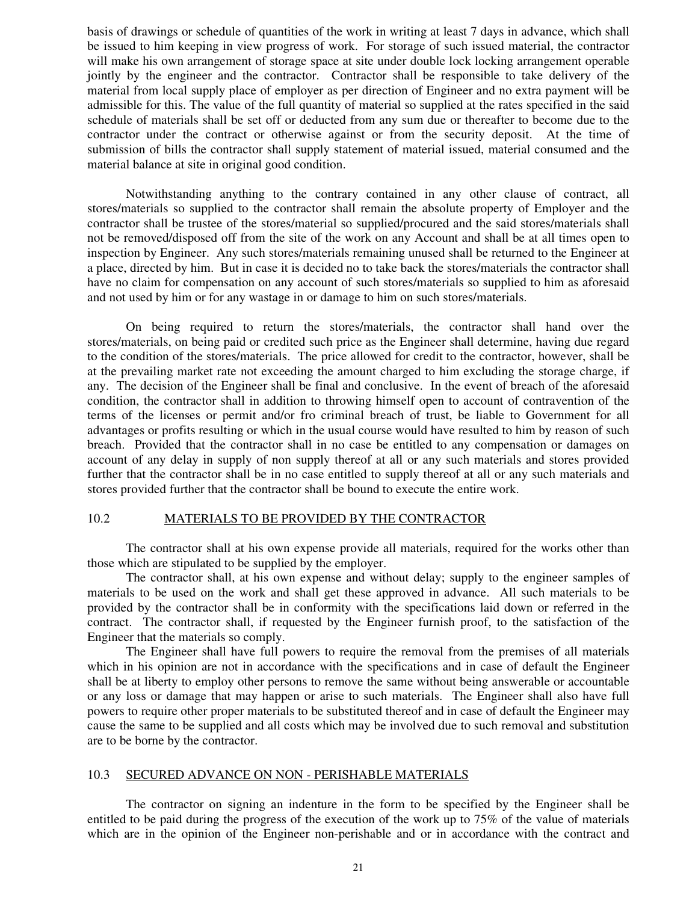basis of drawings or schedule of quantities of the work in writing at least 7 days in advance, which shall be issued to him keeping in view progress of work. For storage of such issued material, the contractor will make his own arrangement of storage space at site under double lock locking arrangement operable jointly by the engineer and the contractor. Contractor shall be responsible to take delivery of the material from local supply place of employer as per direction of Engineer and no extra payment will be admissible for this. The value of the full quantity of material so supplied at the rates specified in the said schedule of materials shall be set off or deducted from any sum due or thereafter to become due to the contractor under the contract or otherwise against or from the security deposit. At the time of submission of bills the contractor shall supply statement of material issued, material consumed and the material balance at site in original good condition.

Notwithstanding anything to the contrary contained in any other clause of contract, all stores/materials so supplied to the contractor shall remain the absolute property of Employer and the contractor shall be trustee of the stores/material so supplied/procured and the said stores/materials shall not be removed/disposed off from the site of the work on any Account and shall be at all times open to inspection by Engineer. Any such stores/materials remaining unused shall be returned to the Engineer at a place, directed by him. But in case it is decided no to take back the stores/materials the contractor shall have no claim for compensation on any account of such stores/materials so supplied to him as aforesaid and not used by him or for any wastage in or damage to him on such stores/materials.

On being required to return the stores/materials, the contractor shall hand over the stores/materials, on being paid or credited such price as the Engineer shall determine, having due regard to the condition of the stores/materials. The price allowed for credit to the contractor, however, shall be at the prevailing market rate not exceeding the amount charged to him excluding the storage charge, if any. The decision of the Engineer shall be final and conclusive. In the event of breach of the aforesaid condition, the contractor shall in addition to throwing himself open to account of contravention of the terms of the licenses or permit and/or fro criminal breach of trust, be liable to Government for all advantages or profits resulting or which in the usual course would have resulted to him by reason of such breach. Provided that the contractor shall in no case be entitled to any compensation or damages on account of any delay in supply of non supply thereof at all or any such materials and stores provided further that the contractor shall be in no case entitled to supply thereof at all or any such materials and stores provided further that the contractor shall be bound to execute the entire work.

## 10.2 MATERIALS TO BE PROVIDED BY THE CONTRACTOR

The contractor shall at his own expense provide all materials, required for the works other than those which are stipulated to be supplied by the employer.

The contractor shall, at his own expense and without delay; supply to the engineer samples of materials to be used on the work and shall get these approved in advance. All such materials to be provided by the contractor shall be in conformity with the specifications laid down or referred in the contract. The contractor shall, if requested by the Engineer furnish proof, to the satisfaction of the Engineer that the materials so comply.

The Engineer shall have full powers to require the removal from the premises of all materials which in his opinion are not in accordance with the specifications and in case of default the Engineer shall be at liberty to employ other persons to remove the same without being answerable or accountable or any loss or damage that may happen or arise to such materials. The Engineer shall also have full powers to require other proper materials to be substituted thereof and in case of default the Engineer may cause the same to be supplied and all costs which may be involved due to such removal and substitution are to be borne by the contractor.

## 10.3 SECURED ADVANCE ON NON - PERISHABLE MATERIALS

The contractor on signing an indenture in the form to be specified by the Engineer shall be entitled to be paid during the progress of the execution of the work up to 75% of the value of materials which are in the opinion of the Engineer non-perishable and or in accordance with the contract and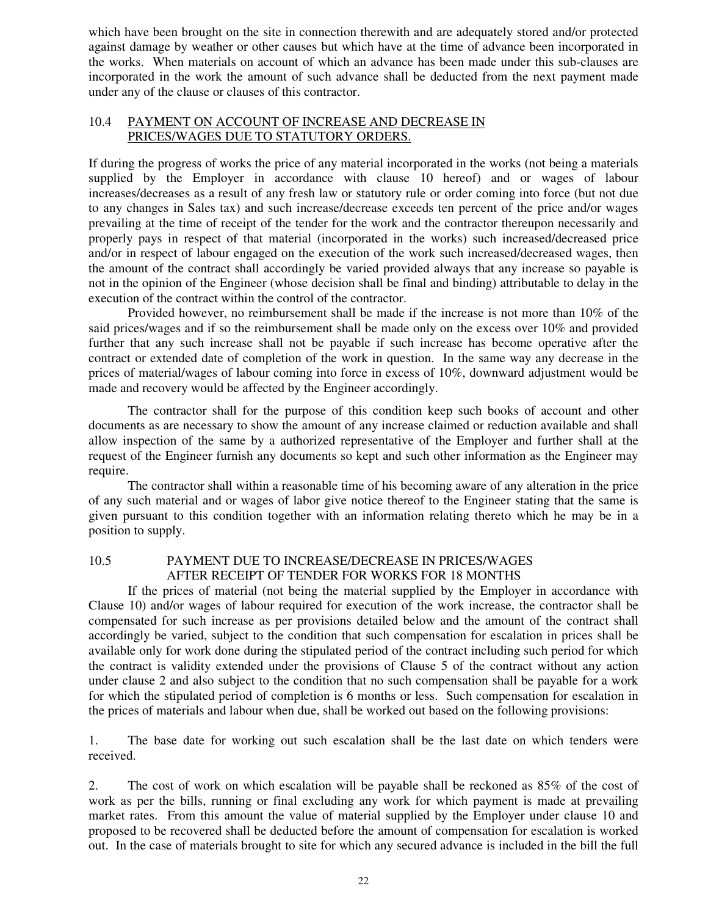which have been brought on the site in connection therewith and are adequately stored and/or protected against damage by weather or other causes but which have at the time of advance been incorporated in the works. When materials on account of which an advance has been made under this sub-clauses are incorporated in the work the amount of such advance shall be deducted from the next payment made under any of the clause or clauses of this contractor.

### 10.4 PAYMENT ON ACCOUNT OF INCREASE AND DECREASE IN PRICES/WAGES DUE TO STATUTORY ORDERS.

If during the progress of works the price of any material incorporated in the works (not being a materials supplied by the Employer in accordance with clause 10 hereof) and or wages of labour increases/decreases as a result of any fresh law or statutory rule or order coming into force (but not due to any changes in Sales tax) and such increase/decrease exceeds ten percent of the price and/or wages prevailing at the time of receipt of the tender for the work and the contractor thereupon necessarily and properly pays in respect of that material (incorporated in the works) such increased/decreased price and/or in respect of labour engaged on the execution of the work such increased/decreased wages, then the amount of the contract shall accordingly be varied provided always that any increase so payable is not in the opinion of the Engineer (whose decision shall be final and binding) attributable to delay in the execution of the contract within the control of the contractor.

Provided however, no reimbursement shall be made if the increase is not more than 10% of the said prices/wages and if so the reimbursement shall be made only on the excess over 10% and provided further that any such increase shall not be payable if such increase has become operative after the contract or extended date of completion of the work in question. In the same way any decrease in the prices of material/wages of labour coming into force in excess of 10%, downward adjustment would be made and recovery would be affected by the Engineer accordingly.

The contractor shall for the purpose of this condition keep such books of account and other documents as are necessary to show the amount of any increase claimed or reduction available and shall allow inspection of the same by a authorized representative of the Employer and further shall at the request of the Engineer furnish any documents so kept and such other information as the Engineer may require.

The contractor shall within a reasonable time of his becoming aware of any alteration in the price of any such material and or wages of labor give notice thereof to the Engineer stating that the same is given pursuant to this condition together with an information relating thereto which he may be in a position to supply.

### 10.5 PAYMENT DUE TO INCREASE/DECREASE IN PRICES/WAGES AFTER RECEIPT OF TENDER FOR WORKS FOR 18 MONTHS

If the prices of material (not being the material supplied by the Employer in accordance with Clause 10) and/or wages of labour required for execution of the work increase, the contractor shall be compensated for such increase as per provisions detailed below and the amount of the contract shall accordingly be varied, subject to the condition that such compensation for escalation in prices shall be available only for work done during the stipulated period of the contract including such period for which the contract is validity extended under the provisions of Clause 5 of the contract without any action under clause 2 and also subject to the condition that no such compensation shall be payable for a work for which the stipulated period of completion is 6 months or less. Such compensation for escalation in the prices of materials and labour when due, shall be worked out based on the following provisions:

1. The base date for working out such escalation shall be the last date on which tenders were received.

2. The cost of work on which escalation will be payable shall be reckoned as 85% of the cost of work as per the bills, running or final excluding any work for which payment is made at prevailing market rates. From this amount the value of material supplied by the Employer under clause 10 and proposed to be recovered shall be deducted before the amount of compensation for escalation is worked out. In the case of materials brought to site for which any secured advance is included in the bill the full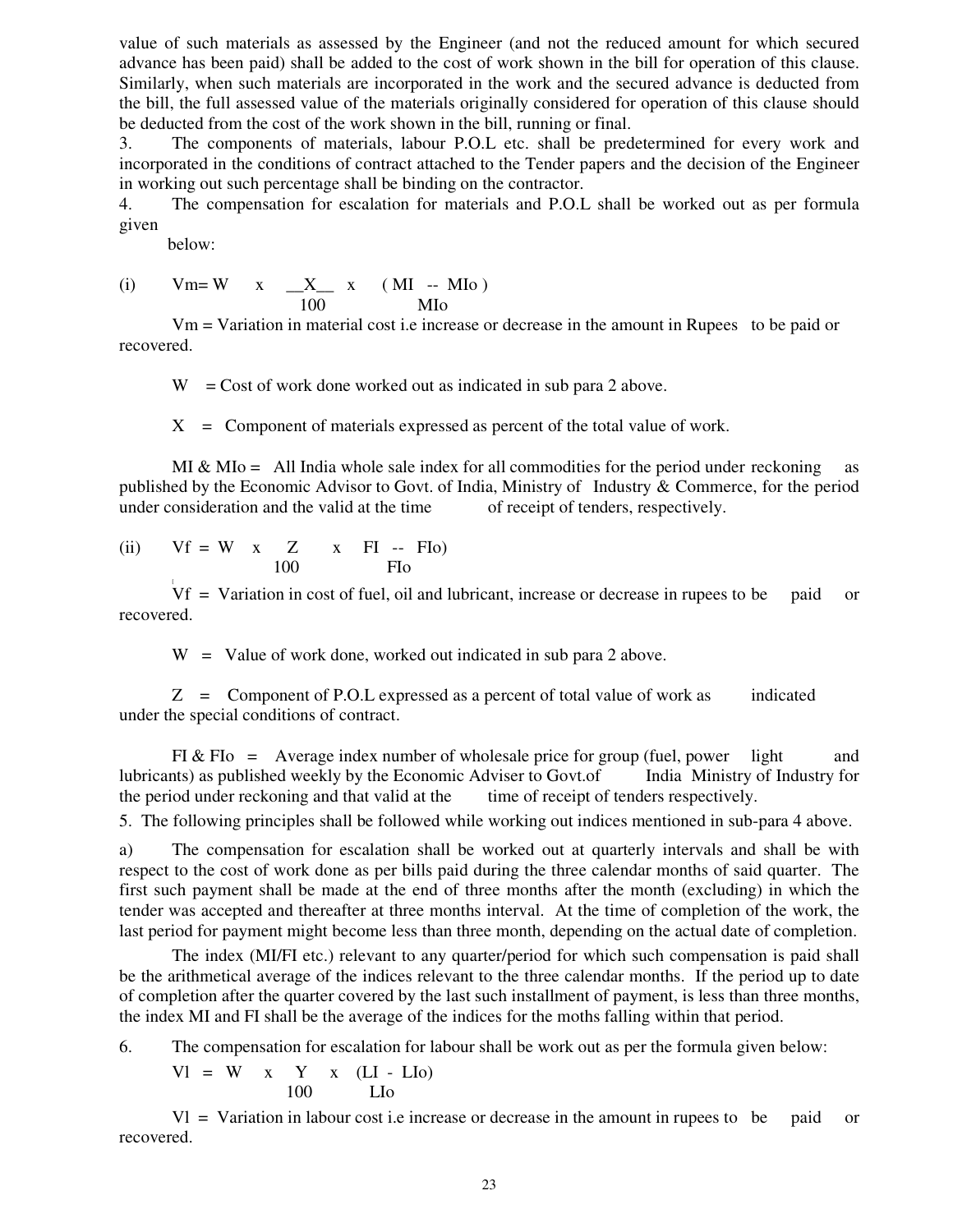value of such materials as assessed by the Engineer (and not the reduced amount for which secured advance has been paid) shall be added to the cost of work shown in the bill for operation of this clause. Similarly, when such materials are incorporated in the work and the secured advance is deducted from the bill, the full assessed value of the materials originally considered for operation of this clause should be deducted from the cost of the work shown in the bill, running or final.

3. The components of materials, labour P.O.L etc. shall be predetermined for every work and incorporated in the conditions of contract attached to the Tender papers and the decision of the Engineer in working out such percentage shall be binding on the contractor.

4. The compensation for escalation for materials and P.O.L shall be worked out as per formula given below:

(i) $$Vm = W \times \frac{X}{100} \times \frac{(MI - MIo)}{MIo}$$

Vm = Variation in material cost i.e increase or decrease in the amount in Rupees to be paid or recovered.

W = Cost of work done worked out as indicated in sub para 2 above.

X = Component of materials expressed as percent of the total value of work.

MI & MIo = All India whole sale index for all commodities for the period under reckoning as published by the Economic Advisor to Govt. of India, Ministry of Industry & Commerce, for the period under consideration and the valid at the time of receipt of tenders, respectively.

(ii) $$Vf = W \times \frac{Z}{100} \times \frac{FI - FIo)}{FIo}$$

Vf = Variation in cost of fuel, oil and lubricant, increase or decrease in rupees to be paid or recovered.

W = Value of work done, worked out indicated in sub para 2 above.

Z = Component of P.O.L expressed as a percent of total value of work as indicated under the special conditions of contract.

FI & FIo = Average index number of wholesale price for group (fuel, power light and lubricants) as published weekly by the Economic Adviser to Govt.of India Ministry of Industry for the period under reckoning and that valid at the time of receipt of tenders respectively.

5. The following principles shall be followed while working out indices mentioned in sub-para 4 above.

a) The compensation for escalation shall be worked out at quarterly intervals and shall be with respect to the cost of work done as per bills paid during the three calendar months of said quarter. The first such payment shall be made at the end of three months after the month (excluding) in which the tender was accepted and thereafter at three months interval. At the time of completion of the work, the last period for payment might become less than three month, depending on the actual date of completion.

The index (MI/FI etc.) relevant to any quarter/period for which such compensation is paid shall be the arithmetical average of the indices relevant to the three calendar months. If the period up to date of completion after the quarter covered by the last such installment of payment, is less than three months, the index MI and FI shall be the average of the indices for the moths falling within that period.

6. The compensation for escalation for labour shall be work out as per the formula given below:

$$Vl = W \times \frac{Y}{100} \times \frac{(LI - LIo)}{LIo}$$

Vl = Variation in labour cost i.e increase or decrease in the amount in rupees to be paid or recovered.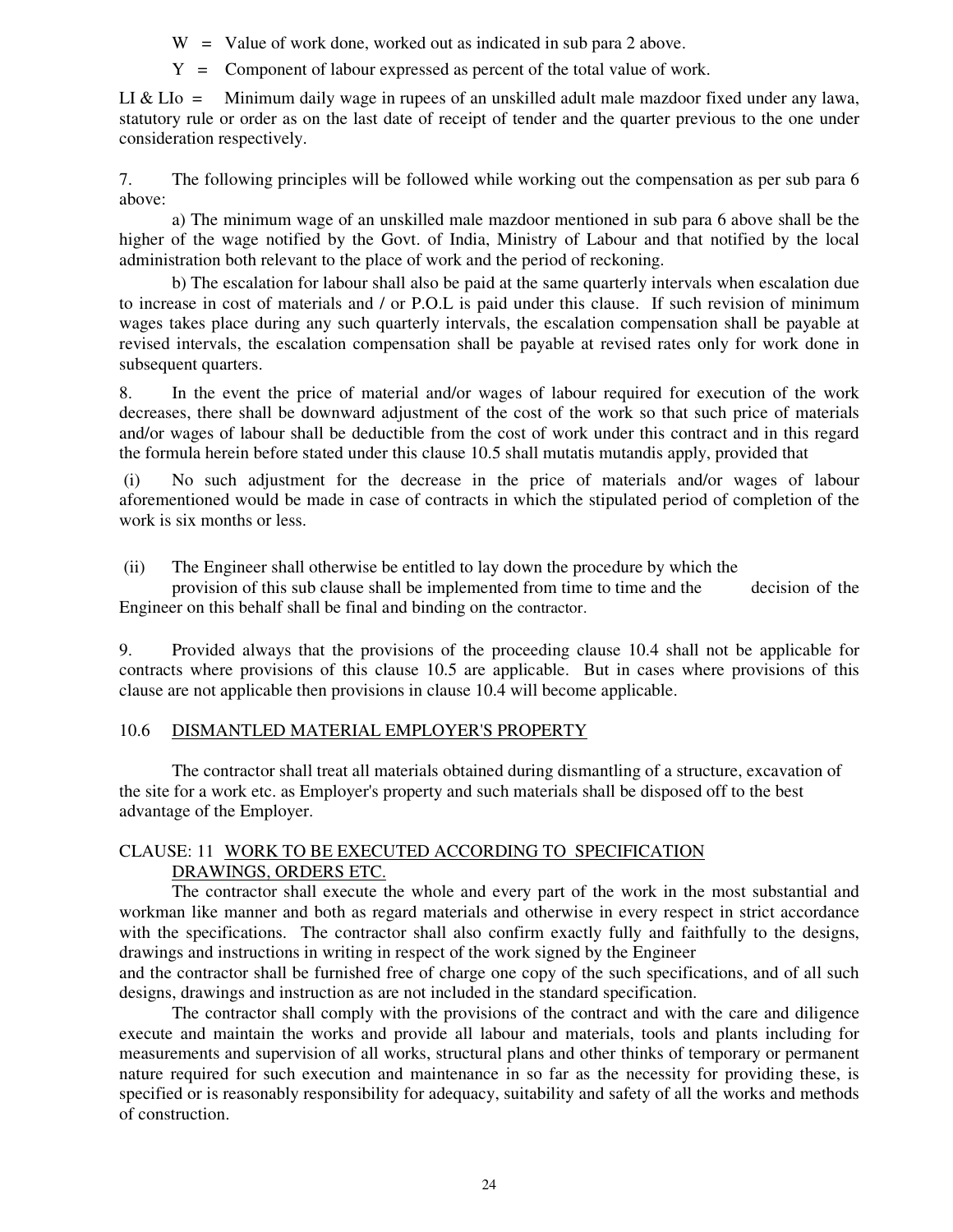W = Value of work done, worked out as indicated in sub para 2 above.

Y = Component of labour expressed as percent of the total value of work.

LI & LIo = Minimum daily wage in rupees of an unskilled adult male mazdoor fixed under any lawa, statutory rule or order as on the last date of receipt of tender and the quarter previous to the one under consideration respectively.

7. The following principles will be followed while working out the compensation as per sub para 6 above:

a) The minimum wage of an unskilled male mazdoor mentioned in sub para 6 above shall be the higher of the wage notified by the Govt. of India, Ministry of Labour and that notified by the local administration both relevant to the place of work and the period of reckoning.

b) The escalation for labour shall also be paid at the same quarterly intervals when escalation due to increase in cost of materials and / or P.O.L is paid under this clause. If such revision of minimum wages takes place during any such quarterly intervals, the escalation compensation shall be payable at revised intervals, the escalation compensation shall be payable at revised rates only for work done in subsequent quarters.

8. In the event the price of material and/or wages of labour required for execution of the work decreases, there shall be downward adjustment of the cost of the work so that such price of materials and/or wages of labour shall be deductible from the cost of work under this contract and in this regard the formula herein before stated under this clause 10.5 shall mutatis mutandis apply, provided that

(i) No such adjustment for the decrease in the price of materials and/or wages of labour aforementioned would be made in case of contracts in which the stipulated period of completion of the work is six months or less.

(ii) The Engineer shall otherwise be entitled to lay down the procedure by which the provision of this sub clause shall be implemented from time to time and the decision of the Engineer on this behalf shall be final and binding on the contractor.

9. Provided always that the provisions of the proceeding clause 10.4 shall not be applicable for contracts where provisions of this clause 10.5 are applicable. But in cases where provisions of this clause are not applicable then provisions in clause 10.4 will become applicable.

## 10.6 DISMANTLED MATERIAL EMPLOYER'S PROPERTY

The contractor shall treat all materials obtained during dismantling of a structure, excavation of the site for a work etc. as Employer's property and such materials shall be disposed off to the best advantage of the Employer.

## CLAUSE: 11 WORK TO BE EXECUTED ACCORDING TO SPECIFICATION DRAWINGS, ORDERS ETC.

The contractor shall execute the whole and every part of the work in the most substantial and workman like manner and both as regard materials and otherwise in every respect in strict accordance with the specifications. The contractor shall also confirm exactly fully and faithfully to the designs, drawings and instructions in writing in respect of the work signed by the Engineer and the contractor shall be furnished free of charge one copy of the such specifications, and of all such designs, drawings and instruction as are not included in the standard specification.

The contractor shall comply with the provisions of the contract and with the care and diligence execute and maintain the works and provide all labour and materials, tools and plants including for measurements and supervision of all works, structural plans and other thinks of temporary or permanent nature required for such execution and maintenance in so far as the necessity for providing these, is specified or is reasonably responsibility for adequacy, suitability and safety of all the works and methods of construction.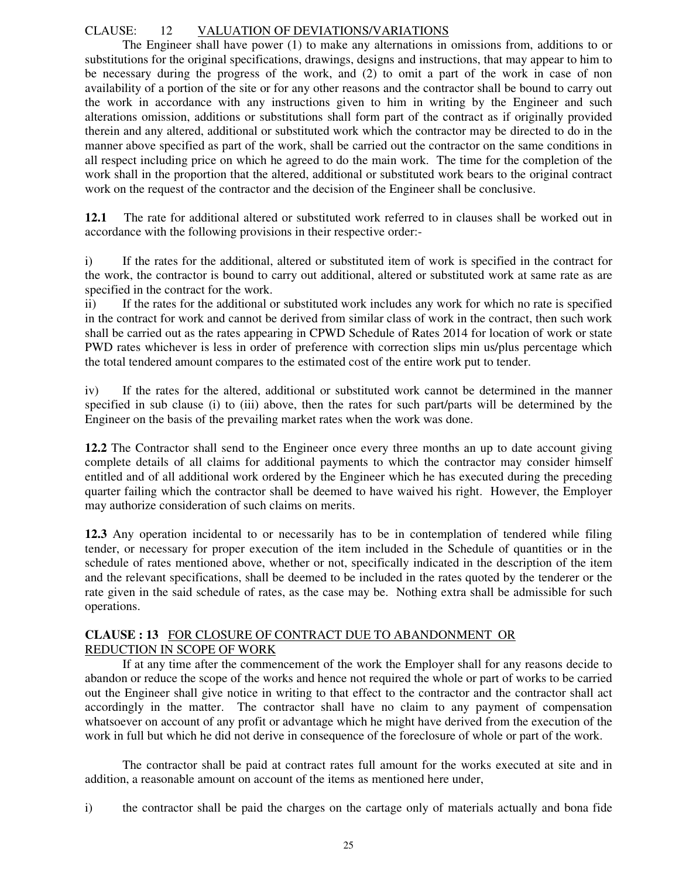CLAUSE: 12 VALUATION OF DEVIATIONS/VARIATIONS

The Engineer shall have power (1) to make any alternations in omissions from, additions to or substitutions for the original specifications, drawings, designs and instructions, that may appear to him to be necessary during the progress of the work, and (2) to omit a part of the work in case of non availability of a portion of the site or for any other reasons and the contractor shall be bound to carry out the work in accordance with any instructions given to him in writing by the Engineer and such alterations omission, additions or substitutions shall form part of the contract as if originally provided therein and any altered, additional or substituted work which the contractor may be directed to do in the manner above specified as part of the work, shall be carried out the contractor on the same conditions in all respect including price on which he agreed to do the main work. The time for the completion of the work shall in the proportion that the altered, additional or substituted work bears to the original contract work on the request of the contractor and the decision of the Engineer shall be conclusive.

**12.1** The rate for additional altered or substituted work referred to in clauses shall be worked out in accordance with the following provisions in their respective order:-

i) If the rates for the additional, altered or substituted item of work is specified in the contract for the work, the contractor is bound to carry out additional, altered or substituted work at same rate as are specified in the contract for the work.

ii) If the rates for the additional or substituted work includes any work for which no rate is specified in the contract for work and cannot be derived from similar class of work in the contract, then such work shall be carried out as the rates appearing in CPWD Schedule of Rates 2014 for location of work or state PWD rates whichever is less in order of preference with correction slips min us/plus percentage which the total tendered amount compares to the estimated cost of the entire work put to tender.

iv) If the rates for the altered, additional or substituted work cannot be determined in the manner specified in sub clause (i) to (iii) above, then the rates for such part/parts will be determined by the Engineer on the basis of the prevailing market rates when the work was done.

**12.2** The Contractor shall send to the Engineer once every three months an up to date account giving complete details of all claims for additional payments to which the contractor may consider himself entitled and of all additional work ordered by the Engineer which he has executed during the preceding quarter failing which the contractor shall be deemed to have waived his right. However, the Employer may authorize consideration of such claims on merits.

**12.3** Any operation incidental to or necessarily has to be in contemplation of tendered while filing tender, or necessary for proper execution of the item included in the Schedule of quantities or in the schedule of rates mentioned above, whether or not, specifically indicated in the description of the item and the relevant specifications, shall be deemed to be included in the rates quoted by the tenderer or the rate given in the said schedule of rates, as the case may be. Nothing extra shall be admissible for such operations.

**CLAUSE : 13** FOR CLOSURE OF CONTRACT DUE TO ABANDONMENT OR REDUCTION IN SCOPE OF WORK

If at any time after the commencement of the work the Employer shall for any reasons decide to abandon or reduce the scope of the works and hence not required the whole or part of works to be carried out the Engineer shall give notice in writing to that effect to the contractor and the contractor shall act accordingly in the matter. The contractor shall have no claim to any payment of compensation whatsoever on account of any profit or advantage which he might have derived from the execution of the work in full but which he did not derive in consequence of the foreclosure of whole or part of the work.

The contractor shall be paid at contract rates full amount for the works executed at site and in addition, a reasonable amount on account of the items as mentioned here under,

i) the contractor shall be paid the charges on the cartage only of materials actually and bona fide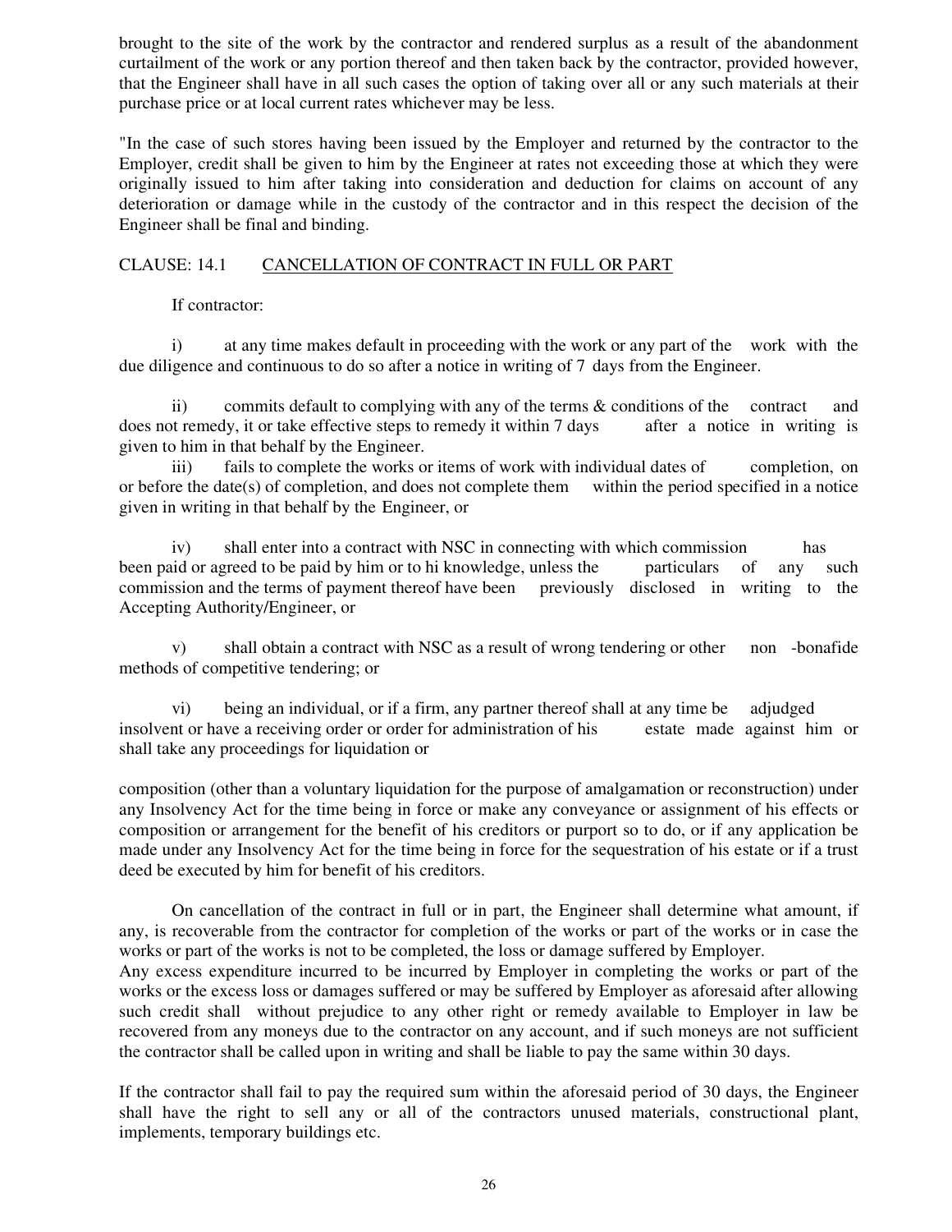brought to the site of the work by the contractor and rendered surplus as a result of the abandonment curtailment of the work or any portion thereof and then taken back by the contractor, provided however, that the Engineer shall have in all such cases the option of taking over all or any such materials at their purchase price or at local current rates whichever may be less.

"In the case of such stores having been issued by the Employer and returned by the contractor to the Employer, credit shall be given to him by the Engineer at rates not exceeding those at which they were originally issued to him after taking into consideration and deduction for claims on account of any deterioration or damage while in the custody of the contractor and in this respect the decision of the Engineer shall be final and binding.

CLAUSE: 14.1 CANCELLATION OF CONTRACT IN FULL OR PART

If contractor:

i) at any time makes default in proceeding with the work or any part of the work with the due diligence and continuous to do so after a notice in writing of 7 days from the Engineer.

ii) commits default to complying with any of the terms & conditions of the contract and does not remedy, it or take effective steps to remedy it within 7 days after a notice in writing is given to him in that behalf by the Engineer.

iii) fails to complete the works or items of work with individual dates of completion, on or before the date(s) of completion, and does not complete them within the period specified in a notice given in writing in that behalf by the Engineer, or

iv) shall enter into a contract with NSC in connecting with which commission has been paid or agreed to be paid by him or to hi knowledge, unless the particulars of any such commission and the terms of payment thereof have been previously disclosed in writing to the Accepting Authority/Engineer, or

v) shall obtain a contract with NSC as a result of wrong tendering or other non -bonafide methods of competitive tendering; or

vi) being an individual, or if a firm, any partner thereof shall at any time be adjudged insolvent or have a receiving order or order for administration of his estate made against him or shall take any proceedings for liquidation or

composition (other than a voluntary liquidation for the purpose of amalgamation or reconstruction) under any Insolvency Act for the time being in force or make any conveyance or assignment of his effects or composition or arrangement for the benefit of his creditors or purport so to do, or if any application be made under any Insolvency Act for the time being in force for the sequestration of his estate or if a trust deed be executed by him for benefit of his creditors.

On cancellation of the contract in full or in part, the Engineer shall determine what amount, if any, is recoverable from the contractor for completion of the works or part of the works or in case the works or part of the works is not to be completed, the loss or damage suffered by Employer.
Any excess expenditure incurred to be incurred by Employer in completing the works or part of the works or the excess loss or damages suffered or may be suffered by Employer as aforesaid after allowing such credit shall without prejudice to any other right or remedy available to Employer in law be recovered from any moneys due to the contractor on any account, and if such moneys are not sufficient the contractor shall be called upon in writing and shall be liable to pay the same within 30 days.

If the contractor shall fail to pay the required sum within the aforesaid period of 30 days, the Engineer shall have the right to sell any or all of the contractors unused materials, constructional plant, implements, temporary buildings etc.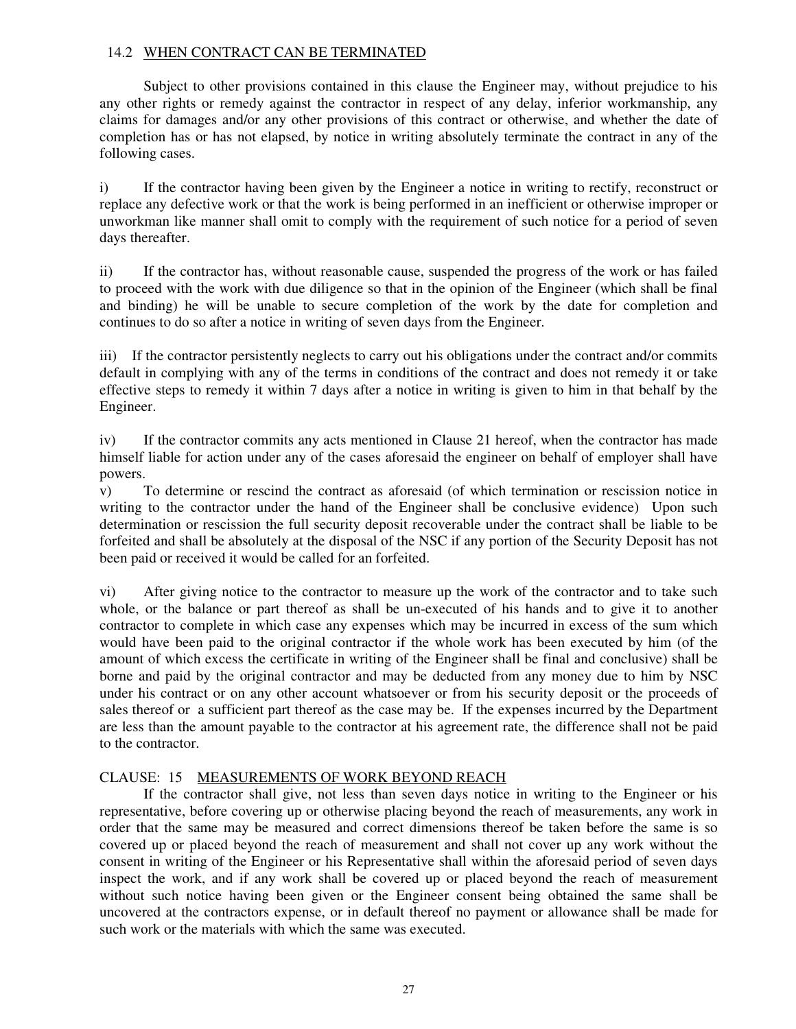### 14.2 WHEN CONTRACT CAN BE TERMINATED

Subject to other provisions contained in this clause the Engineer may, without prejudice to his any other rights or remedy against the contractor in respect of any delay, inferior workmanship, any claims for damages and/or any other provisions of this contract or otherwise, and whether the date of completion has or has not elapsed, by notice in writing absolutely terminate the contract in any of the following cases.

i) If the contractor having been given by the Engineer a notice in writing to rectify, reconstruct or replace any defective work or that the work is being performed in an inefficient or otherwise improper or unworkman like manner shall omit to comply with the requirement of such notice for a period of seven days thereafter.

ii) If the contractor has, without reasonable cause, suspended the progress of the work or has failed to proceed with the work with due diligence so that in the opinion of the Engineer (which shall be final and binding) he will be unable to secure completion of the work by the date for completion and continues to do so after a notice in writing of seven days from the Engineer.

iii) If the contractor persistently neglects to carry out his obligations under the contract and/or commits default in complying with any of the terms in conditions of the contract and does not remedy it or take effective steps to remedy it within 7 days after a notice in writing is given to him in that behalf by the Engineer.

iv) If the contractor commits any acts mentioned in Clause 21 hereof, when the contractor has made himself liable for action under any of the cases aforesaid the engineer on behalf of employer shall have powers.

v) To determine or rescind the contract as aforesaid (of which termination or rescission notice in writing to the contractor under the hand of the Engineer shall be conclusive evidence) Upon such determination or rescission the full security deposit recoverable under the contract shall be liable to be forfeited and shall be absolutely at the disposal of the NSC if any portion of the Security Deposit has not been paid or received it would be called for an forfeited.

vi) After giving notice to the contractor to measure up the work of the contractor and to take such whole, or the balance or part thereof as shall be un-executed of his hands and to give it to another contractor to complete in which case any expenses which may be incurred in excess of the sum which would have been paid to the original contractor if the whole work has been executed by him (of the amount of which excess the certificate in writing of the Engineer shall be final and conclusive) shall be borne and paid by the original contractor and may be deducted from any money due to him by NSC under his contract or on any other account whatsoever or from his security deposit or the proceeds of sales thereof or a sufficient part thereof as the case may be. If the expenses incurred by the Department are less than the amount payable to the contractor at his agreement rate, the difference shall not be paid to the contractor.

### CLAUSE: 15 MEASUREMENTS OF WORK BEYOND REACH

If the contractor shall give, not less than seven days notice in writing to the Engineer or his representative, before covering up or otherwise placing beyond the reach of measurements, any work in order that the same may be measured and correct dimensions thereof be taken before the same is so covered up or placed beyond the reach of measurement and shall not cover up any work without the consent in writing of the Engineer or his Representative shall within the aforesaid period of seven days inspect the work, and if any work shall be covered up or placed beyond the reach of measurement without such notice having been given or the Engineer consent being obtained the same shall be uncovered at the contractors expense, or in default thereof no payment or allowance shall be made for such work or the materials with which the same was executed.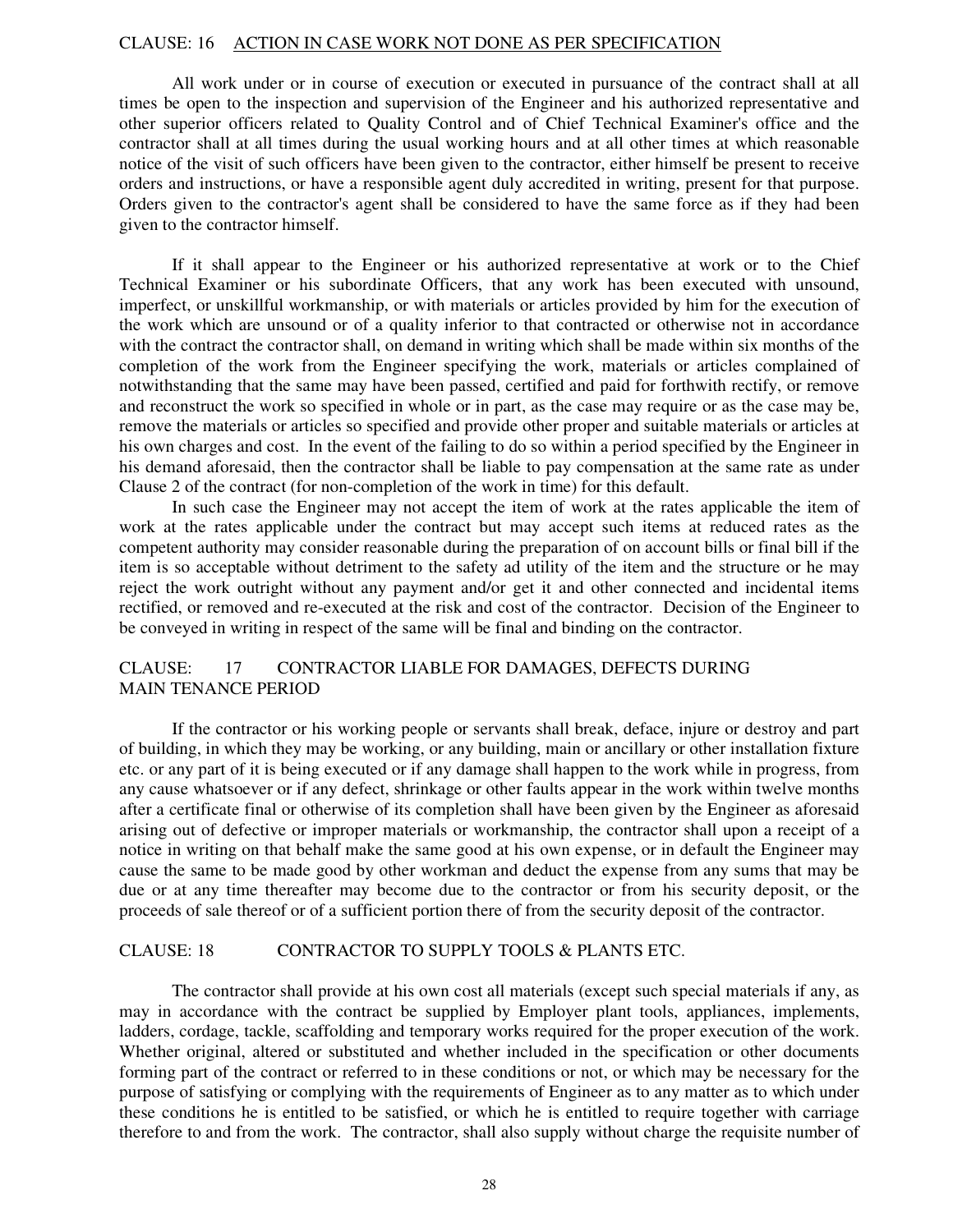## CLAUSE: 16 ACTION IN CASE WORK NOT DONE AS PER SPECIFICATION

All work under or in course of execution or executed in pursuance of the contract shall at all times be open to the inspection and supervision of the Engineer and his authorized representative and other superior officers related to Quality Control and of Chief Technical Examiner's office and the contractor shall at all times during the usual working hours and at all other times at which reasonable notice of the visit of such officers have been given to the contractor, either himself be present to receive orders and instructions, or have a responsible agent duly accredited in writing, present for that purpose. Orders given to the contractor's agent shall be considered to have the same force as if they had been given to the contractor himself.

If it shall appear to the Engineer or his authorized representative at work or to the Chief Technical Examiner or his subordinate Officers, that any work has been executed with unsound, imperfect, or unskillful workmanship, or with materials or articles provided by him for the execution of the work which are unsound or of a quality inferior to that contracted or otherwise not in accordance with the contract the contractor shall, on demand in writing which shall be made within six months of the completion of the work from the Engineer specifying the work, materials or articles complained of notwithstanding that the same may have been passed, certified and paid for forthwith rectify, or remove and reconstruct the work so specified in whole or in part, as the case may require or as the case may be, remove the materials or articles so specified and provide other proper and suitable materials or articles at his own charges and cost. In the event of the failing to do so within a period specified by the Engineer in his demand aforesaid, then the contractor shall be liable to pay compensation at the same rate as under Clause 2 of the contract (for non-completion of the work in time) for this default.

In such case the Engineer may not accept the item of work at the rates applicable the item of work at the rates applicable under the contract but may accept such items at reduced rates as the competent authority may consider reasonable during the preparation of on account bills or final bill if the item is so acceptable without detriment to the safety ad utility of the item and the structure or he may reject the work outright without any payment and/or get it and other connected and incidental items rectified, or removed and re-executed at the risk and cost of the contractor. Decision of the Engineer to be conveyed in writing in respect of the same will be final and binding on the contractor.

## CLAUSE: 17 CONTRACTOR LIABLE FOR DAMAGES, DEFECTS DURING MAIN TENANCE PERIOD

If the contractor or his working people or servants shall break, deface, injure or destroy and part of building, in which they may be working, or any building, main or ancillary or other installation fixture etc. or any part of it is being executed or if any damage shall happen to the work while in progress, from any cause whatsoever or if any defect, shrinkage or other faults appear in the work within twelve months after a certificate final or otherwise of its completion shall have been given by the Engineer as aforesaid arising out of defective or improper materials or workmanship, the contractor shall upon a receipt of a notice in writing on that behalf make the same good at his own expense, or in default the Engineer may cause the same to be made good by other workman and deduct the expense from any sums that may be due or at any time thereafter may become due to the contractor or from his security deposit, or the proceeds of sale thereof or of a sufficient portion there of from the security deposit of the contractor.

## CLAUSE: 18 CONTRACTOR TO SUPPLY TOOLS & PLANTS ETC.

The contractor shall provide at his own cost all materials (except such special materials if any, as may in accordance with the contract be supplied by Employer plant tools, appliances, implements, ladders, cordage, tackle, scaffolding and temporary works required for the proper execution of the work. Whether original, altered or substituted and whether included in the specification or other documents forming part of the contract or referred to in these conditions or not, or which may be necessary for the purpose of satisfying or complying with the requirements of Engineer as to any matter as to which under these conditions he is entitled to be satisfied, or which he is entitled to require together with carriage therefore to and from the work. The contractor, shall also supply without charge the requisite number of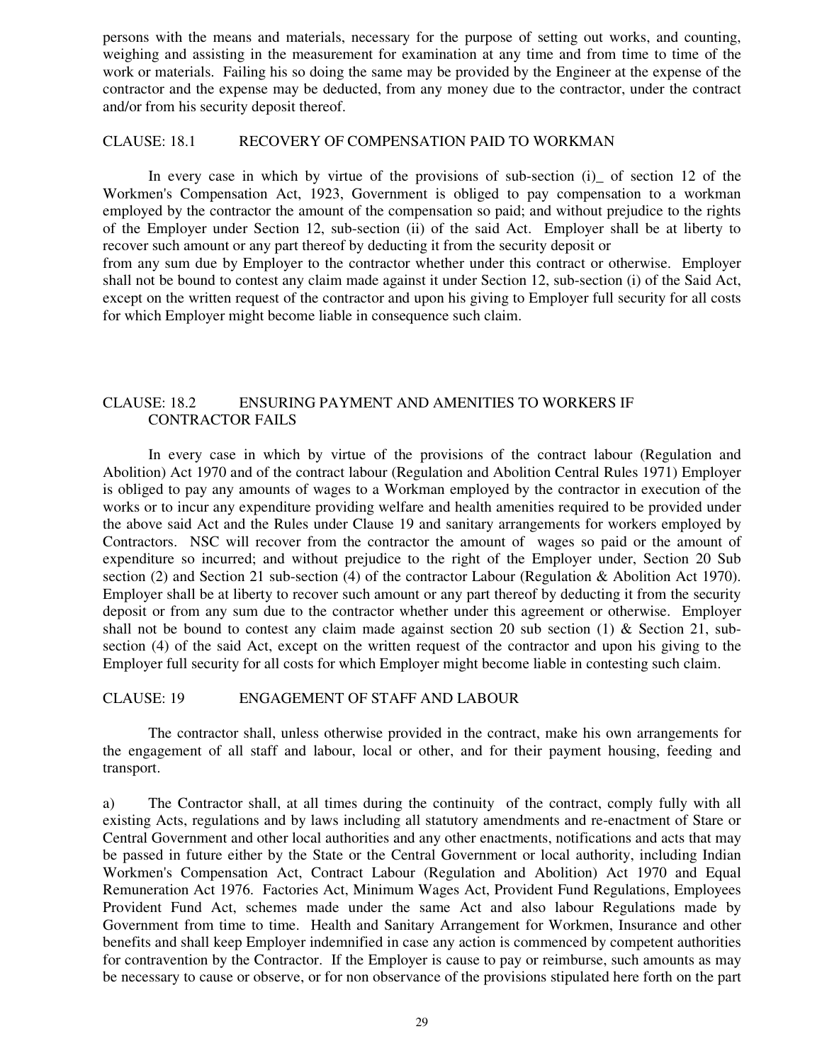persons with the means and materials, necessary for the purpose of setting out works, and counting, weighing and assisting in the measurement for examination at any time and from time to time of the work or materials. Failing his so doing the same may be provided by the Engineer at the expense of the contractor and the expense may be deducted, from any money due to the contractor, under the contract and/or from his security deposit thereof.

## CLAUSE: 18.1 RECOVERY OF COMPENSATION PAID TO WORKMAN

In every case in which by virtue of the provisions of sub-section (i)_ of section 12 of the Workmen's Compensation Act, 1923, Government is obliged to pay compensation to a workman employed by the contractor the amount of the compensation so paid; and without prejudice to the rights of the Employer under Section 12, sub-section (ii) of the said Act. Employer shall be at liberty to recover such amount or any part thereof by deducting it from the security deposit or from any sum due by Employer to the contractor whether under this contract or otherwise. Employer shall not be bound to contest any claim made against it under Section 12, sub-section (i) of the Said Act, except on the written request of the contractor and upon his giving to Employer full security for all costs for which Employer might become liable in consequence such claim.

## CLAUSE: 18.2 ENSURING PAYMENT AND AMENITIES TO WORKERS IF CONTRACTOR FAILS

In every case in which by virtue of the provisions of the contract labour (Regulation and Abolition) Act 1970 and of the contract labour (Regulation and Abolition Central Rules 1971) Employer is obliged to pay any amounts of wages to a Workman employed by the contractor in execution of the works or to incur any expenditure providing welfare and health amenities required to be provided under the above said Act and the Rules under Clause 19 and sanitary arrangements for workers employed by Contractors. NSC will recover from the contractor the amount of wages so paid or the amount of expenditure so incurred; and without prejudice to the right of the Employer under, Section 20 Sub section (2) and Section 21 sub-section (4) of the contractor Labour (Regulation & Abolition Act 1970). Employer shall be at liberty to recover such amount or any part thereof by deducting it from the security deposit or from any sum due to the contractor whether under this agreement or otherwise. Employer shall not be bound to contest any claim made against section 20 sub section (1) & Section 21, sub-section (4) of the said Act, except on the written request of the contractor and upon his giving to the Employer full security for all costs for which Employer might become liable in contesting such claim.

## CLAUSE: 19 ENGAGEMENT OF STAFF AND LABOUR

The contractor shall, unless otherwise provided in the contract, make his own arrangements for the engagement of all staff and labour, local or other, and for their payment housing, feeding and transport.

a) The Contractor shall, at all times during the continuity of the contract, comply fully with all existing Acts, regulations and by laws including all statutory amendments and re-enactment of Stare or Central Government and other local authorities and any other enactments, notifications and acts that may be passed in future either by the State or the Central Government or local authority, including Indian Workmen's Compensation Act, Contract Labour (Regulation and Abolition) Act 1970 and Equal Remuneration Act 1976. Factories Act, Minimum Wages Act, Provident Fund Regulations, Employees Provident Fund Act, schemes made under the same Act and also labour Regulations made by Government from time to time. Health and Sanitary Arrangement for Workmen, Insurance and other benefits and shall keep Employer indemnified in case any action is commenced by competent authorities for contravention by the Contractor. If the Employer is cause to pay or reimburse, such amounts as may be necessary to cause or observe, or for non observance of the provisions stipulated here forth on the part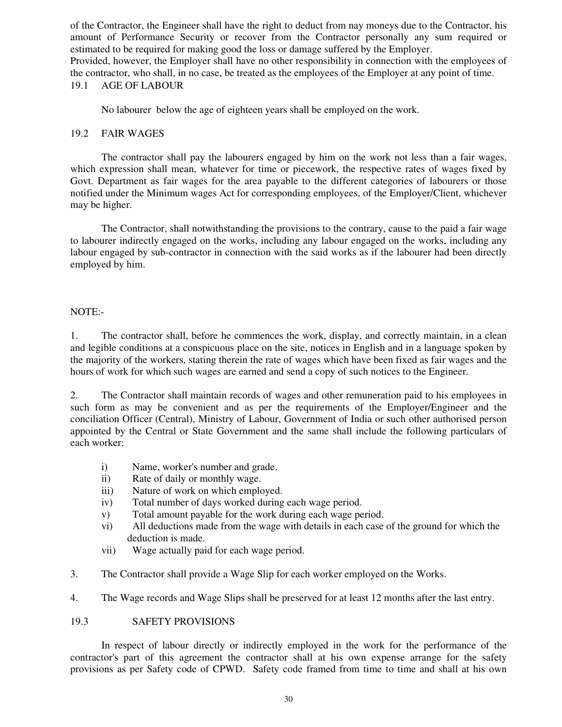of the Contractor, the Engineer shall have the right to deduct from nay moneys due to the Contractor, his amount of Performance Security or recover from the Contractor personally any sum required or estimated to be required for making good the loss or damage suffered by the Employer.

Provided, however, the Employer shall have no other responsibility in connection with the employees of the contractor, who shall, in no case, be treated as the employees of the Employer at any point of time.

### 19.1 AGE OF LABOUR

No labourer below the age of eighteen years shall be employed on the work.

### 19.2 FAIR WAGES

The contractor shall pay the labourers engaged by him on the work not less than a fair wages, which expression shall mean, whatever for time or piecework, the respective rates of wages fixed by Govt. Department as fair wages for the area payable to the different categories of labourers or those notified under the Minimum wages Act for corresponding employees, of the Employer/Client, whichever may be higher.

The Contractor, shall notwithstanding the provisions to the contrary, cause to the paid a fair wage to labourer indirectly engaged on the works, including any labour engaged on the works, including any labour engaged by sub-contractor in connection with the said works as if the labourer had been directly employed by him.

NOTE:-

1. The contractor shall, before he commences the work, display, and correctly maintain, in a clean and legible conditions at a conspicuous place on the site, notices in English and in a language spoken by the majority of the workers, stating therein the rate of wages which have been fixed as fair wages and the hours of work for which such wages are earned and send a copy of such notices to the Engineer.

2. The Contractor shall maintain records of wages and other remuneration paid to his employees in such form as may be convenient and as per the requirements of the Employer/Engineer and the conciliation Officer (Central), Ministry of Labour, Government of India or such other authorised person appointed by the Central or State Government and the same shall include the following particulars of each worker:

   i) Name, worker's number and grade.
   ii) Rate of daily or monthly wage.
   iii) Nature of work on which employed.
   iv) Total number of days worked during each wage period.
   v) Total amount payable for the work during each wage period.
   vi) All deductions made from the wage with details in each case of the ground for which the deduction is made.
   vii) Wage actually paid for each wage period.

3. The Contractor shall provide a Wage Slip for each worker employed on the Works.

4. The Wage records and Wage Slips shall be preserved for at least 12 months after the last entry.

### 19.3 SAFETY PROVISIONS

In respect of labour directly or indirectly employed in the work for the performance of the contractor's part of this agreement the contractor shall at his own expense arrange for the safety provisions as per Safety code of CPWD. Safety code framed from time to time and shall at his own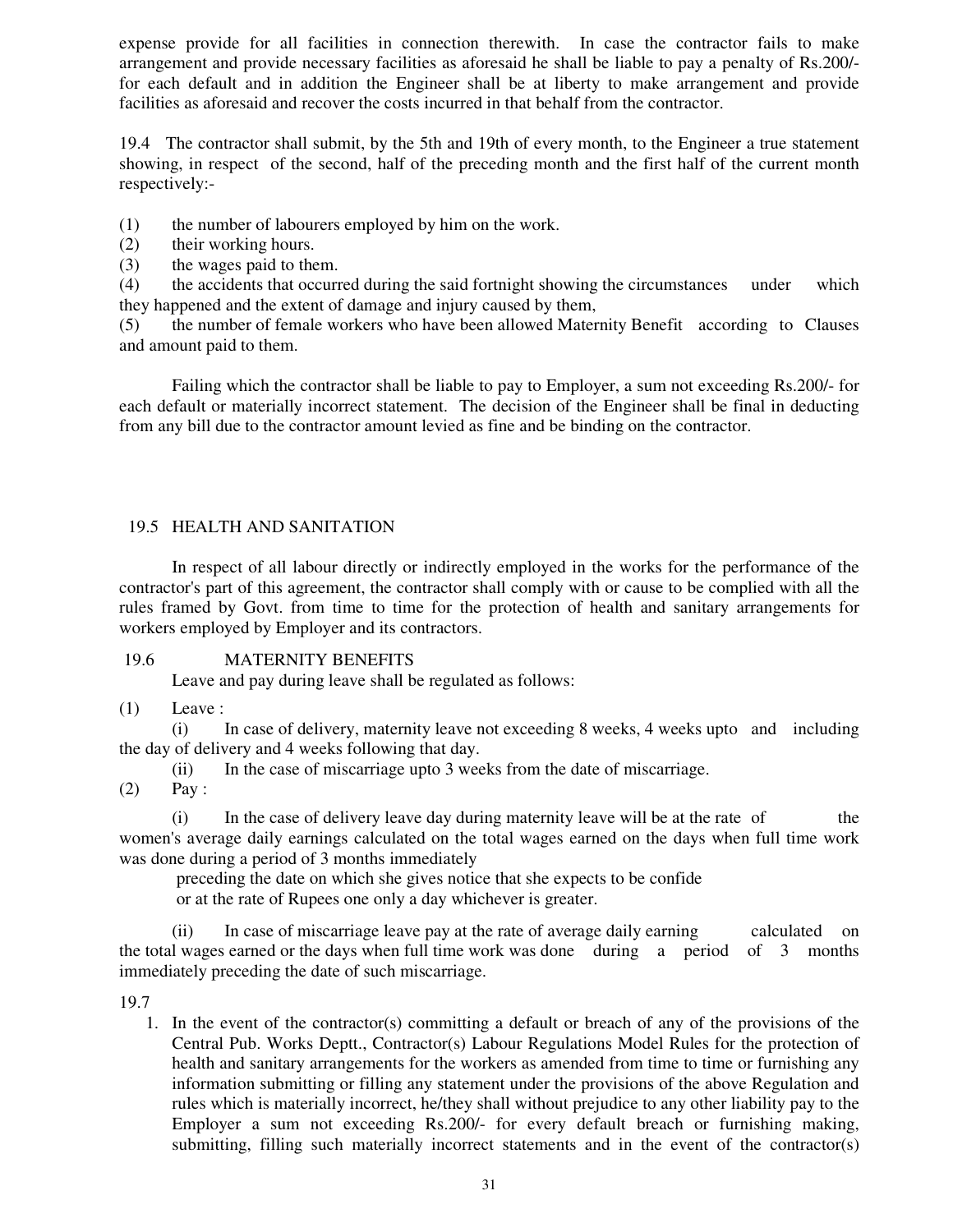expense provide for all facilities in connection therewith. In case the contractor fails to make arrangement and provide necessary facilities as aforesaid he shall be liable to pay a penalty of Rs.200/- for each default and in addition the Engineer shall be at liberty to make arrangement and provide facilities as aforesaid and recover the costs incurred in that behalf from the contractor.

19.4 The contractor shall submit, by the 5th and 19th of every month, to the Engineer a true statement showing, in respect of the second, half of the preceding month and the first half of the current month respectively:-

(1) the number of labourers employed by him on the work.
(2) their working hours.
(3) the wages paid to them.
(4) the accidents that occurred during the said fortnight showing the circumstances under which they happened and the extent of damage and injury caused by them,
(5) the number of female workers who have been allowed Maternity Benefit according to Clauses and amount paid to them.

Failing which the contractor shall be liable to pay to Employer, a sum not exceeding Rs.200/- for each default or materially incorrect statement. The decision of the Engineer shall be final in deducting from any bill due to the contractor amount levied as fine and be binding on the contractor.

19.5 HEALTH AND SANITATION

In respect of all labour directly or indirectly employed in the works for the performance of the contractor's part of this agreement, the contractor shall comply with or cause to be complied with all the rules framed by Govt. from time to time for the protection of health and sanitary arrangements for workers employed by Employer and its contractors.

19.6 MATERNITY BENEFITS

Leave and pay during leave shall be regulated as follows:

(1) Leave :

(i) In case of delivery, maternity leave not exceeding 8 weeks, 4 weeks upto and including the day of delivery and 4 weeks following that day.

(ii) In the case of miscarriage upto 3 weeks from the date of miscarriage.

(2) Pay :

(i) In the case of delivery leave day during maternity leave will be at the rate of the women's average daily earnings calculated on the total wages earned on the days when full time work was done during a period of 3 months immediately preceding the date on which she gives notice that she expects to be confide or at the rate of Rupees one only a day whichever is greater.

(ii) In case of miscarriage leave pay at the rate of average daily earning calculated on the total wages earned or the days when full time work was done during a period of 3 months immediately preceding the date of such miscarriage.

19.7

1. In the event of the contractor(s) committing a default or breach of any of the provisions of the Central Pub. Works Deptt., Contractor(s) Labour Regulations Model Rules for the protection of health and sanitary arrangements for the workers as amended from time to time or furnishing any information submitting or filling any statement under the provisions of the above Regulation and rules which is materially incorrect, he/they shall without prejudice to any other liability pay to the Employer a sum not exceeding Rs.200/- for every default breach or furnishing making, submitting, filling such materially incorrect statements and in the event of the contractor(s)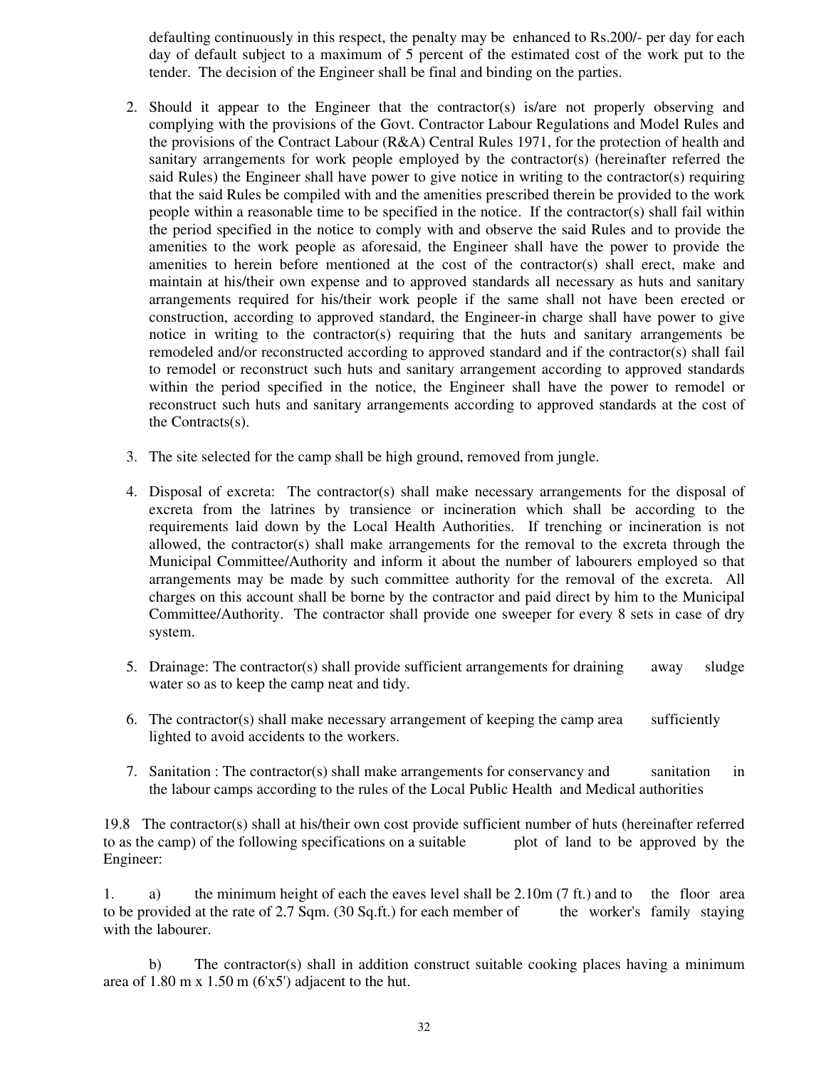defaulting continuously in this respect, the penalty may be enhanced to Rs.200/- per day for each day of default subject to a maximum of 5 percent of the estimated cost of the work put to the tender. The decision of the Engineer shall be final and binding on the parties.

2. Should it appear to the Engineer that the contractor(s) is/are not properly observing and complying with the provisions of the Govt. Contractor Labour Regulations and Model Rules and the provisions of the Contract Labour (R&A) Central Rules 1971, for the protection of health and sanitary arrangements for work people employed by the contractor(s) (hereinafter referred the said Rules) the Engineer shall have power to give notice in writing to the contractor(s) requiring that the said Rules be compiled with and the amenities prescribed therein be provided to the work people within a reasonable time to be specified in the notice. If the contractor(s) shall fail within the period specified in the notice to comply with and observe the said Rules and to provide the amenities to the work people as aforesaid, the Engineer shall have the power to provide the amenities to herein before mentioned at the cost of the contractor(s) shall erect, make and maintain at his/their own expense and to approved standards all necessary as huts and sanitary arrangements required for his/their work people if the same shall not have been erected or construction, according to approved standard, the Engineer-in charge shall have power to give notice in writing to the contractor(s) requiring that the huts and sanitary arrangements be remodeled and/or reconstructed according to approved standard and if the contractor(s) shall fail to remodel or reconstruct such huts and sanitary arrangement according to approved standards within the period specified in the notice, the Engineer shall have the power to remodel or reconstruct such huts and sanitary arrangements according to approved standards at the cost of the Contracts(s).

3. The site selected for the camp shall be high ground, removed from jungle.

4. Disposal of excreta: The contractor(s) shall make necessary arrangements for the disposal of excreta from the latrines by transience or incineration which shall be according to the requirements laid down by the Local Health Authorities. If trenching or incineration is not allowed, the contractor(s) shall make arrangements for the removal to the excreta through the Municipal Committee/Authority and inform it about the number of labourers employed so that arrangements may be made by such committee authority for the removal of the excreta. All charges on this account shall be borne by the contractor and paid direct by him to the Municipal Committee/Authority. The contractor shall provide one sweeper for every 8 sets in case of dry system.

5. Drainage: The contractor(s) shall provide sufficient arrangements for draining away sludge water so as to keep the camp neat and tidy.

6. The contractor(s) shall make necessary arrangement of keeping the camp area sufficiently lighted to avoid accidents to the workers.

7. Sanitation : The contractor(s) shall make arrangements for conservancy and sanitation in the labour camps according to the rules of the Local Public Health and Medical authorities

19.8 The contractor(s) shall at his/their own cost provide sufficient number of huts (hereinafter referred to as the camp) of the following specifications on a suitable plot of land to be approved by the Engineer:

1. a) the minimum height of each the eaves level shall be 2.10m (7 ft.) and to the floor area to be provided at the rate of 2.7 Sqm. (30 Sq.ft.) for each member of the worker's family staying with the labourer.

   b) The contractor(s) shall in addition construct suitable cooking places having a minimum area of 1.80 m x 1.50 m (6'x5') adjacent to the hut.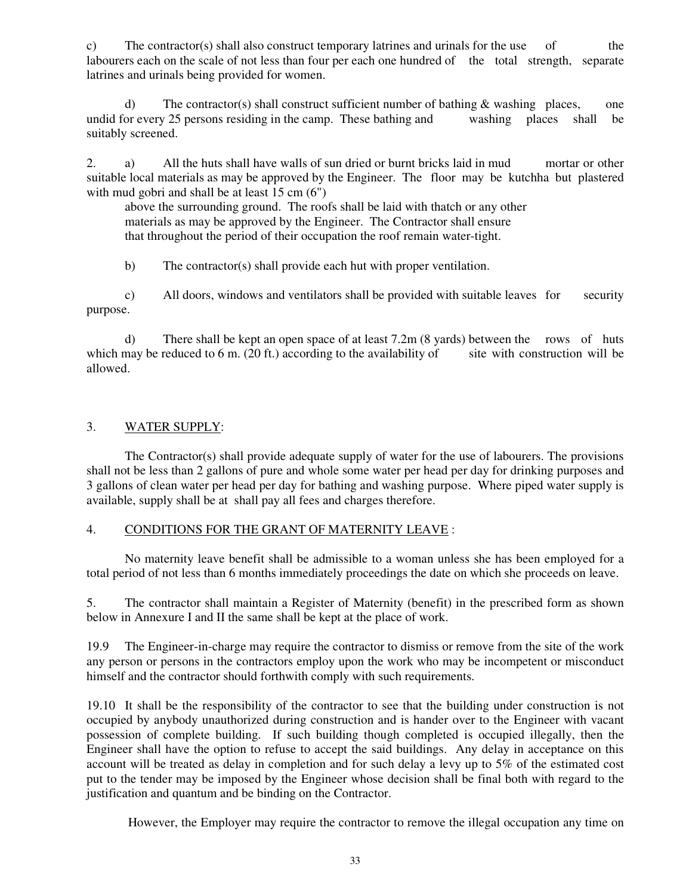c) The contractor(s) shall also construct temporary latrines and urinals for the use of the labourers each on the scale of not less than four per each one hundred of the total strength, separate latrines and urinals being provided for women.

d) The contractor(s) shall construct sufficient number of bathing & washing places, one undid for every 25 persons residing in the camp. These bathing and washing places shall be suitably screened.

2. a) All the huts shall have walls of sun dried or burnt bricks laid in mud mortar or other suitable local materials as may be approved by the Engineer. The floor may be kutchha but plastered with mud gobri and shall be at least 15 cm (6") above the surrounding ground. The roofs shall be laid with thatch or any other materials as may be approved by the Engineer. The Contractor shall ensure that throughout the period of their occupation the roof remain water-tight.

b) The contractor(s) shall provide each hut with proper ventilation.

c) All doors, windows and ventilators shall be provided with suitable leaves for security purpose.

d) There shall be kept an open space of at least 7.2m (8 yards) between the rows of huts which may be reduced to 6 m. (20 ft.) according to the availability of site with construction will be allowed.

3. WATER SUPPLY:

The Contractor(s) shall provide adequate supply of water for the use of labourers. The provisions shall not be less than 2 gallons of pure and whole some water per head per day for drinking purposes and 3 gallons of clean water per head per day for bathing and washing purpose. Where piped water supply is available, supply shall be at shall pay all fees and charges therefore.

4. CONDITIONS FOR THE GRANT OF MATERNITY LEAVE :

No maternity leave benefit shall be admissible to a woman unless she has been employed for a total period of not less than 6 months immediately proceedings the date on which she proceeds on leave.

5. The contractor shall maintain a Register of Maternity (benefit) in the prescribed form as shown below in Annexure I and II the same shall be kept at the place of work.

19.9 The Engineer-in-charge may require the contractor to dismiss or remove from the site of the work any person or persons in the contractors employ upon the work who may be incompetent or misconduct himself and the contractor should forthwith comply with such requirements.

19.10 It shall be the responsibility of the contractor to see that the building under construction is not occupied by anybody unauthorized during construction and is hander over to the Engineer with vacant possession of complete building. If such building though completed is occupied illegally, then the Engineer shall have the option to refuse to accept the said buildings. Any delay in acceptance on this account will be treated as delay in completion and for such delay a levy up to 5% of the estimated cost put to the tender may be imposed by the Engineer whose decision shall be final both with regard to the justification and quantum and be binding on the Contractor.

However, the Employer may require the contractor to remove the illegal occupation any time on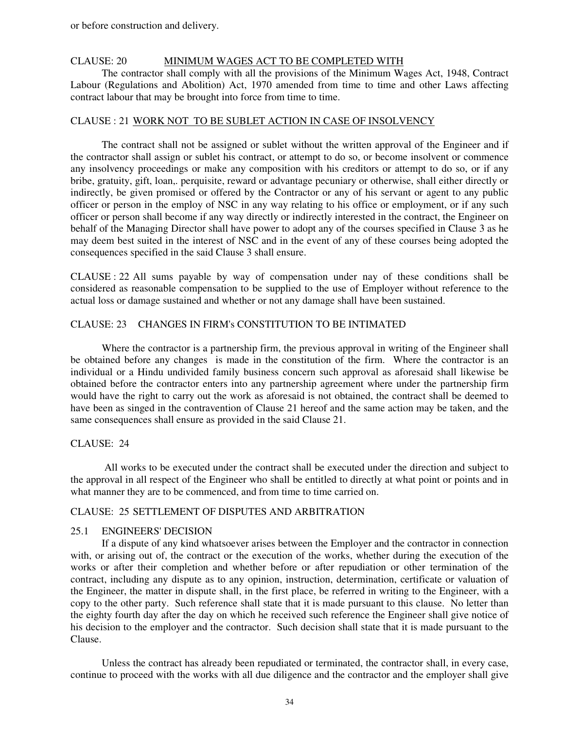or before construction and delivery.

### CLAUSE: 20 MINIMUM WAGES ACT TO BE COMPLETED WITH

The contractor shall comply with all the provisions of the Minimum Wages Act, 1948, Contract Labour (Regulations and Abolition) Act, 1970 amended from time to time and other Laws affecting contract labour that may be brought into force from time to time.

### CLAUSE : 21 WORK NOT TO BE SUBLET ACTION IN CASE OF INSOLVENCY

The contract shall not be assigned or sublet without the written approval of the Engineer and if the contractor shall assign or sublet his contract, or attempt to do so, or become insolvent or commence any insolvency proceedings or make any composition with his creditors or attempt to do so, or if any bribe, gratuity, gift, loan,. perquisite, reward or advantage pecuniary or otherwise, shall either directly or indirectly, be given promised or offered by the Contractor or any of his servant or agent to any public officer or person in the employ of NSC in any way relating to his office or employment, or if any such officer or person shall become if any way directly or indirectly interested in the contract, the Engineer on behalf of the Managing Director shall have power to adopt any of the courses specified in Clause 3 as he may deem best suited in the interest of NSC and in the event of any of these courses being adopted the consequences specified in the said Clause 3 shall ensure.

CLAUSE : 22 All sums payable by way of compensation under nay of these conditions shall be considered as reasonable compensation to be supplied to the use of Employer without reference to the actual loss or damage sustained and whether or not any damage shall have been sustained.

### CLAUSE: 23 CHANGES IN FIRM's CONSTITUTION TO BE INTIMATED

Where the contractor is a partnership firm, the previous approval in writing of the Engineer shall be obtained before any changes is made in the constitution of the firm. Where the contractor is an individual or a Hindu undivided family business concern such approval as aforesaid shall likewise be obtained before the contractor enters into any partnership agreement where under the partnership firm would have the right to carry out the work as aforesaid is not obtained, the contract shall be deemed to have been as singed in the contravention of Clause 21 hereof and the same action may be taken, and the same consequences shall ensure as provided in the said Clause 21.

### CLAUSE: 24

All works to be executed under the contract shall be executed under the direction and subject to the approval in all respect of the Engineer who shall be entitled to directly at what point or points and in what manner they are to be commenced, and from time to time carried on.

### CLAUSE: 25 SETTLEMENT OF DISPUTES AND ARBITRATION

#### 25.1 ENGINEERS' DECISION

If a dispute of any kind whatsoever arises between the Employer and the contractor in connection with, or arising out of, the contract or the execution of the works, whether during the execution of the works or after their completion and whether before or after repudiation or other termination of the contract, including any dispute as to any opinion, instruction, determination, certificate or valuation of the Engineer, the matter in dispute shall, in the first place, be referred in writing to the Engineer, with a copy to the other party. Such reference shall state that it is made pursuant to this clause. No letter than the eighty fourth day after the day on which he received such reference the Engineer shall give notice of his decision to the employer and the contractor. Such decision shall state that it is made pursuant to the Clause.

Unless the contract has already been repudiated or terminated, the contractor shall, in every case, continue to proceed with the works with all due diligence and the contractor and the employer shall give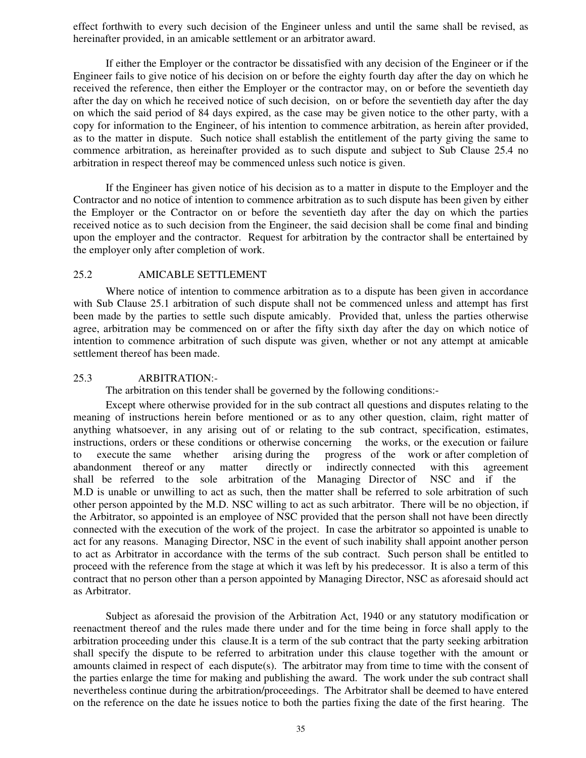effect forthwith to every such decision of the Engineer unless and until the same shall be revised, as hereinafter provided, in an amicable settlement or an arbitrator award.

If either the Employer or the contractor be dissatisfied with any decision of the Engineer or if the Engineer fails to give notice of his decision on or before the eighty fourth day after the day on which he received the reference, then either the Employer or the contractor may, on or before the seventieth day after the day on which he received notice of such decision, on or before the seventieth day after the day on which the said period of 84 days expired, as the case may be given notice to the other party, with a copy for information to the Engineer, of his intention to commence arbitration, as herein after provided, as to the matter in dispute. Such notice shall establish the entitlement of the party giving the same to commence arbitration, as hereinafter provided as to such dispute and subject to Sub Clause 25.4 no arbitration in respect thereof may be commenced unless such notice is given.

If the Engineer has given notice of his decision as to a matter in dispute to the Employer and the Contractor and no notice of intention to commence arbitration as to such dispute has been given by either the Employer or the Contractor on or before the seventieth day after the day on which the parties received notice as to such decision from the Engineer, the said decision shall be come final and binding upon the employer and the contractor. Request for arbitration by the contractor shall be entertained by the employer only after completion of work.

25.2 AMICABLE SETTLEMENT

Where notice of intention to commence arbitration as to a dispute has been given in accordance with Sub Clause 25.1 arbitration of such dispute shall not be commenced unless and attempt has first been made by the parties to settle such dispute amicably. Provided that, unless the parties otherwise agree, arbitration may be commenced on or after the fifty sixth day after the day on which notice of intention to commence arbitration of such dispute was given, whether or not any attempt at amicable settlement thereof has been made.

25.3 ARBITRATION:-

The arbitration on this tender shall be governed by the following conditions:-

Except where otherwise provided for in the sub contract all questions and disputes relating to the meaning of instructions herein before mentioned or as to any other question, claim, right matter of anything whatsoever, in any arising out of or relating to the sub contract, specification, estimates, instructions, orders or these conditions or otherwise concerning the works, or the execution or failure to execute the same whether arising during the progress of the work or after completion of abandonment thereof or any matter directly or indirectly connected with this agreement shall be referred to the sole arbitration of the Managing Director of NSC and if the M.D is unable or unwilling to act as such, then the matter shall be referred to sole arbitration of such other person appointed by the M.D. NSC willing to act as such arbitrator. There will be no objection, if the Arbitrator, so appointed is an employee of NSC provided that the person shall not have been directly connected with the execution of the work of the project. In case the arbitrator so appointed is unable to act for any reasons. Managing Director, NSC in the event of such inability shall appoint another person to act as Arbitrator in accordance with the terms of the sub contract. Such person shall be entitled to proceed with the reference from the stage at which it was left by his predecessor. It is also a term of this contract that no person other than a person appointed by Managing Director, NSC as aforesaid should act as Arbitrator.

Subject as aforesaid the provision of the Arbitration Act, 1940 or any statutory modification or reenactment thereof and the rules made there under and for the time being in force shall apply to the arbitration proceeding under this clause.It is a term of the sub contract that the party seeking arbitration shall specify the dispute to be referred to arbitration under this clause together with the amount or amounts claimed in respect of each dispute(s). The arbitrator may from time to time with the consent of the parties enlarge the time for making and publishing the award. The work under the sub contract shall nevertheless continue during the arbitration/proceedings. The Arbitrator shall be deemed to have entered on the reference on the date he issues notice to both the parties fixing the date of the first hearing. The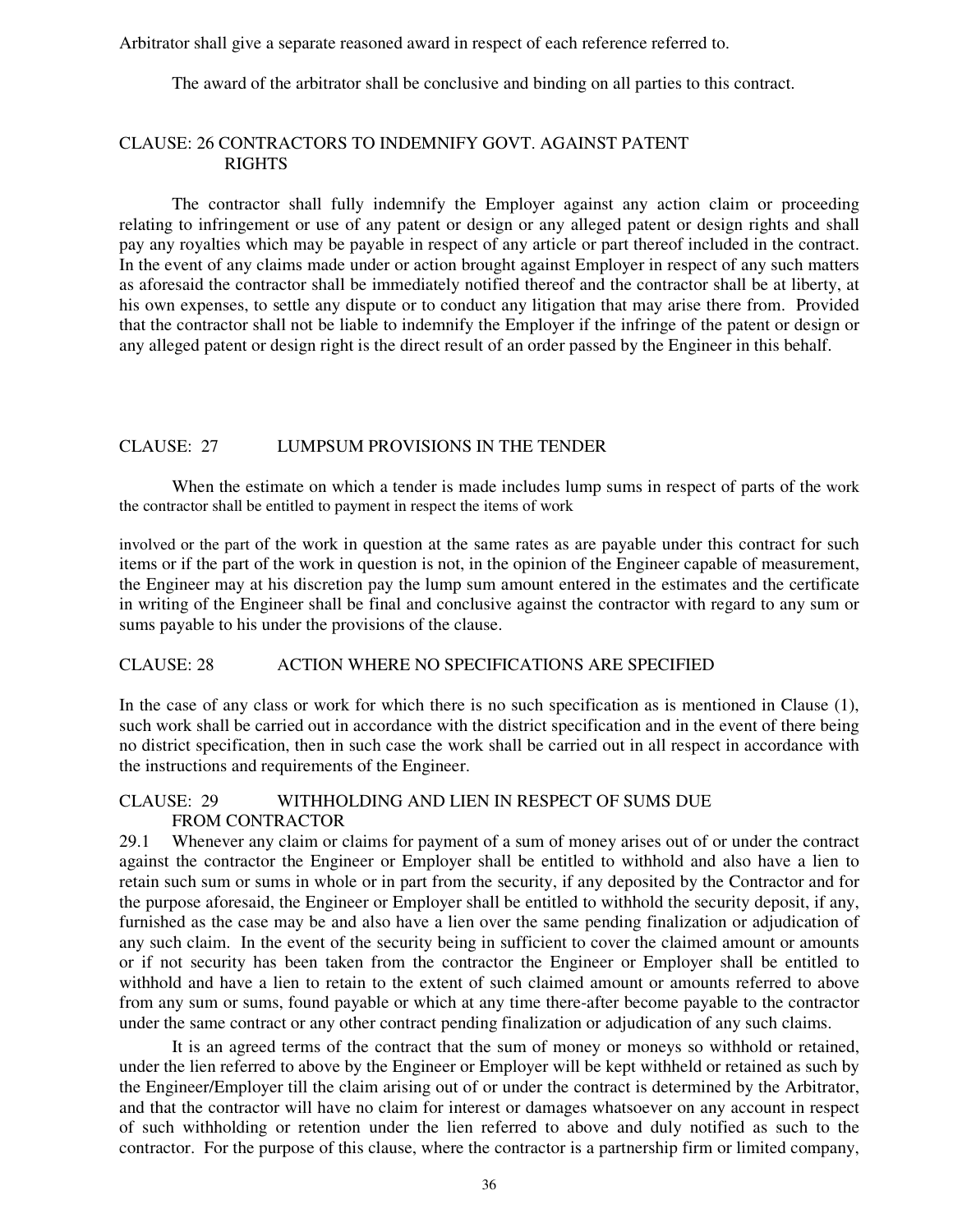Arbitrator shall give a separate reasoned award in respect of each reference referred to.

The award of the arbitrator shall be conclusive and binding on all parties to this contract.

### CLAUSE: 26 CONTRACTORS TO INDEMNIFY GOVT. AGAINST PATENT RIGHTS

The contractor shall fully indemnify the Employer against any action claim or proceeding relating to infringement or use of any patent or design or any alleged patent or design rights and shall pay any royalties which may be payable in respect of any article or part thereof included in the contract. In the event of any claims made under or action brought against Employer in respect of any such matters as aforesaid the contractor shall be immediately notified thereof and the contractor shall be at liberty, at his own expenses, to settle any dispute or to conduct any litigation that may arise there from. Provided that the contractor shall not be liable to indemnify the Employer if the infringe of the patent or design or any alleged patent or design right is the direct result of an order passed by the Engineer in this behalf.

### CLAUSE: 27 LUMPSUM PROVISIONS IN THE TENDER

When the estimate on which a tender is made includes lump sums in respect of parts of the work the contractor shall be entitled to payment in respect the items of work

involved or the part of the work in question at the same rates as are payable under this contract for such items or if the part of the work in question is not, in the opinion of the Engineer capable of measurement, the Engineer may at his discretion pay the lump sum amount entered in the estimates and the certificate in writing of the Engineer shall be final and conclusive against the contractor with regard to any sum or sums payable to his under the provisions of the clause.

### CLAUSE: 28 ACTION WHERE NO SPECIFICATIONS ARE SPECIFIED

In the case of any class or work for which there is no such specification as is mentioned in Clause (1), such work shall be carried out in accordance with the district specification and in the event of there being no district specification, then in such case the work shall be carried out in all respect in accordance with the instructions and requirements of the Engineer.

### CLAUSE: 29 WITHHOLDING AND LIEN IN RESPECT OF SUMS DUE FROM CONTRACTOR

29.1 Whenever any claim or claims for payment of a sum of money arises out of or under the contract against the contractor the Engineer or Employer shall be entitled to withhold and also have a lien to retain such sum or sums in whole or in part from the security, if any deposited by the Contractor and for the purpose aforesaid, the Engineer or Employer shall be entitled to withhold the security deposit, if any, furnished as the case may be and also have a lien over the same pending finalization or adjudication of any such claim. In the event of the security being in sufficient to cover the claimed amount or amounts or if not security has been taken from the contractor the Engineer or Employer shall be entitled to withhold and have a lien to retain to the extent of such claimed amount or amounts referred to above from any sum or sums, found payable or which at any time there-after become payable to the contractor under the same contract or any other contract pending finalization or adjudication of any such claims.

It is an agreed terms of the contract that the sum of money or moneys so withhold or retained, under the lien referred to above by the Engineer or Employer will be kept withheld or retained as such by the Engineer/Employer till the claim arising out of or under the contract is determined by the Arbitrator, and that the contractor will have no claim for interest or damages whatsoever on any account in respect of such withholding or retention under the lien referred to above and duly notified as such to the contractor. For the purpose of this clause, where the contractor is a partnership firm or limited company,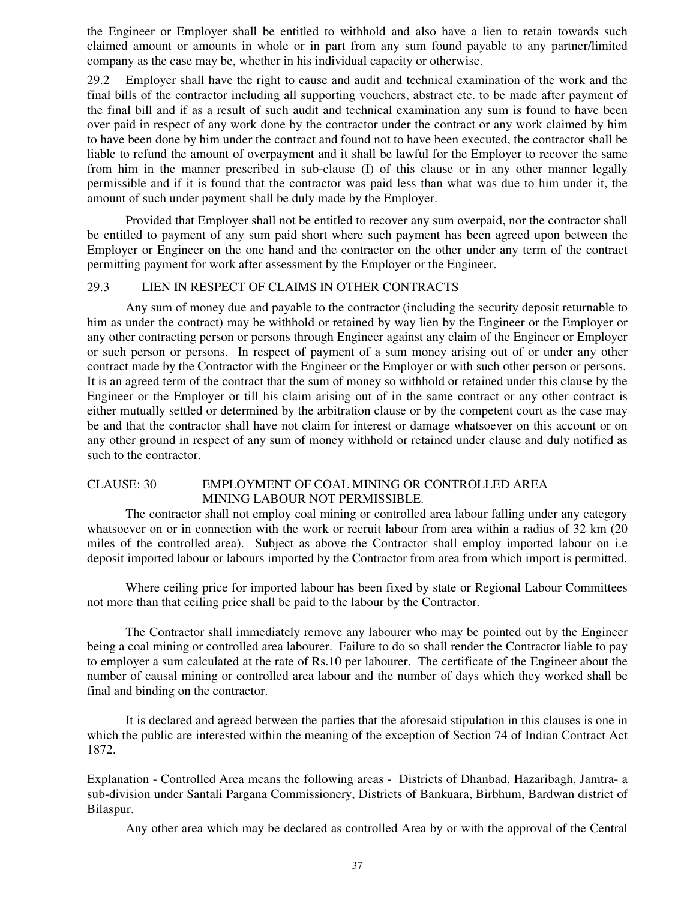the Engineer or Employer shall be entitled to withhold and also have a lien to retain towards such claimed amount or amounts in whole or in part from any sum found payable to any partner/limited company as the case may be, whether in his individual capacity or otherwise.

29.2 Employer shall have the right to cause and audit and technical examination of the work and the final bills of the contractor including all supporting vouchers, abstract etc. to be made after payment of the final bill and if as a result of such audit and technical examination any sum is found to have been over paid in respect of any work done by the contractor under the contract or any work claimed by him to have been done by him under the contract and found not to have been executed, the contractor shall be liable to refund the amount of overpayment and it shall be lawful for the Employer to recover the same from him in the manner prescribed in sub-clause (I) of this clause or in any other manner legally permissible and if it is found that the contractor was paid less than what was due to him under it, the amount of such under payment shall be duly made by the Employer.

Provided that Employer shall not be entitled to recover any sum overpaid, nor the contractor shall be entitled to payment of any sum paid short where such payment has been agreed upon between the Employer or Engineer on the one hand and the contractor on the other under any term of the contract permitting payment for work after assessment by the Employer or the Engineer.

### 29.3 LIEN IN RESPECT OF CLAIMS IN OTHER CONTRACTS

Any sum of money due and payable to the contractor (including the security deposit returnable to him as under the contract) may be withhold or retained by way lien by the Engineer or the Employer or any other contracting person or persons through Engineer against any claim of the Engineer or Employer or such person or persons. In respect of payment of a sum money arising out of or under any other contract made by the Contractor with the Engineer or the Employer or with such other person or persons. It is an agreed term of the contract that the sum of money so withhold or retained under this clause by the Engineer or the Employer or till his claim arising out of in the same contract or any other contract is either mutually settled or determined by the arbitration clause or by the competent court as the case may be and that the contractor shall have not claim for interest or damage whatsoever on this account or on any other ground in respect of any sum of money withhold or retained under clause and duly notified as such to the contractor.

## CLAUSE: 30 EMPLOYMENT OF COAL MINING OR CONTROLLED AREA MINING LABOUR NOT PERMISSIBLE.

The contractor shall not employ coal mining or controlled area labour falling under any category whatsoever on or in connection with the work or recruit labour from area within a radius of 32 km (20 miles of the controlled area). Subject as above the Contractor shall employ imported labour on i.e deposit imported labour or labours imported by the Contractor from area from which import is permitted.

Where ceiling price for imported labour has been fixed by state or Regional Labour Committees not more than that ceiling price shall be paid to the labour by the Contractor.

The Contractor shall immediately remove any labourer who may be pointed out by the Engineer being a coal mining or controlled area labourer. Failure to do so shall render the Contractor liable to pay to employer a sum calculated at the rate of Rs.10 per labourer. The certificate of the Engineer about the number of causal mining or controlled area labour and the number of days which they worked shall be final and binding on the contractor.

It is declared and agreed between the parties that the aforesaid stipulation in this clauses is one in which the public are interested within the meaning of the exception of Section 74 of Indian Contract Act 1872.

Explanation - Controlled Area means the following areas - Districts of Dhanbad, Hazaribagh, Jamtra- a sub-division under Santali Pargana Commissionery, Districts of Bankuara, Birbhum, Bardwan district of Bilaspur.

Any other area which may be declared as controlled Area by or with the approval of the Central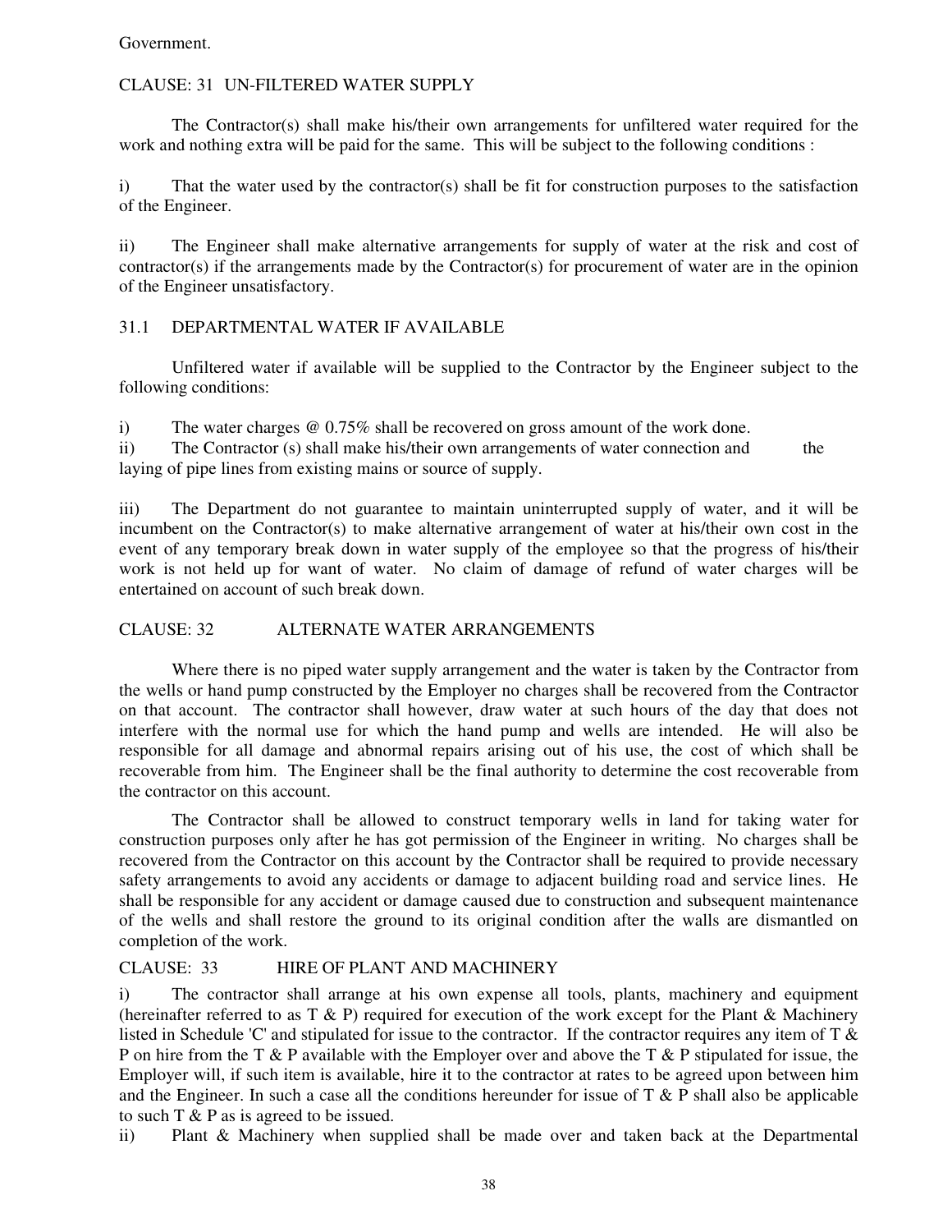Government.

CLAUSE: 31 UN-FILTERED WATER SUPPLY

The Contractor(s) shall make his/their own arrangements for unfiltered water required for the work and nothing extra will be paid for the same. This will be subject to the following conditions :

i) That the water used by the contractor(s) shall be fit for construction purposes to the satisfaction of the Engineer.

ii) The Engineer shall make alternative arrangements for supply of water at the risk and cost of contractor(s) if the arrangements made by the Contractor(s) for procurement of water are in the opinion of the Engineer unsatisfactory.

31.1 DEPARTMENTAL WATER IF AVAILABLE

Unfiltered water if available will be supplied to the Contractor by the Engineer subject to the following conditions:

i) The water charges @ 0.75% shall be recovered on gross amount of the work done.

ii) The Contractor (s) shall make his/their own arrangements of water connection and the laying of pipe lines from existing mains or source of supply.

iii) The Department do not guarantee to maintain uninterrupted supply of water, and it will be incumbent on the Contractor(s) to make alternative arrangement of water at his/their own cost in the event of any temporary break down in water supply of the employee so that the progress of his/their work is not held up for want of water. No claim of damage of refund of water charges will be entertained on account of such break down.

CLAUSE: 32 ALTERNATE WATER ARRANGEMENTS

Where there is no piped water supply arrangement and the water is taken by the Contractor from the wells or hand pump constructed by the Employer no charges shall be recovered from the Contractor on that account. The contractor shall however, draw water at such hours of the day that does not interfere with the normal use for which the hand pump and wells are intended. He will also be responsible for all damage and abnormal repairs arising out of his use, the cost of which shall be recoverable from him. The Engineer shall be the final authority to determine the cost recoverable from the contractor on this account.

The Contractor shall be allowed to construct temporary wells in land for taking water for construction purposes only after he has got permission of the Engineer in writing. No charges shall be recovered from the Contractor on this account by the Contractor shall be required to provide necessary safety arrangements to avoid any accidents or damage to adjacent building road and service lines. He shall be responsible for any accident or damage caused due to construction and subsequent maintenance of the wells and shall restore the ground to its original condition after the walls are dismantled on completion of the work.

CLAUSE: 33 HIRE OF PLANT AND MACHINERY

i) The contractor shall arrange at his own expense all tools, plants, machinery and equipment (hereinafter referred to as T & P) required for execution of the work except for the Plant & Machinery listed in Schedule 'C' and stipulated for issue to the contractor. If the contractor requires any item of T & P on hire from the T & P available with the Employer over and above the T & P stipulated for issue, the Employer will, if such item is available, hire it to the contractor at rates to be agreed upon between him and the Engineer. In such a case all the conditions hereunder for issue of T & P shall also be applicable to such T & P as is agreed to be issued.

ii) Plant & Machinery when supplied shall be made over and taken back at the Departmental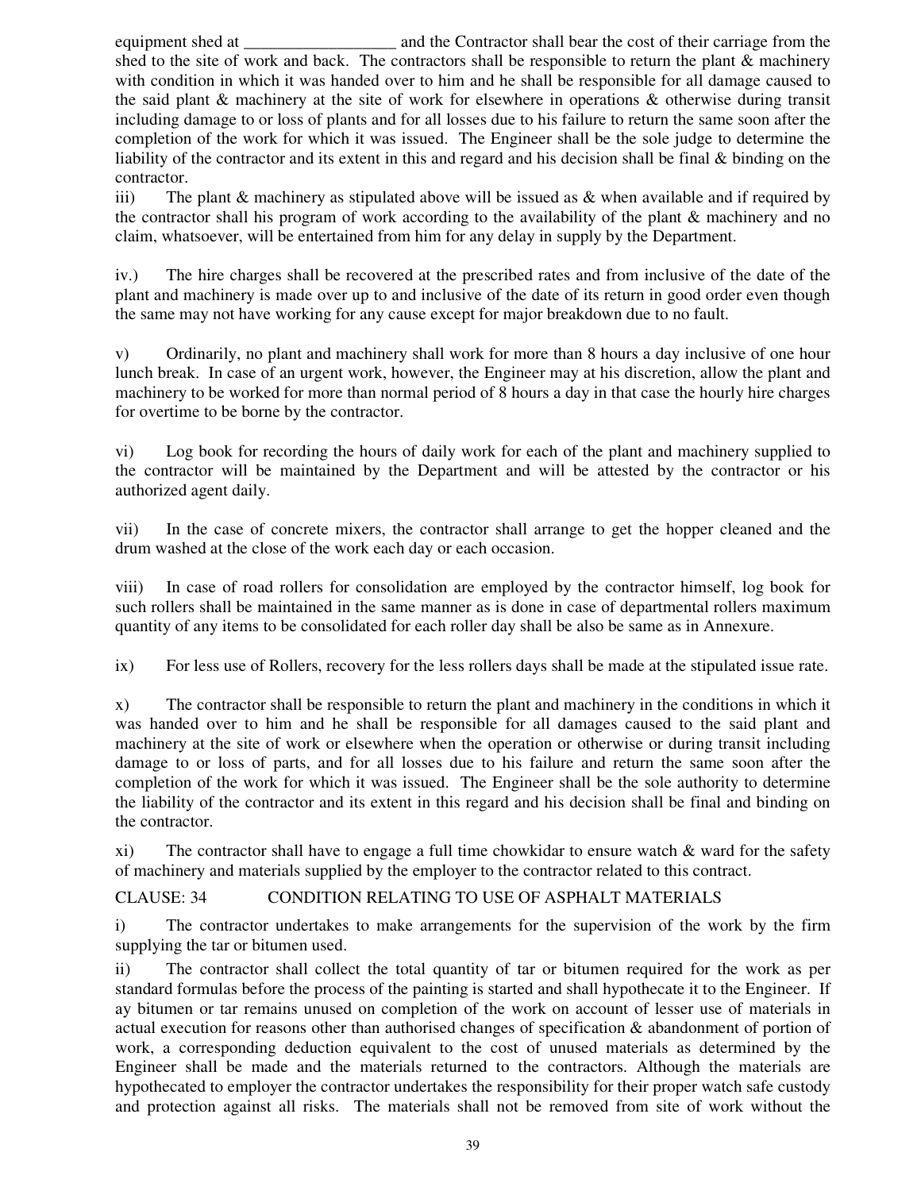equipment shed at __________________ and the Contractor shall bear the cost of their carriage from the shed to the site of work and back. The contractors shall be responsible to return the plant & machinery with condition in which it was handed over to him and he shall be responsible for all damage caused to the said plant & machinery at the site of work for elsewhere in operations & otherwise during transit including damage to or loss of plants and for all losses due to his failure to return the same soon after the completion of the work for which it was issued. The Engineer shall be the sole judge to determine the liability of the contractor and its extent in this and regard and his decision shall be final & binding on the contractor.

iii) The plant & machinery as stipulated above will be issued as & when available and if required by the contractor shall his program of work according to the availability of the plant & machinery and no claim, whatsoever, will be entertained from him for any delay in supply by the Department.

iv.) The hire charges shall be recovered at the prescribed rates and from inclusive of the date of the plant and machinery is made over up to and inclusive of the date of its return in good order even though the same may not have working for any cause except for major breakdown due to no fault.

v) Ordinarily, no plant and machinery shall work for more than 8 hours a day inclusive of one hour lunch break. In case of an urgent work, however, the Engineer may at his discretion, allow the plant and machinery to be worked for more than normal period of 8 hours a day in that case the hourly hire charges for overtime to be borne by the contractor.

vi) Log book for recording the hours of daily work for each of the plant and machinery supplied to the contractor will be maintained by the Department and will be attested by the contractor or his authorized agent daily.

vii) In the case of concrete mixers, the contractor shall arrange to get the hopper cleaned and the drum washed at the close of the work each day or each occasion.

viii) In case of road rollers for consolidation are employed by the contractor himself, log book for such rollers shall be maintained in the same manner as is done in case of departmental rollers maximum quantity of any items to be consolidated for each roller day shall be also be same as in Annexure.

ix) For less use of Rollers, recovery for the less rollers days shall be made at the stipulated issue rate.

x) The contractor shall be responsible to return the plant and machinery in the conditions in which it was handed over to him and he shall be responsible for all damages caused to the said plant and machinery at the site of work or elsewhere when the operation or otherwise or during transit including damage to or loss of parts, and for all losses due to his failure and return the same soon after the completion of the work for which it was issued. The Engineer shall be the sole authority to determine the liability of the contractor and its extent in this regard and his decision shall be final and binding on the contractor.

xi) The contractor shall have to engage a full time chowkidar to ensure watch & ward for the safety of machinery and materials supplied by the employer to the contractor related to this contract.

## CLAUSE: 34 CONDITION RELATING TO USE OF ASPHALT MATERIALS

i) The contractor undertakes to make arrangements for the supervision of the work by the firm supplying the tar or bitumen used.

ii) The contractor shall collect the total quantity of tar or bitumen required for the work as per standard formulas before the process of the painting is started and shall hypothecate it to the Engineer. If ay bitumen or tar remains unused on completion of the work on account of lesser use of materials in actual execution for reasons other than authorised changes of specification & abandonment of portion of work, a corresponding deduction equivalent to the cost of unused materials as determined by the Engineer shall be made and the materials returned to the contractors. Although the materials are hypothecated to employer the contractor undertakes the responsibility for their proper watch safe custody and protection against all risks. The materials shall not be removed from site of work without the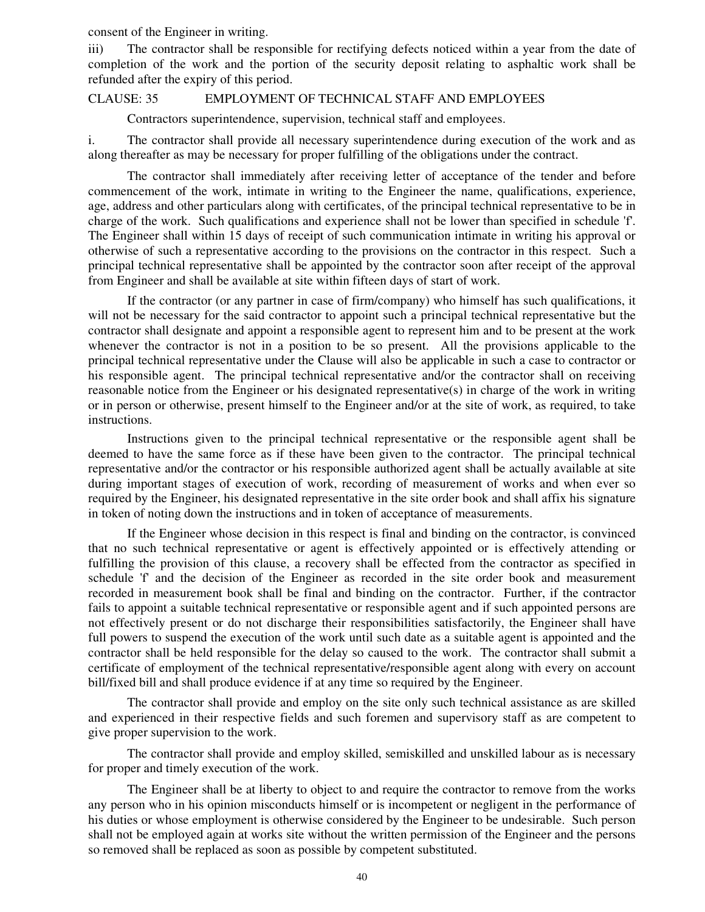consent of the Engineer in writing.

iii) The contractor shall be responsible for rectifying defects noticed within a year from the date of completion of the work and the portion of the security deposit relating to asphaltic work shall be refunded after the expiry of this period.

CLAUSE: 35 EMPLOYMENT OF TECHNICAL STAFF AND EMPLOYEES

Contractors superintendence, supervision, technical staff and employees.

i. The contractor shall provide all necessary superintendence during execution of the work and as along thereafter as may be necessary for proper fulfilling of the obligations under the contract.

The contractor shall immediately after receiving letter of acceptance of the tender and before commencement of the work, intimate in writing to the Engineer the name, qualifications, experience, age, address and other particulars along with certificates, of the principal technical representative to be in charge of the work. Such qualifications and experience shall not be lower than specified in schedule 'f'. The Engineer shall within 15 days of receipt of such communication intimate in writing his approval or otherwise of such a representative according to the provisions on the contractor in this respect. Such a principal technical representative shall be appointed by the contractor soon after receipt of the approval from Engineer and shall be available at site within fifteen days of start of work.

If the contractor (or any partner in case of firm/company) who himself has such qualifications, it will not be necessary for the said contractor to appoint such a principal technical representative but the contractor shall designate and appoint a responsible agent to represent him and to be present at the work whenever the contractor is not in a position to be so present. All the provisions applicable to the principal technical representative under the Clause will also be applicable in such a case to contractor or his responsible agent. The principal technical representative and/or the contractor shall on receiving reasonable notice from the Engineer or his designated representative(s) in charge of the work in writing or in person or otherwise, present himself to the Engineer and/or at the site of work, as required, to take instructions.

Instructions given to the principal technical representative or the responsible agent shall be deemed to have the same force as if these have been given to the contractor. The principal technical representative and/or the contractor or his responsible authorized agent shall be actually available at site during important stages of execution of work, recording of measurement of works and when ever so required by the Engineer, his designated representative in the site order book and shall affix his signature in token of noting down the instructions and in token of acceptance of measurements.

If the Engineer whose decision in this respect is final and binding on the contractor, is convinced that no such technical representative or agent is effectively appointed or is effectively attending or fulfilling the provision of this clause, a recovery shall be effected from the contractor as specified in schedule 'f' and the decision of the Engineer as recorded in the site order book and measurement recorded in measurement book shall be final and binding on the contractor. Further, if the contractor fails to appoint a suitable technical representative or responsible agent and if such appointed persons are not effectively present or do not discharge their responsibilities satisfactorily, the Engineer shall have full powers to suspend the execution of the work until such date as a suitable agent is appointed and the contractor shall be held responsible for the delay so caused to the work. The contractor shall submit a certificate of employment of the technical representative/responsible agent along with every on account bill/fixed bill and shall produce evidence if at any time so required by the Engineer.

The contractor shall provide and employ on the site only such technical assistance as are skilled and experienced in their respective fields and such foremen and supervisory staff as are competent to give proper supervision to the work.

The contractor shall provide and employ skilled, semiskilled and unskilled labour as is necessary for proper and timely execution of the work.

The Engineer shall be at liberty to object to and require the contractor to remove from the works any person who in his opinion misconducts himself or is incompetent or negligent in the performance of his duties or whose employment is otherwise considered by the Engineer to be undesirable. Such person shall not be employed again at works site without the written permission of the Engineer and the persons so removed shall be replaced as soon as possible by competent substituted.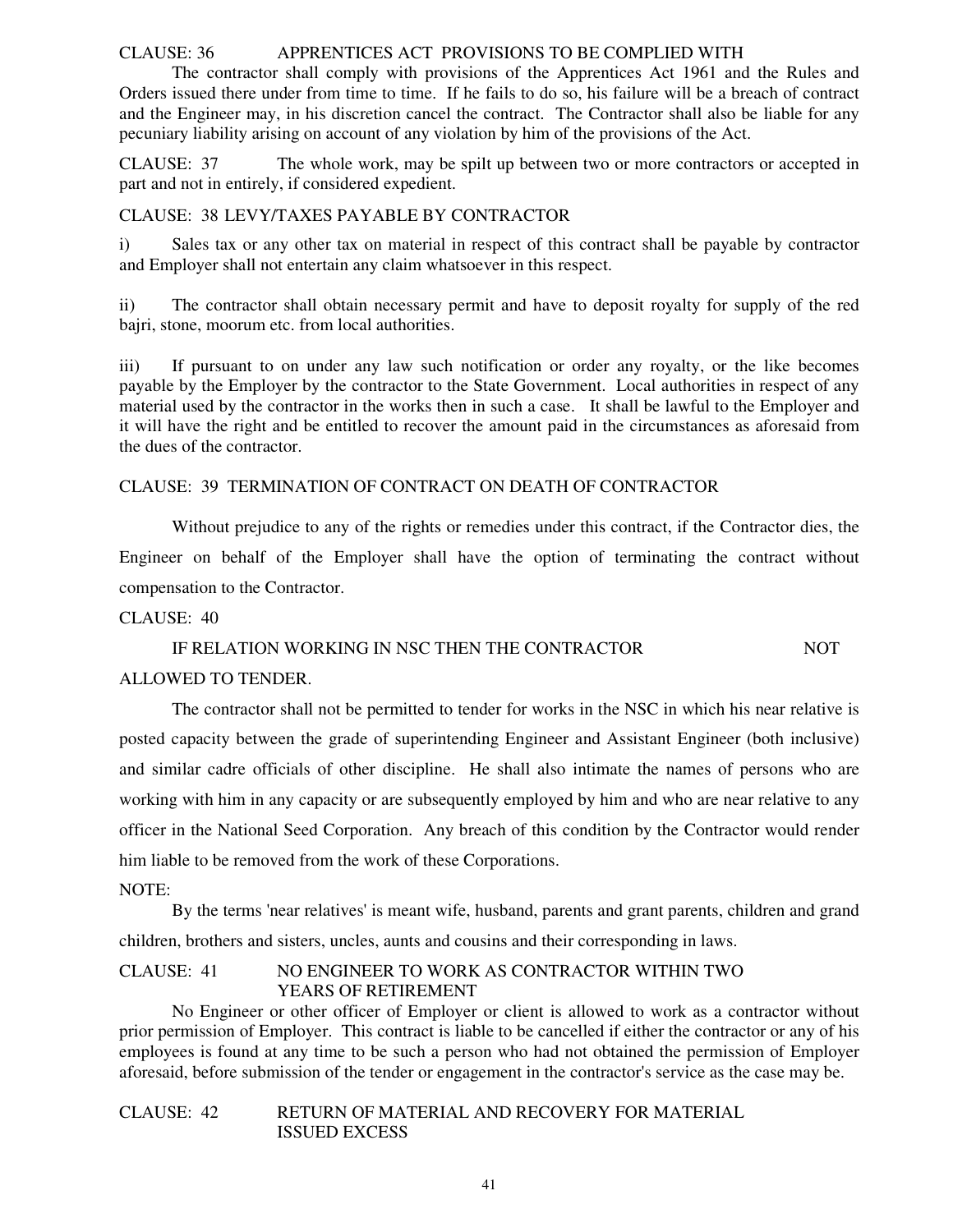CLAUSE: 36 APPRENTICES ACT PROVISIONS TO BE COMPLIED WITH

The contractor shall comply with provisions of the Apprentices Act 1961 and the Rules and Orders issued there under from time to time. If he fails to do so, his failure will be a breach of contract and the Engineer may, in his discretion cancel the contract. The Contractor shall also be liable for any pecuniary liability arising on account of any violation by him of the provisions of the Act.

CLAUSE: 37 The whole work, may be spilt up between two or more contractors or accepted in part and not in entirely, if considered expedient.

CLAUSE: 38 LEVY/TAXES PAYABLE BY CONTRACTOR

i) Sales tax or any other tax on material in respect of this contract shall be payable by contractor and Employer shall not entertain any claim whatsoever in this respect.

ii) The contractor shall obtain necessary permit and have to deposit royalty for supply of the red bajri, stone, moorum etc. from local authorities.

iii) If pursuant to on under any law such notification or order any royalty, or the like becomes payable by the Employer by the contractor to the State Government. Local authorities in respect of any material used by the contractor in the works then in such a case. It shall be lawful to the Employer and it will have the right and be entitled to recover the amount paid in the circumstances as aforesaid from the dues of the contractor.

CLAUSE: 39 TERMINATION OF CONTRACT ON DEATH OF CONTRACTOR

Without prejudice to any of the rights or remedies under this contract, if the Contractor dies, the Engineer on behalf of the Employer shall have the option of terminating the contract without compensation to the Contractor.

CLAUSE: 40

IF RELATION WORKING IN NSC THEN THE CONTRACTOR NOT ALLOWED TO TENDER.

The contractor shall not be permitted to tender for works in the NSC in which his near relative is posted capacity between the grade of superintending Engineer and Assistant Engineer (both inclusive) and similar cadre officials of other discipline. He shall also intimate the names of persons who are working with him in any capacity or are subsequently employed by him and who are near relative to any officer in the National Seed Corporation. Any breach of this condition by the Contractor would render him liable to be removed from the work of these Corporations.

NOTE:

By the terms 'near relatives' is meant wife, husband, parents and grant parents, children and grand children, brothers and sisters, uncles, aunts and cousins and their corresponding in laws.

CLAUSE: 41 NO ENGINEER TO WORK AS CONTRACTOR WITHIN TWO YEARS OF RETIREMENT

No Engineer or other officer of Employer or client is allowed to work as a contractor without prior permission of Employer. This contract is liable to be cancelled if either the contractor or any of his employees is found at any time to be such a person who had not obtained the permission of Employer aforesaid, before submission of the tender or engagement in the contractor's service as the case may be.

CLAUSE: 42 RETURN OF MATERIAL AND RECOVERY FOR MATERIAL ISSUED EXCESS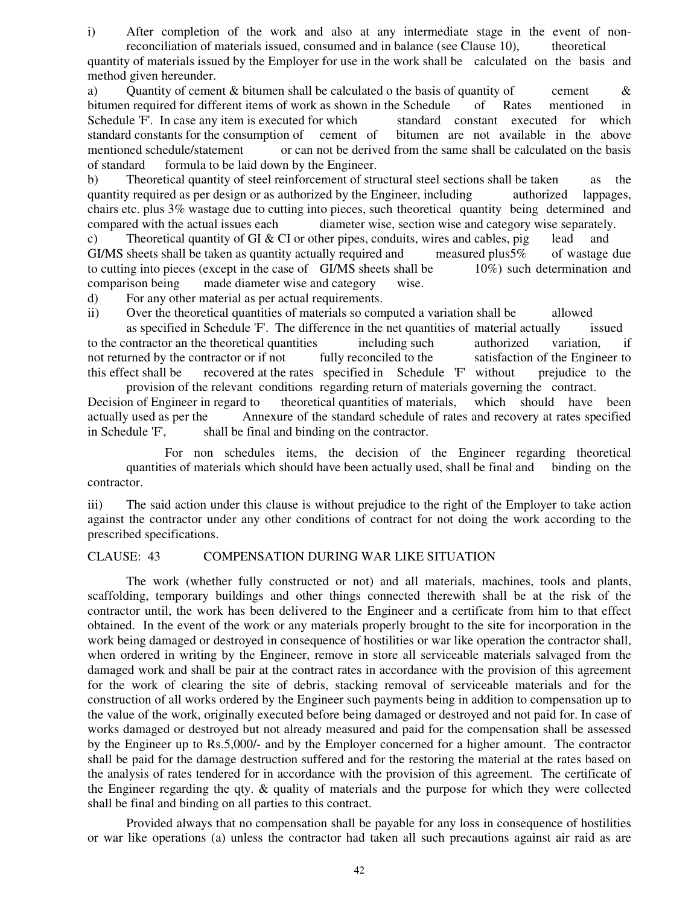i) After completion of the work and also at any intermediate stage in the event of non-reconciliation of materials issued, consumed and in balance (see Clause 10), theoretical quantity of materials issued by the Employer for use in the work shall be calculated on the basis and method given hereunder.

a) Quantity of cement & bitumen shall be calculated o the basis of quantity of cement & bitumen required for different items of work as shown in the Schedule of Rates mentioned in Schedule 'F'. In case any item is executed for which standard constant executed for which standard constants for the consumption of cement of bitumen are not available in the above mentioned schedule/statement or can not be derived from the same shall be calculated on the basis of standard formula to be laid down by the Engineer.

b) Theoretical quantity of steel reinforcement of structural steel sections shall be taken as the quantity required as per design or as authorized by the Engineer, including authorized lappages, chairs etc. plus 3% wastage due to cutting into pieces, such theoretical quantity being determined and compared with the actual issues each diameter wise, section wise and category wise separately.

c) Theoretical quantity of GI & CI or other pipes, conduits, wires and cables, pig lead and GI/MS sheets shall be taken as quantity actually required and measured plus5% of wastage due to cutting into pieces (except in the case of GI/MS sheets shall be 10%) such determination and comparison being made diameter wise and category wise.

d) For any other material as per actual requirements.

ii) Over the theoretical quantities of materials so computed a variation shall be allowed as specified in Schedule 'F'. The difference in the net quantities of material actually issued to the contractor an the theoretical quantities including such authorized variation, if not returned by the contractor or if not fully reconciled to the satisfaction of the Engineer to this effect shall be recovered at the rates specified in Schedule 'F' without prejudice to the provision of the relevant conditions regarding return of materials governing the contract. Decision of Engineer in regard to theoretical quantities of materials, which should have been actually used as per the Annexure of the standard schedule of rates and recovery at rates specified in Schedule 'F', shall be final and binding on the contractor.

For non schedules items, the decision of the Engineer regarding theoretical quantities of materials which should have been actually used, shall be final and binding on the contractor.

iii) The said action under this clause is without prejudice to the right of the Employer to take action against the contractor under any other conditions of contract for not doing the work according to the prescribed specifications.

## CLAUSE: 43 COMPENSATION DURING WAR LIKE SITUATION

The work (whether fully constructed or not) and all materials, machines, tools and plants, scaffolding, temporary buildings and other things connected therewith shall be at the risk of the contractor until, the work has been delivered to the Engineer and a certificate from him to that effect obtained. In the event of the work or any materials properly brought to the site for incorporation in the work being damaged or destroyed in consequence of hostilities or war like operation the contractor shall, when ordered in writing by the Engineer, remove in store all serviceable materials salvaged from the damaged work and shall be pair at the contract rates in accordance with the provision of this agreement for the work of clearing the site of debris, stacking removal of serviceable materials and for the construction of all works ordered by the Engineer such payments being in addition to compensation up to the value of the work, originally executed before being damaged or destroyed and not paid for. In case of works damaged or destroyed but not already measured and paid for the compensation shall be assessed by the Engineer up to Rs.5,000/- and by the Employer concerned for a higher amount. The contractor shall be paid for the damage destruction suffered and for the restoring the material at the rates based on the analysis of rates tendered for in accordance with the provision of this agreement. The certificate of the Engineer regarding the qty. & quality of materials and the purpose for which they were collected shall be final and binding on all parties to this contract.

Provided always that no compensation shall be payable for any loss in consequence of hostilities or war like operations (a) unless the contractor had taken all such precautions against air raid as are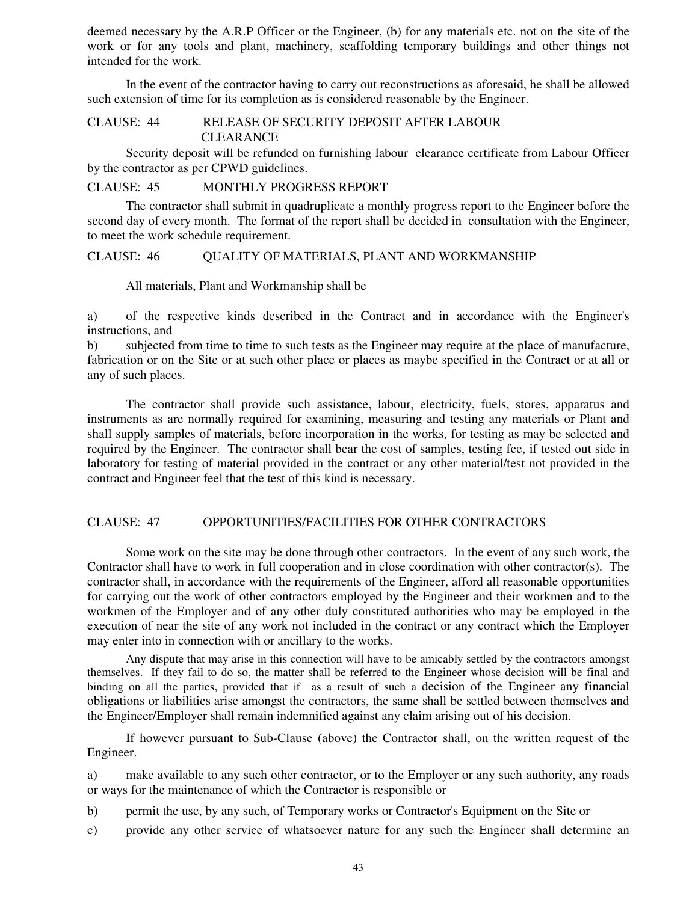deemed necessary by the A.R.P Officer or the Engineer, (b) for any materials etc. not on the site of the work or for any tools and plant, machinery, scaffolding temporary buildings and other things not intended for the work.

In the event of the contractor having to carry out reconstructions as aforesaid, he shall be allowed such extension of time for its completion as is considered reasonable by the Engineer.

### CLAUSE: 44 RELEASE OF SECURITY DEPOSIT AFTER LABOUR CLEARANCE

Security deposit will be refunded on furnishing labour clearance certificate from Labour Officer by the contractor as per CPWD guidelines.

### CLAUSE: 45 MONTHLY PROGRESS REPORT

The contractor shall submit in quadruplicate a monthly progress report to the Engineer before the second day of every month. The format of the report shall be decided in consultation with the Engineer, to meet the work schedule requirement.

### CLAUSE: 46 QUALITY OF MATERIALS, PLANT AND WORKMANSHIP

All materials, Plant and Workmanship shall be

a) of the respective kinds described in the Contract and in accordance with the Engineer's instructions, and

b) subjected from time to time to such tests as the Engineer may require at the place of manufacture, fabrication or on the Site or at such other place or places as maybe specified in the Contract or at all or any of such places.

The contractor shall provide such assistance, labour, electricity, fuels, stores, apparatus and instruments as are normally required for examining, measuring and testing any materials or Plant and shall supply samples of materials, before incorporation in the works, for testing as may be selected and required by the Engineer. The contractor shall bear the cost of samples, testing fee, if tested out side in laboratory for testing of material provided in the contract or any other material/test not provided in the contract and Engineer feel that the test of this kind is necessary.

### CLAUSE: 47 OPPORTUNITIES/FACILITIES FOR OTHER CONTRACTORS

Some work on the site may be done through other contractors. In the event of any such work, the Contractor shall have to work in full cooperation and in close coordination with other contractor(s). The contractor shall, in accordance with the requirements of the Engineer, afford all reasonable opportunities for carrying out the work of other contractors employed by the Engineer and their workmen and to the workmen of the Employer and of any other duly constituted authorities who may be employed in the execution of near the site of any work not included in the contract or any contract which the Employer may enter into in connection with or ancillary to the works.

Any dispute that may arise in this connection will have to be amicably settled by the contractors amongst themselves. If they fail to do so, the matter shall be referred to the Engineer whose decision will be final and binding on all the parties, provided that if as a result of such a decision of the Engineer any financial obligations or liabilities arise amongst the contractors, the same shall be settled between themselves and the Engineer/Employer shall remain indemnified against any claim arising out of his decision.

If however pursuant to Sub-Clause (above) the Contractor shall, on the written request of the Engineer.

a) make available to any such other contractor, or to the Employer or any such authority, any roads or ways for the maintenance of which the Contractor is responsible or

b) permit the use, by any such, of Temporary works or Contractor's Equipment on the Site or

c) provide any other service of whatsoever nature for any such the Engineer shall determine an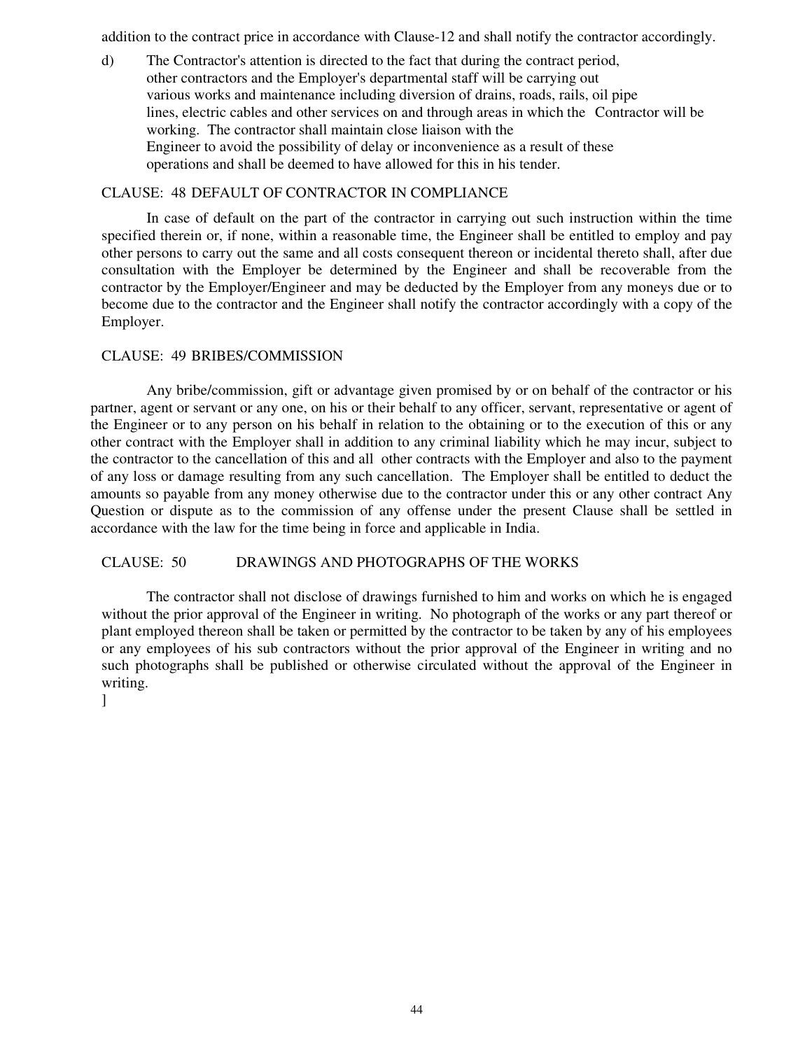addition to the contract price in accordance with Clause-12 and shall notify the contractor accordingly.

d) The Contractor's attention is directed to the fact that during the contract period, other contractors and the Employer's departmental staff will be carrying out various works and maintenance including diversion of drains, roads, rails, oil pipe lines, electric cables and other services on and through areas in which the Contractor will be working. The contractor shall maintain close liaison with the Engineer to avoid the possibility of delay or inconvenience as a result of these operations and shall be deemed to have allowed for this in his tender.

## CLAUSE: 48 DEFAULT OF CONTRACTOR IN COMPLIANCE

In case of default on the part of the contractor in carrying out such instruction within the time specified therein or, if none, within a reasonable time, the Engineer shall be entitled to employ and pay other persons to carry out the same and all costs consequent thereon or incidental thereto shall, after due consultation with the Employer be determined by the Engineer and shall be recoverable from the contractor by the Employer/Engineer and may be deducted by the Employer from any moneys due or to become due to the contractor and the Engineer shall notify the contractor accordingly with a copy of the Employer.

## CLAUSE: 49 BRIBES/COMMISSION

Any bribe/commission, gift or advantage given promised by or on behalf of the contractor or his partner, agent or servant or any one, on his or their behalf to any officer, servant, representative or agent of the Engineer or to any person on his behalf in relation to the obtaining or to the execution of this or any other contract with the Employer shall in addition to any criminal liability which he may incur, subject to the contractor to the cancellation of this and all other contracts with the Employer and also to the payment of any loss or damage resulting from any such cancellation. The Employer shall be entitled to deduct the amounts so payable from any money otherwise due to the contractor under this or any other contract Any Question or dispute as to the commission of any offense under the present Clause shall be settled in accordance with the law for the time being in force and applicable in India.

## CLAUSE: 50 DRAWINGS AND PHOTOGRAPHS OF THE WORKS

The contractor shall not disclose of drawings furnished to him and works on which he is engaged without the prior approval of the Engineer in writing. No photograph of the works or any part thereof or plant employed thereon shall be taken or permitted by the contractor to be taken by any of his employees or any employees of his sub contractors without the prior approval of the Engineer in writing and no such photographs shall be published or otherwise circulated without the approval of the Engineer in writing.
]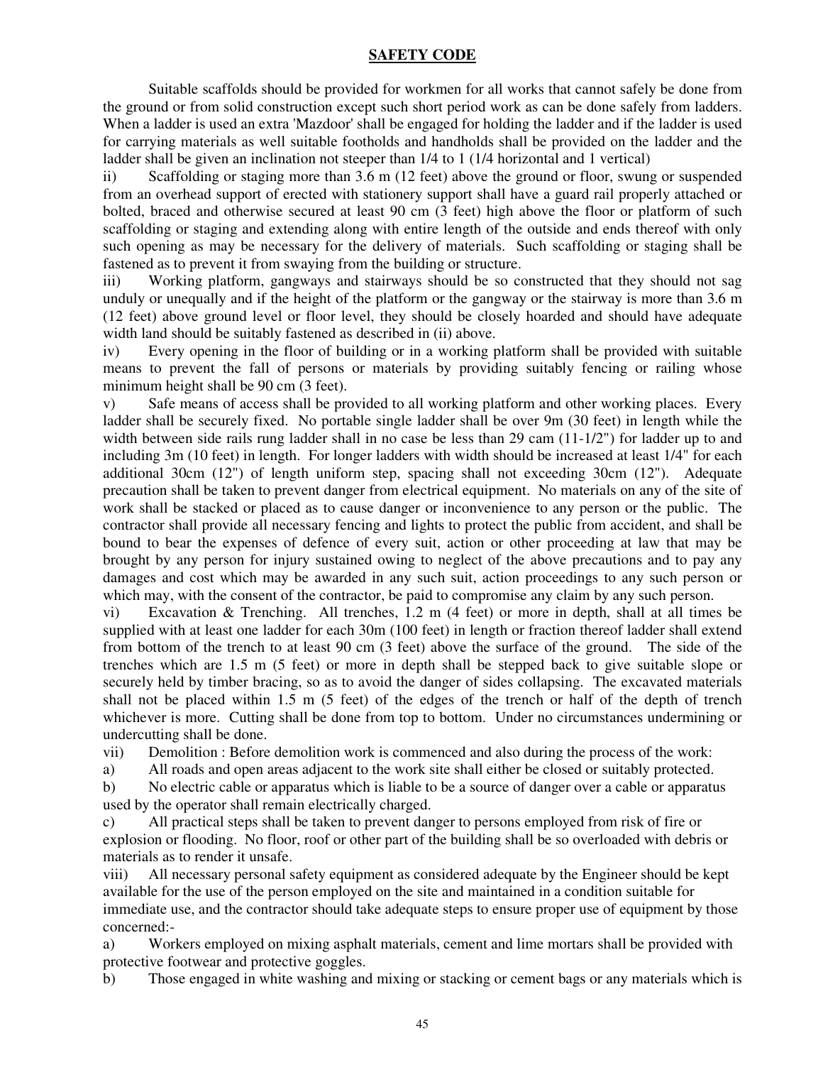# SAFETY CODE

Suitable scaffolds should be provided for workmen for all works that cannot safely be done from the ground or from solid construction except such short period work as can be done safely from ladders. When a ladder is used an extra 'Mazdoor' shall be engaged for holding the ladder and if the ladder is used for carrying materials as well suitable footholds and handholds shall be provided on the ladder and the ladder shall be given an inclination not steeper than 1/4 to 1 (1/4 horizontal and 1 vertical)

ii) Scaffolding or staging more than 3.6 m (12 feet) above the ground or floor, swung or suspended from an overhead support of erected with stationery support shall have a guard rail properly attached or bolted, braced and otherwise secured at least 90 cm (3 feet) high above the floor or platform of such scaffolding or staging and extending along with entire length of the outside and ends thereof with only such opening as may be necessary for the delivery of materials. Such scaffolding or staging shall be fastened as to prevent it from swaying from the building or structure.

iii) Working platform, gangways and stairways should be so constructed that they should not sag unduly or unequally and if the height of the platform or the gangway or the stairway is more than 3.6 m (12 feet) above ground level or floor level, they should be closely hoarded and should have adequate width land should be suitably fastened as described in (ii) above.

iv) Every opening in the floor of building or in a working platform shall be provided with suitable means to prevent the fall of persons or materials by providing suitably fencing or railing whose minimum height shall be 90 cm (3 feet).

v) Safe means of access shall be provided to all working platform and other working places. Every ladder shall be securely fixed. No portable single ladder shall be over 9m (30 feet) in length while the width between side rails rung ladder shall in no case be less than 29 cam (11-1/2") for ladder up to and including 3m (10 feet) in length. For longer ladders with width should be increased at least 1/4" for each additional 30cm (12") of length uniform step, spacing shall not exceeding 30cm (12"). Adequate precaution shall be taken to prevent danger from electrical equipment. No materials on any of the site of work shall be stacked or placed as to cause danger or inconvenience to any person or the public. The contractor shall provide all necessary fencing and lights to protect the public from accident, and shall be bound to bear the expenses of defence of every suit, action or other proceeding at law that may be brought by any person for injury sustained owing to neglect of the above precautions and to pay any damages and cost which may be awarded in any such suit, action proceedings to any such person or which may, with the consent of the contractor, be paid to compromise any claim by any such person.

vi) Excavation & Trenching. All trenches, 1.2 m (4 feet) or more in depth, shall at all times be supplied with at least one ladder for each 30m (100 feet) in length or fraction thereof ladder shall extend from bottom of the trench to at least 90 cm (3 feet) above the surface of the ground. The side of the trenches which are 1.5 m (5 feet) or more in depth shall be stepped back to give suitable slope or securely held by timber bracing, so as to avoid the danger of sides collapsing. The excavated materials shall not be placed within 1.5 m (5 feet) of the edges of the trench or half of the depth of trench whichever is more. Cutting shall be done from top to bottom. Under no circumstances undermining or undercutting shall be done.

vii) Demolition : Before demolition work is commenced and also during the process of the work:

a) All roads and open areas adjacent to the work site shall either be closed or suitably protected.

b) No electric cable or apparatus which is liable to be a source of danger over a cable or apparatus used by the operator shall remain electrically charged.

c) All practical steps shall be taken to prevent danger to persons employed from risk of fire or explosion or flooding. No floor, roof or other part of the building shall be so overloaded with debris or materials as to render it unsafe.

viii) All necessary personal safety equipment as considered adequate by the Engineer should be kept available for the use of the person employed on the site and maintained in a condition suitable for immediate use, and the contractor should take adequate steps to ensure proper use of equipment by those concerned:-

a) Workers employed on mixing asphalt materials, cement and lime mortars shall be provided with protective footwear and protective goggles.

b) Those engaged in white washing and mixing or stacking or cement bags or any materials which is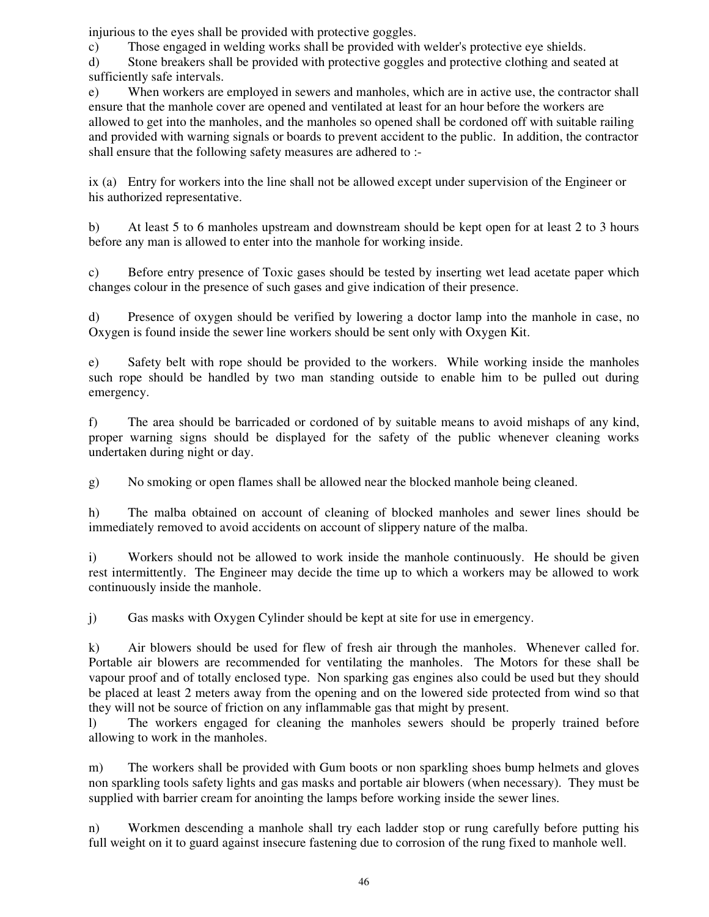injurious to the eyes shall be provided with protective goggles.

c) Those engaged in welding works shall be provided with welder's protective eye shields.

d) Stone breakers shall be provided with protective goggles and protective clothing and seated at sufficiently safe intervals.

e) When workers are employed in sewers and manholes, which are in active use, the contractor shall ensure that the manhole cover are opened and ventilated at least for an hour before the workers are allowed to get into the manholes, and the manholes so opened shall be cordoned off with suitable railing and provided with warning signals or boards to prevent accident to the public. In addition, the contractor shall ensure that the following safety measures are adhered to :-

ix (a) Entry for workers into the line shall not be allowed except under supervision of the Engineer or his authorized representative.

b) At least 5 to 6 manholes upstream and downstream should be kept open for at least 2 to 3 hours before any man is allowed to enter into the manhole for working inside.

c) Before entry presence of Toxic gases should be tested by inserting wet lead acetate paper which changes colour in the presence of such gases and give indication of their presence.

d) Presence of oxygen should be verified by lowering a doctor lamp into the manhole in case, no Oxygen is found inside the sewer line workers should be sent only with Oxygen Kit.

e) Safety belt with rope should be provided to the workers. While working inside the manholes such rope should be handled by two man standing outside to enable him to be pulled out during emergency.

f) The area should be barricaded or cordoned of by suitable means to avoid mishaps of any kind, proper warning signs should be displayed for the safety of the public whenever cleaning works undertaken during night or day.

g) No smoking or open flames shall be allowed near the blocked manhole being cleaned.

h) The malba obtained on account of cleaning of blocked manholes and sewer lines should be immediately removed to avoid accidents on account of slippery nature of the malba.

i) Workers should not be allowed to work inside the manhole continuously. He should be given rest intermittently. The Engineer may decide the time up to which a workers may be allowed to work continuously inside the manhole.

j) Gas masks with Oxygen Cylinder should be kept at site for use in emergency.

k) Air blowers should be used for flew of fresh air through the manholes. Whenever called for. Portable air blowers are recommended for ventilating the manholes. The Motors for these shall be vapour proof and of totally enclosed type. Non sparking gas engines also could be used but they should be placed at least 2 meters away from the opening and on the lowered side protected from wind so that they will not be source of friction on any inflammable gas that might by present.

l) The workers engaged for cleaning the manholes sewers should be properly trained before allowing to work in the manholes.

m) The workers shall be provided with Gum boots or non sparkling shoes bump helmets and gloves non sparkling tools safety lights and gas masks and portable air blowers (when necessary). They must be supplied with barrier cream for anointing the lamps before working inside the sewer lines.

n) Workmen descending a manhole shall try each ladder stop or rung carefully before putting his full weight on it to guard against insecure fastening due to corrosion of the rung fixed to manhole well.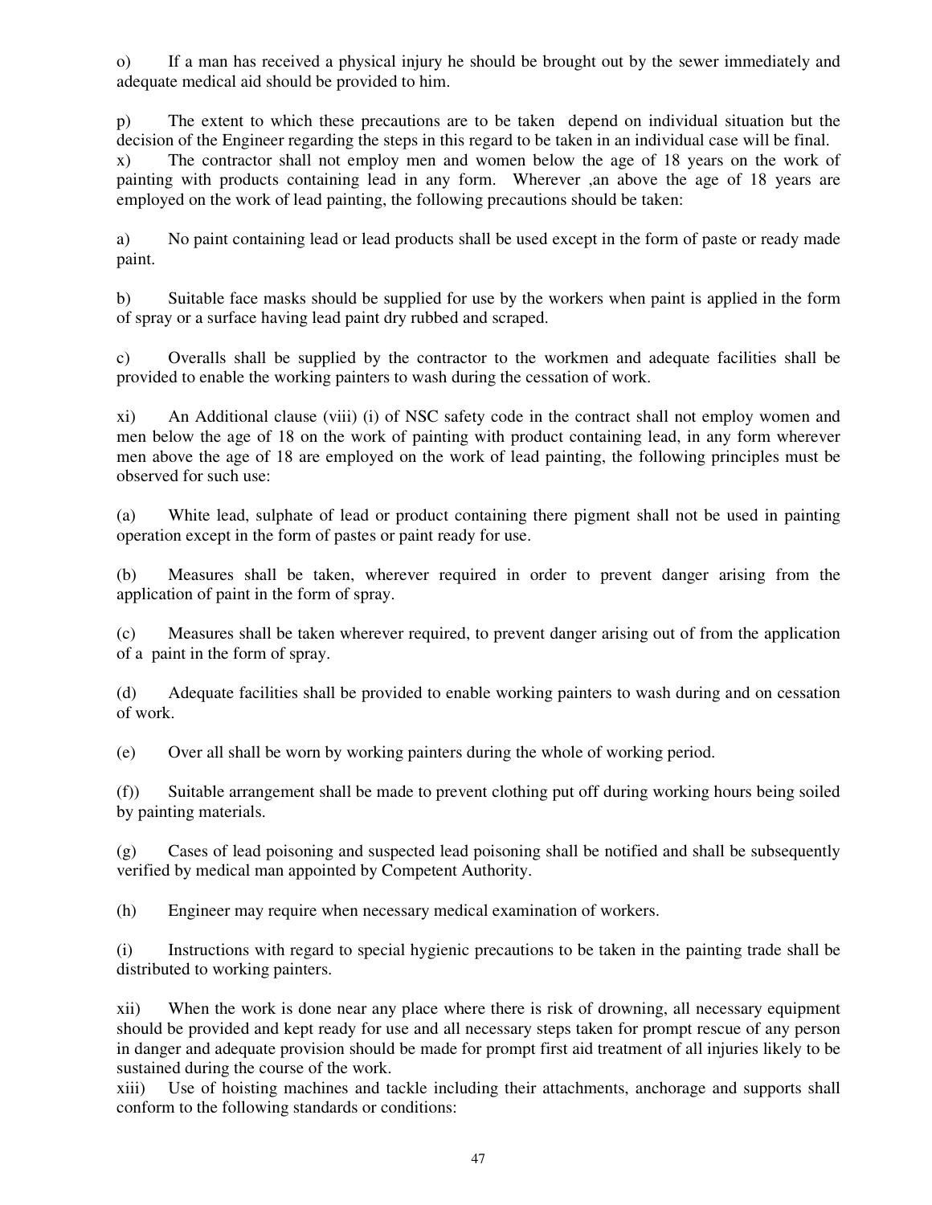o) If a man has received a physical injury he should be brought out by the sewer immediately and adequate medical aid should be provided to him.

p) The extent to which these precautions are to be taken depend on individual situation but the decision of the Engineer regarding the steps in this regard to be taken in an individual case will be final.

x) The contractor shall not employ men and women below the age of 18 years on the work of painting with products containing lead in any form. Wherever ,an above the age of 18 years are employed on the work of lead painting, the following precautions should be taken:

a) No paint containing lead or lead products shall be used except in the form of paste or ready made paint.

b) Suitable face masks should be supplied for use by the workers when paint is applied in the form of spray or a surface having lead paint dry rubbed and scraped.

c) Overalls shall be supplied by the contractor to the workmen and adequate facilities shall be provided to enable the working painters to wash during the cessation of work.

xi) An Additional clause (viii) (i) of NSC safety code in the contract shall not employ women and men below the age of 18 on the work of painting with product containing lead, in any form wherever men above the age of 18 are employed on the work of lead painting, the following principles must be observed for such use:

(a) White lead, sulphate of lead or product containing there pigment shall not be used in painting operation except in the form of pastes or paint ready for use.

(b) Measures shall be taken, wherever required in order to prevent danger arising from the application of paint in the form of spray.

(c) Measures shall be taken wherever required, to prevent danger arising out of from the application of a paint in the form of spray.

(d) Adequate facilities shall be provided to enable working painters to wash during and on cessation of work.

(e) Over all shall be worn by working painters during the whole of working period.

(f)) Suitable arrangement shall be made to prevent clothing put off during working hours being soiled by painting materials.

(g) Cases of lead poisoning and suspected lead poisoning shall be notified and shall be subsequently verified by medical man appointed by Competent Authority.

(h) Engineer may require when necessary medical examination of workers.

(i) Instructions with regard to special hygienic precautions to be taken in the painting trade shall be distributed to working painters.

xii) When the work is done near any place where there is risk of drowning, all necessary equipment should be provided and kept ready for use and all necessary steps taken for prompt rescue of any person in danger and adequate provision should be made for prompt first aid treatment of all injuries likely to be sustained during the course of the work.

xiii) Use of hoisting machines and tackle including their attachments, anchorage and supports shall conform to the following standards or conditions: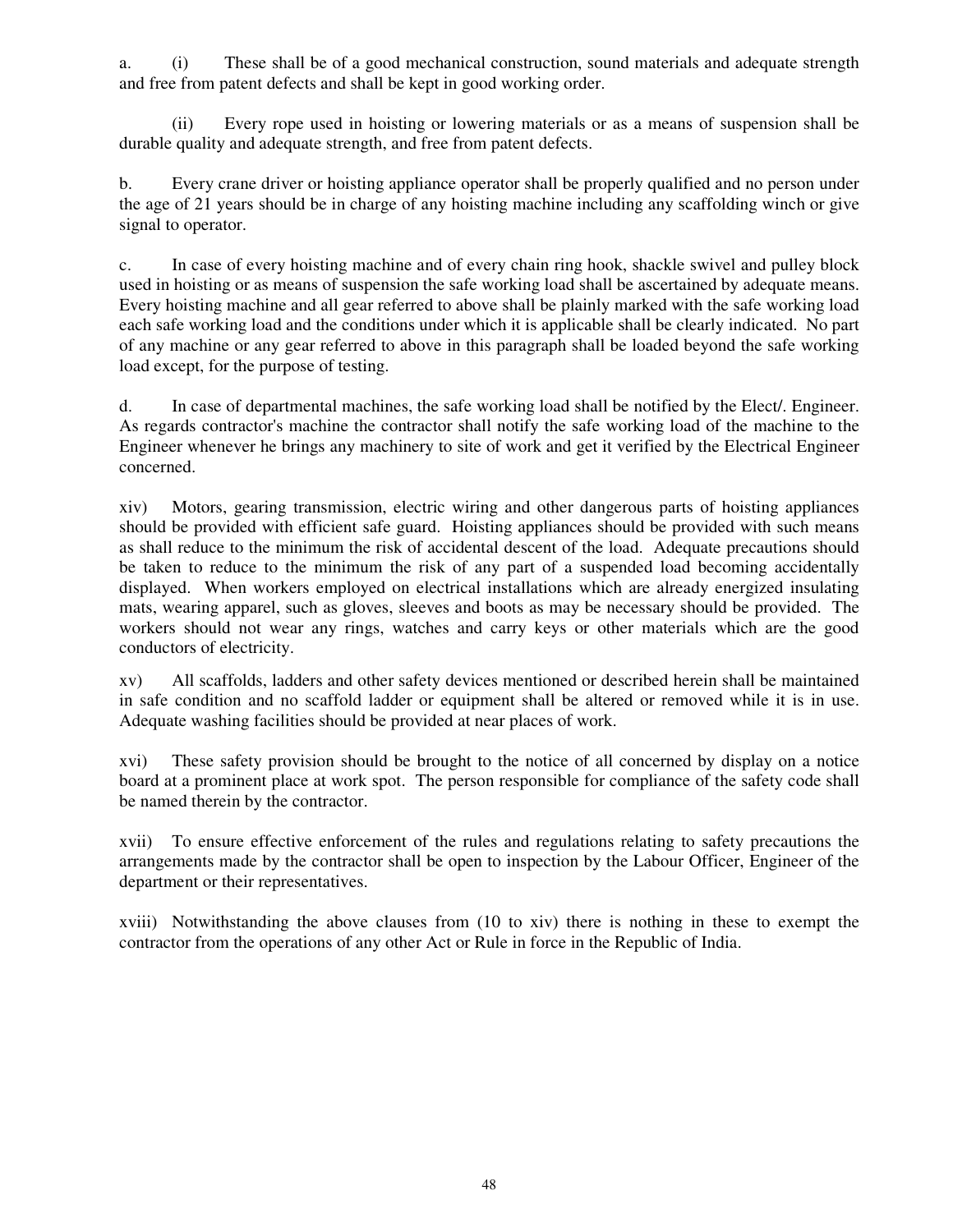a. (i) These shall be of a good mechanical construction, sound materials and adequate strength and free from patent defects and shall be kept in good working order.

(ii) Every rope used in hoisting or lowering materials or as a means of suspension shall be durable quality and adequate strength, and free from patent defects.

b. Every crane driver or hoisting appliance operator shall be properly qualified and no person under the age of 21 years should be in charge of any hoisting machine including any scaffolding winch or give signal to operator.

c. In case of every hoisting machine and of every chain ring hook, shackle swivel and pulley block used in hoisting or as means of suspension the safe working load shall be ascertained by adequate means. Every hoisting machine and all gear referred to above shall be plainly marked with the safe working load each safe working load and the conditions under which it is applicable shall be clearly indicated. No part of any machine or any gear referred to above in this paragraph shall be loaded beyond the safe working load except, for the purpose of testing.

d. In case of departmental machines, the safe working load shall be notified by the Elect/. Engineer. As regards contractor's machine the contractor shall notify the safe working load of the machine to the Engineer whenever he brings any machinery to site of work and get it verified by the Electrical Engineer concerned.

xiv) Motors, gearing transmission, electric wiring and other dangerous parts of hoisting appliances should be provided with efficient safe guard. Hoisting appliances should be provided with such means as shall reduce to the minimum the risk of accidental descent of the load. Adequate precautions should be taken to reduce to the minimum the risk of any part of a suspended load becoming accidentally displayed. When workers employed on electrical installations which are already energized insulating mats, wearing apparel, such as gloves, sleeves and boots as may be necessary should be provided. The workers should not wear any rings, watches and carry keys or other materials which are the good conductors of electricity.

xv) All scaffolds, ladders and other safety devices mentioned or described herein shall be maintained in safe condition and no scaffold ladder or equipment shall be altered or removed while it is in use. Adequate washing facilities should be provided at near places of work.

xvi) These safety provision should be brought to the notice of all concerned by display on a notice board at a prominent place at work spot. The person responsible for compliance of the safety code shall be named therein by the contractor.

xvii) To ensure effective enforcement of the rules and regulations relating to safety precautions the arrangements made by the contractor shall be open to inspection by the Labour Officer, Engineer of the department or their representatives.

xviii) Notwithstanding the above clauses from (10 to xiv) there is nothing in these to exempt the contractor from the operations of any other Act or Rule in force in the Republic of India.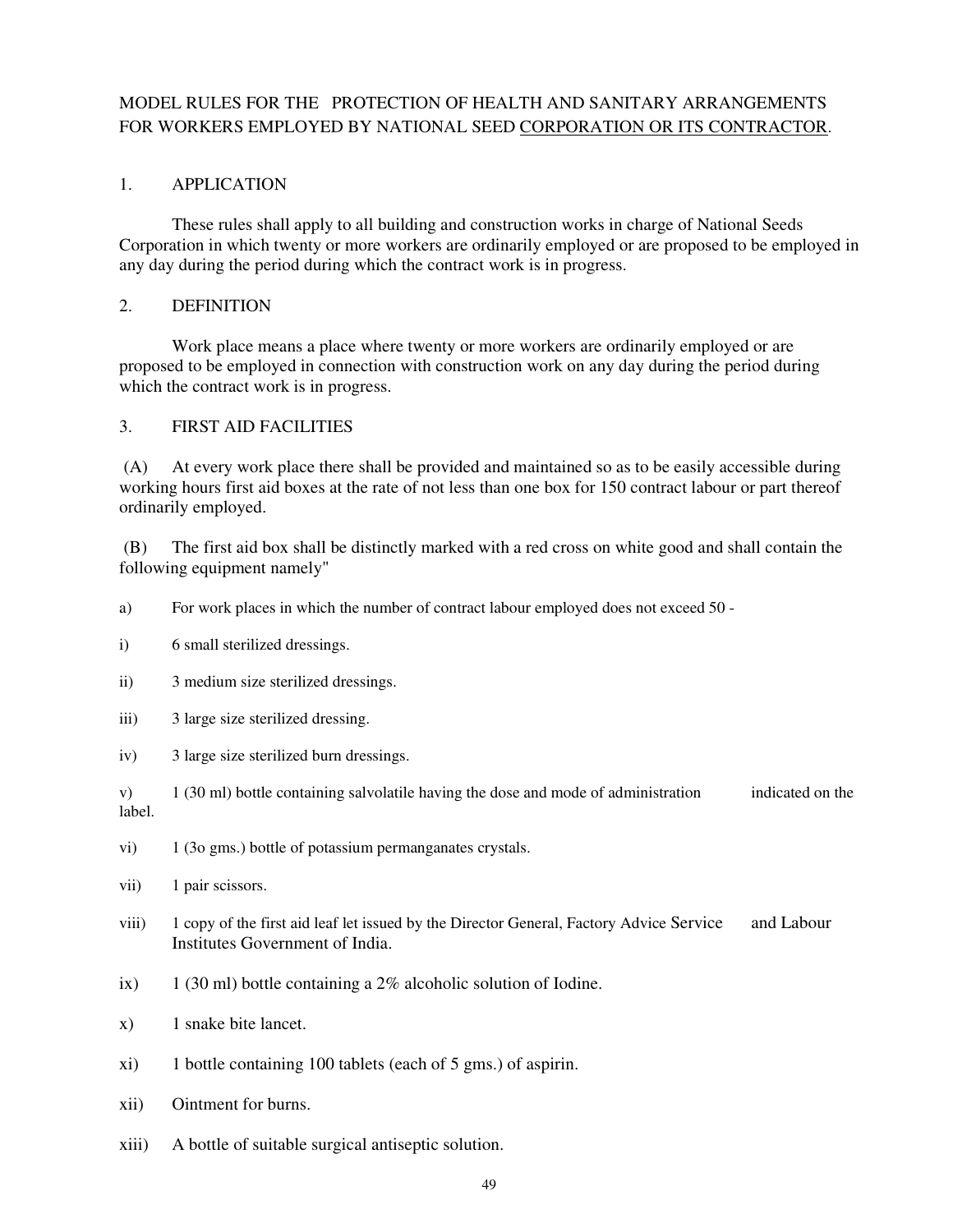MODEL RULES FOR THE PROTECTION OF HEALTH AND SANITARY ARRANGEMENTS FOR WORKERS EMPLOYED BY NATIONAL SEED <u>CORPORATION OR ITS CONTRACTOR</u>.

## 1. APPLICATION

These rules shall apply to all building and construction works in charge of National Seeds Corporation in which twenty or more workers are ordinarily employed or are proposed to be employed in any day during the period during which the contract work is in progress.

## 2. DEFINITION

Work place means a place where twenty or more workers are ordinarily employed or are proposed to be employed in connection with construction work on any day during the period during which the contract work is in progress.

## 3. FIRST AID FACILITIES

(A) At every work place there shall be provided and maintained so as to be easily accessible during working hours first aid boxes at the rate of not less than one box for 150 contract labour or part thereof ordinarily employed.

(B) The first aid box shall be distinctly marked with a red cross on white good and shall contain the following equipment namely"

a) For work places in which the number of contract labour employed does not exceed 50 -

i) 6 small sterilized dressings.

ii) 3 medium size sterilized dressings.

iii) 3 large size sterilized dressing.

iv) 3 large size sterilized burn dressings.

v) 1 (30 ml) bottle containing salvolatile having the dose and mode of administration indicated on the label.

vi) 1 (3o gms.) bottle of potassium permanganates crystals.

vii) 1 pair scissors.

viii) 1 copy of the first aid leaf let issued by the Director General, Factory Advice Service and Labour Institutes Government of India.

ix) 1 (30 ml) bottle containing a 2% alcoholic solution of Iodine.

x) 1 snake bite lancet.

xi) 1 bottle containing 100 tablets (each of 5 gms.) of aspirin.

xii) Ointment for burns.

xiii) A bottle of suitable surgical antiseptic solution.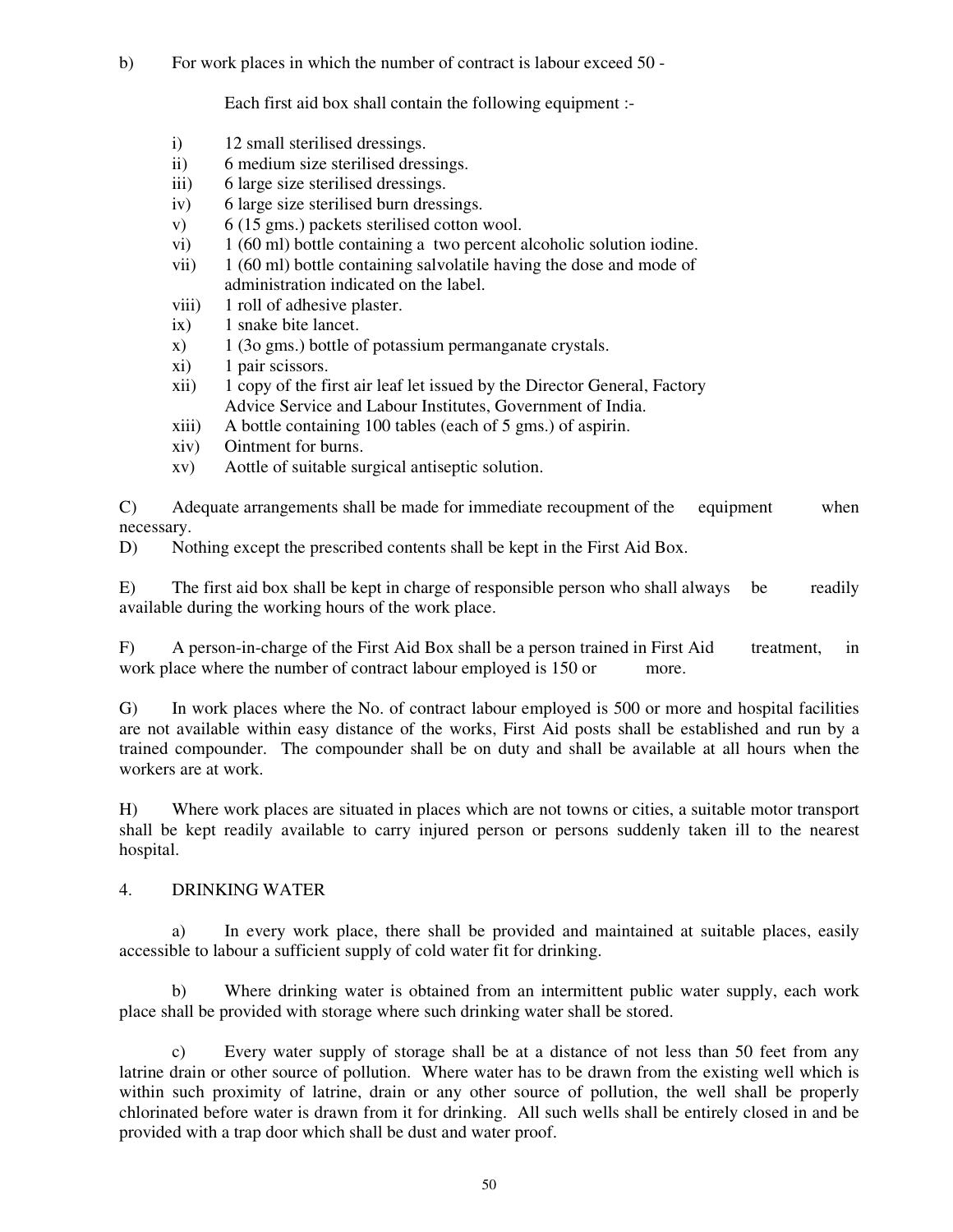b) For work places in which the number of contract is labour exceed 50 -

Each first aid box shall contain the following equipment :-

i) 12 small sterilised dressings.
ii) 6 medium size sterilised dressings.
iii) 6 large size sterilised dressings.
iv) 6 large size sterilised burn dressings.
v) 6 (15 gms.) packets sterilised cotton wool.
vi) 1 (60 ml) bottle containing a two percent alcoholic solution iodine.
vii) 1 (60 ml) bottle containing salvolatile having the dose and mode of administration indicated on the label.
viii) 1 roll of adhesive plaster.
ix) 1 snake bite lancet.
x) 1 (3o gms.) bottle of potassium permanganate crystals.
xi) 1 pair scissors.
xii) 1 copy of the first air leaf let issued by the Director General, Factory Advice Service and Labour Institutes, Government of India.
xiii) A bottle containing 100 tables (each of 5 gms.) of aspirin.
xiv) Ointment for burns.
xv) Aottle of suitable surgical antiseptic solution.

C) Adequate arrangements shall be made for immediate recoupment of the equipment when necessary.

D) Nothing except the prescribed contents shall be kept in the First Aid Box.

E) The first aid box shall be kept in charge of responsible person who shall always be readily available during the working hours of the work place.

F) A person-in-charge of the First Aid Box shall be a person trained in First Aid treatment, in work place where the number of contract labour employed is 150 or more.

G) In work places where the No. of contract labour employed is 500 or more and hospital facilities are not available within easy distance of the works, First Aid posts shall be established and run by a trained compounder. The compounder shall be on duty and shall be available at all hours when the workers are at work.

H) Where work places are situated in places which are not towns or cities, a suitable motor transport shall be kept readily available to carry injured person or persons suddenly taken ill to the nearest hospital.

4. DRINKING WATER

a) In every work place, there shall be provided and maintained at suitable places, easily accessible to labour a sufficient supply of cold water fit for drinking.

b) Where drinking water is obtained from an intermittent public water supply, each work place shall be provided with storage where such drinking water shall be stored.

c) Every water supply of storage shall be at a distance of not less than 50 feet from any latrine drain or other source of pollution. Where water has to be drawn from the existing well which is within such proximity of latrine, drain or any other source of pollution, the well shall be properly chlorinated before water is drawn from it for drinking. All such wells shall be entirely closed in and be provided with a trap door which shall be dust and water proof.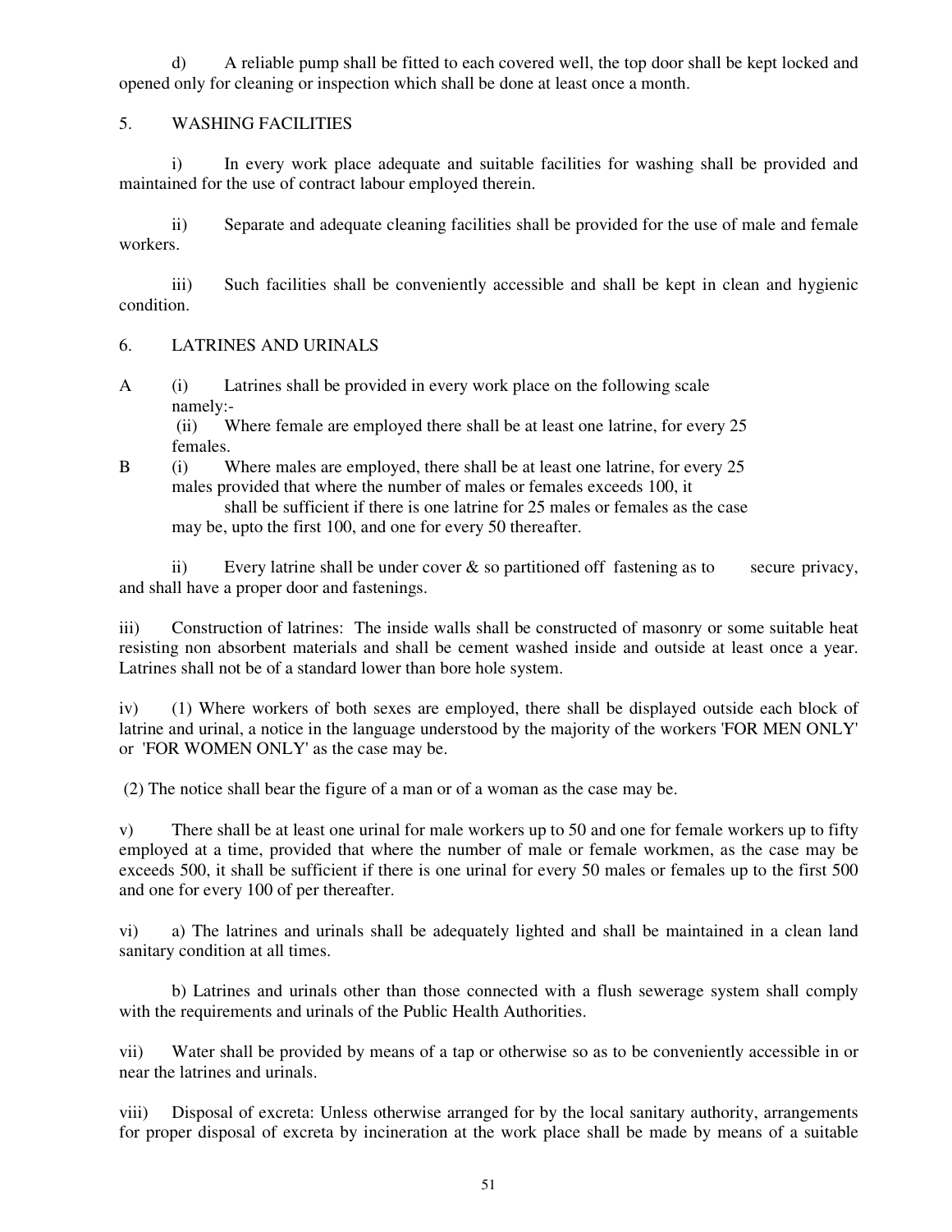d) A reliable pump shall be fitted to each covered well, the top door shall be kept locked and opened only for cleaning or inspection which shall be done at least once a month.

5. WASHING FACILITIES

i) In every work place adequate and suitable facilities for washing shall be provided and maintained for the use of contract labour employed therein.

ii) Separate and adequate cleaning facilities shall be provided for the use of male and female workers.

iii) Such facilities shall be conveniently accessible and shall be kept in clean and hygienic condition.

6. LATRINES AND URINALS

A (i) Latrines shall be provided in every work place on the following scale namely:-

(ii) Where female are employed there shall be at least one latrine, for every 25 females.

B (i) Where males are employed, there shall be at least one latrine, for every 25 males provided that where the number of males or females exceeds 100, it shall be sufficient if there is one latrine for 25 males or females as the case may be, upto the first 100, and one for every 50 thereafter.

ii) Every latrine shall be under cover & so partitioned off fastening as to secure privacy, and shall have a proper door and fastenings.

iii) Construction of latrines: The inside walls shall be constructed of masonry or some suitable heat resisting non absorbent materials and shall be cement washed inside and outside at least once a year. Latrines shall not be of a standard lower than bore hole system.

iv) (1) Where workers of both sexes are employed, there shall be displayed outside each block of latrine and urinal, a notice in the language understood by the majority of the workers 'FOR MEN ONLY' or 'FOR WOMEN ONLY' as the case may be.

(2) The notice shall bear the figure of a man or of a woman as the case may be.

v) There shall be at least one urinal for male workers up to 50 and one for female workers up to fifty employed at a time, provided that where the number of male or female workmen, as the case may be exceeds 500, it shall be sufficient if there is one urinal for every 50 males or females up to the first 500 and one for every 100 of per thereafter.

vi) a) The latrines and urinals shall be adequately lighted and shall be maintained in a clean land sanitary condition at all times.

b) Latrines and urinals other than those connected with a flush sewerage system shall comply with the requirements and urinals of the Public Health Authorities.

vii) Water shall be provided by means of a tap or otherwise so as to be conveniently accessible in or near the latrines and urinals.

viii) Disposal of excreta: Unless otherwise arranged for by the local sanitary authority, arrangements for proper disposal of excreta by incineration at the work place shall be made by means of a suitable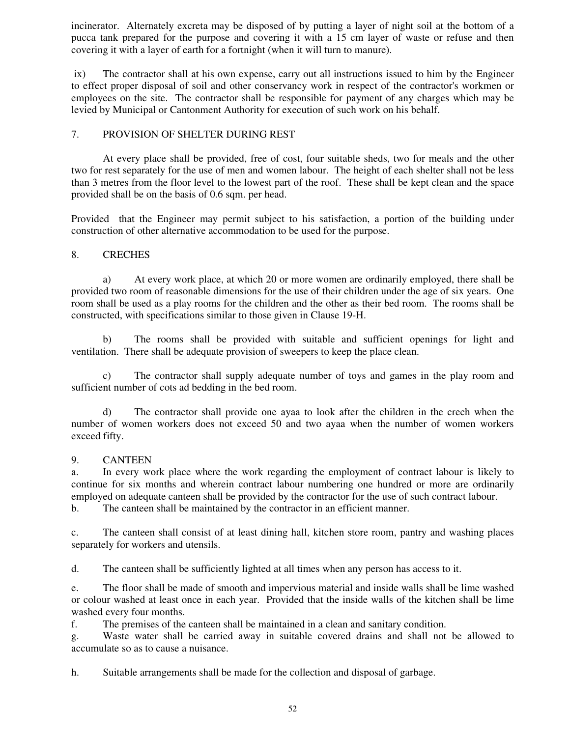incinerator. Alternately excreta may be disposed of by putting a layer of night soil at the bottom of a pucca tank prepared for the purpose and covering it with a 15 cm layer of waste or refuse and then covering it with a layer of earth for a fortnight (when it will turn to manure).

ix) The contractor shall at his own expense, carry out all instructions issued to him by the Engineer to effect proper disposal of soil and other conservancy work in respect of the contractor's workmen or employees on the site. The contractor shall be responsible for payment of any charges which may be levied by Municipal or Cantonment Authority for execution of such work on his behalf.

## 7. PROVISION OF SHELTER DURING REST

At every place shall be provided, free of cost, four suitable sheds, two for meals and the other two for rest separately for the use of men and women labour. The height of each shelter shall not be less than 3 metres from the floor level to the lowest part of the roof. These shall be kept clean and the space provided shall be on the basis of 0.6 sqm. per head.

Provided that the Engineer may permit subject to his satisfaction, a portion of the building under construction of other alternative accommodation to be used for the purpose.

## 8. CRECHES

a) At every work place, at which 20 or more women are ordinarily employed, there shall be provided two room of reasonable dimensions for the use of their children under the age of six years. One room shall be used as a play rooms for the children and the other as their bed room. The rooms shall be constructed, with specifications similar to those given in Clause 19-H.

b) The rooms shall be provided with suitable and sufficient openings for light and ventilation. There shall be adequate provision of sweepers to keep the place clean.

c) The contractor shall supply adequate number of toys and games in the play room and sufficient number of cots ad bedding in the bed room.

d) The contractor shall provide one ayaa to look after the children in the crech when the number of women workers does not exceed 50 and two ayaa when the number of women workers exceed fifty.

## 9. CANTEEN

a. In every work place where the work regarding the employment of contract labour is likely to continue for six months and wherein contract labour numbering one hundred or more are ordinarily employed on adequate canteen shall be provided by the contractor for the use of such contract labour.

b. The canteen shall be maintained by the contractor in an efficient manner.

c. The canteen shall consist of at least dining hall, kitchen store room, pantry and washing places separately for workers and utensils.

d. The canteen shall be sufficiently lighted at all times when any person has access to it.

e. The floor shall be made of smooth and impervious material and inside walls shall be lime washed or colour washed at least once in each year. Provided that the inside walls of the kitchen shall be lime washed every four months.

f. The premises of the canteen shall be maintained in a clean and sanitary condition.

g. Waste water shall be carried away in suitable covered drains and shall not be allowed to accumulate so as to cause a nuisance.

h. Suitable arrangements shall be made for the collection and disposal of garbage.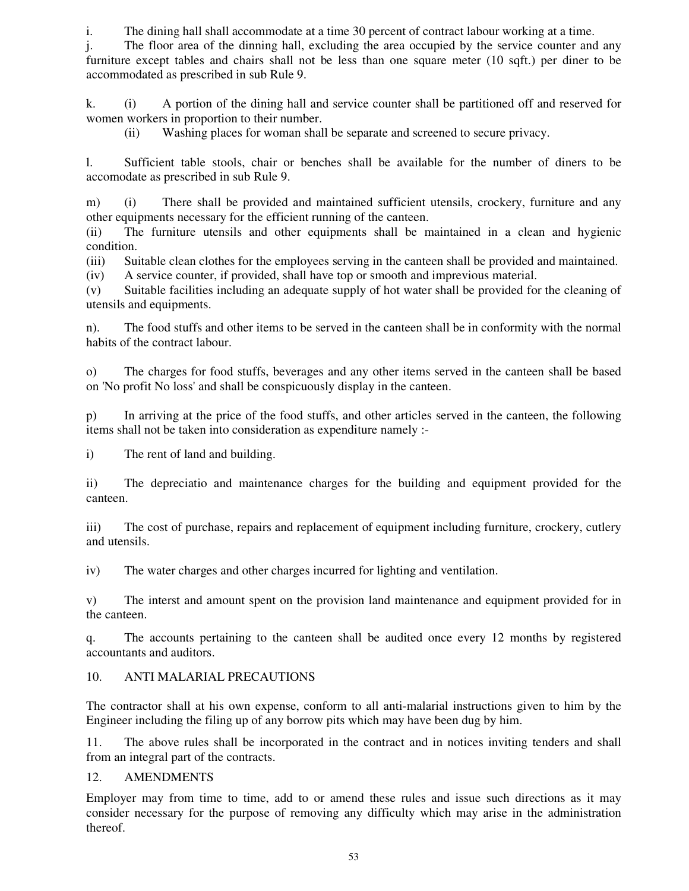i. The dining hall shall accommodate at a time 30 percent of contract labour working at a time.

j. The floor area of the dinning hall, excluding the area occupied by the service counter and any furniture except tables and chairs shall not be less than one square meter (10 sqft.) per diner to be accommodated as prescribed in sub Rule 9.

k. (i) A portion of the dining hall and service counter shall be partitioned off and reserved for women workers in proportion to their number.

(ii) Washing places for woman shall be separate and screened to secure privacy.

l. Sufficient table stools, chair or benches shall be available for the number of diners to be accomodate as prescribed in sub Rule 9.

m) (i) There shall be provided and maintained sufficient utensils, crockery, furniture and any other equipments necessary for the efficient running of the canteen.

(ii) The furniture utensils and other equipments shall be maintained in a clean and hygienic condition.

(iii) Suitable clean clothes for the employees serving in the canteen shall be provided and maintained.

(iv) A service counter, if provided, shall have top or smooth and imprevious material.

(v) Suitable facilities including an adequate supply of hot water shall be provided for the cleaning of utensils and equipments.

n). The food stuffs and other items to be served in the canteen shall be in conformity with the normal habits of the contract labour.

o) The charges for food stuffs, beverages and any other items served in the canteen shall be based on 'No profit No loss' and shall be conspicuously display in the canteen.

p) In arriving at the price of the food stuffs, and other articles served in the canteen, the following items shall not be taken into consideration as expenditure namely :-

i) The rent of land and building.

ii) The depreciatio and maintenance charges for the building and equipment provided for the canteen.

iii) The cost of purchase, repairs and replacement of equipment including furniture, crockery, cutlery and utensils.

iv) The water charges and other charges incurred for lighting and ventilation.

v) The interst and amount spent on the provision land maintenance and equipment provided for in the canteen.

q. The accounts pertaining to the canteen shall be audited once every 12 months by registered accountants and auditors.

10. ANTI MALARIAL PRECAUTIONS

The contractor shall at his own expense, conform to all anti-malarial instructions given to him by the Engineer including the filing up of any borrow pits which may have been dug by him.

11. The above rules shall be incorporated in the contract and in notices inviting tenders and shall from an integral part of the contracts.

12. AMENDMENTS

Employer may from time to time, add to or amend these rules and issue such directions as it may consider necessary for the purpose of removing any difficulty which may arise in the administration thereof.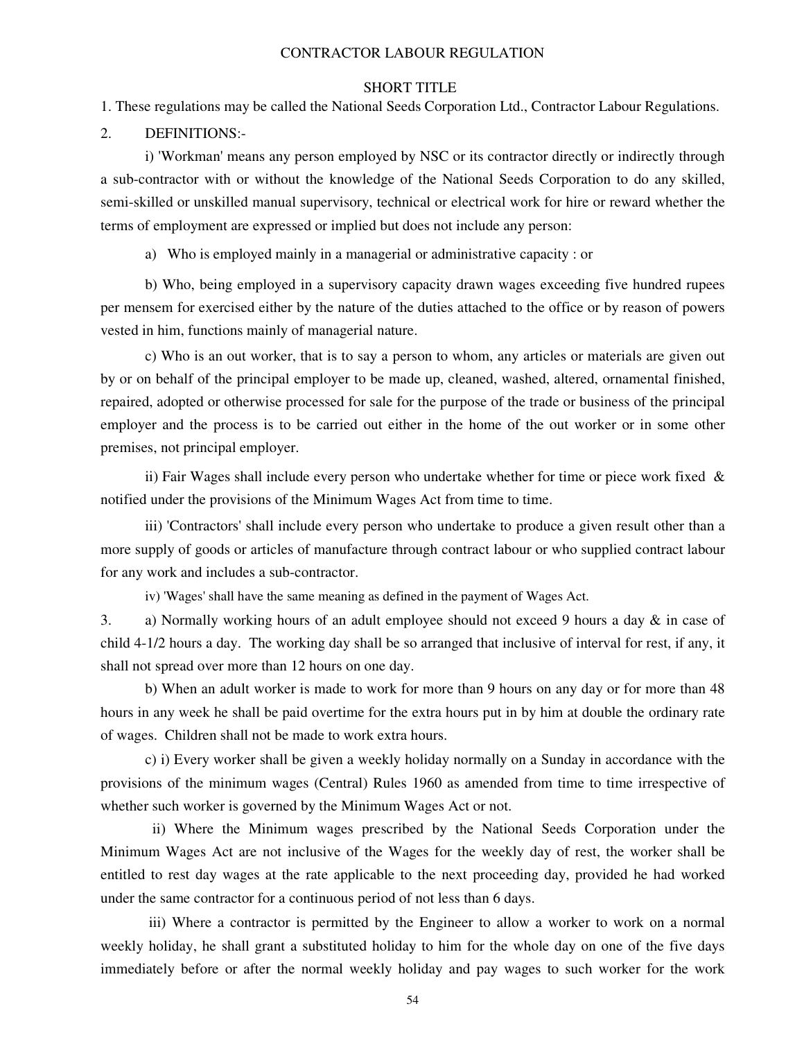# CONTRACTOR LABOUR REGULATION

## SHORT TITLE

1. These regulations may be called the National Seeds Corporation Ltd., Contractor Labour Regulations.

2. DEFINITIONS:-

i) 'Workman' means any person employed by NSC or its contractor directly or indirectly through a sub-contractor with or without the knowledge of the National Seeds Corporation to do any skilled, semi-skilled or unskilled manual supervisory, technical or electrical work for hire or reward whether the terms of employment are expressed or implied but does not include any person:

a) Who is employed mainly in a managerial or administrative capacity : or

b) Who, being employed in a supervisory capacity drawn wages exceeding five hundred rupees per mensem for exercised either by the nature of the duties attached to the office or by reason of powers vested in him, functions mainly of managerial nature.

c) Who is an out worker, that is to say a person to whom, any articles or materials are given out by or on behalf of the principal employer to be made up, cleaned, washed, altered, ornamental finished, repaired, adopted or otherwise processed for sale for the purpose of the trade or business of the principal employer and the process is to be carried out either in the home of the out worker or in some other premises, not principal employer.

ii) Fair Wages shall include every person who undertake whether for time or piece work fixed & notified under the provisions of the Minimum Wages Act from time to time.

iii) 'Contractors' shall include every person who undertake to produce a given result other than a more supply of goods or articles of manufacture through contract labour or who supplied contract labour for any work and includes a sub-contractor.

iv) 'Wages' shall have the same meaning as defined in the payment of Wages Act.

3. a) Normally working hours of an adult employee should not exceed 9 hours a day & in case of child 4-1/2 hours a day. The working day shall be so arranged that inclusive of interval for rest, if any, it shall not spread over more than 12 hours on one day.

b) When an adult worker is made to work for more than 9 hours on any day or for more than 48 hours in any week he shall be paid overtime for the extra hours put in by him at double the ordinary rate of wages. Children shall not be made to work extra hours.

c) i) Every worker shall be given a weekly holiday normally on a Sunday in accordance with the provisions of the minimum wages (Central) Rules 1960 as amended from time to time irrespective of whether such worker is governed by the Minimum Wages Act or not.

ii) Where the Minimum wages prescribed by the National Seeds Corporation under the Minimum Wages Act are not inclusive of the Wages for the weekly day of rest, the worker shall be entitled to rest day wages at the rate applicable to the next proceeding day, provided he had worked under the same contractor for a continuous period of not less than 6 days.

iii) Where a contractor is permitted by the Engineer to allow a worker to work on a normal weekly holiday, he shall grant a substituted holiday to him for the whole day on one of the five days immediately before or after the normal weekly holiday and pay wages to such worker for the work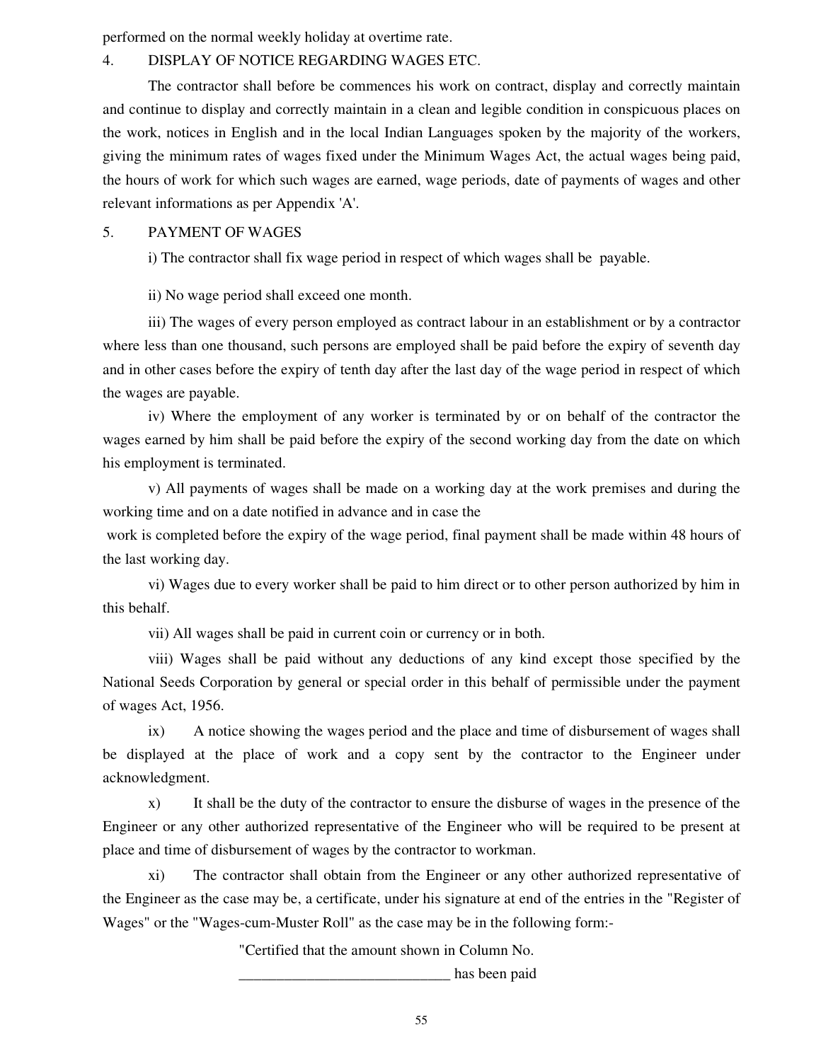performed on the normal weekly holiday at overtime rate.

4. DISPLAY OF NOTICE REGARDING WAGES ETC.

The contractor shall before be commences his work on contract, display and correctly maintain and continue to display and correctly maintain in a clean and legible condition in conspicuous places on the work, notices in English and in the local Indian Languages spoken by the majority of the workers, giving the minimum rates of wages fixed under the Minimum Wages Act, the actual wages being paid, the hours of work for which such wages are earned, wage periods, date of payments of wages and other relevant informations as per Appendix 'A'.

5. PAYMENT OF WAGES

i) The contractor shall fix wage period in respect of which wages shall be payable.

ii) No wage period shall exceed one month.

iii) The wages of every person employed as contract labour in an establishment or by a contractor where less than one thousand, such persons are employed shall be paid before the expiry of seventh day and in other cases before the expiry of tenth day after the last day of the wage period in respect of which the wages are payable.

iv) Where the employment of any worker is terminated by or on behalf of the contractor the wages earned by him shall be paid before the expiry of the second working day from the date on which his employment is terminated.

v) All payments of wages shall be made on a working day at the work premises and during the working time and on a date notified in advance and in case the work is completed before the expiry of the wage period, final payment shall be made within 48 hours of the last working day.

vi) Wages due to every worker shall be paid to him direct or to other person authorized by him in this behalf.

vii) All wages shall be paid in current coin or currency or in both.

viii) Wages shall be paid without any deductions of any kind except those specified by the National Seeds Corporation by general or special order in this behalf of permissible under the payment of wages Act, 1956.

ix) A notice showing the wages period and the place and time of disbursement of wages shall be displayed at the place of work and a copy sent by the contractor to the Engineer under acknowledgment.

x) It shall be the duty of the contractor to ensure the disburse of wages in the presence of the Engineer or any other authorized representative of the Engineer who will be required to be present at place and time of disbursement of wages by the contractor to workman.

xi) The contractor shall obtain from the Engineer or any other authorized representative of the Engineer as the case may be, a certificate, under his signature at end of the entries in the "Register of Wages" or the "Wages-cum-Muster Roll" as the case may be in the following form:-

"Certified that the amount shown in Column No. ____________________________ has been paid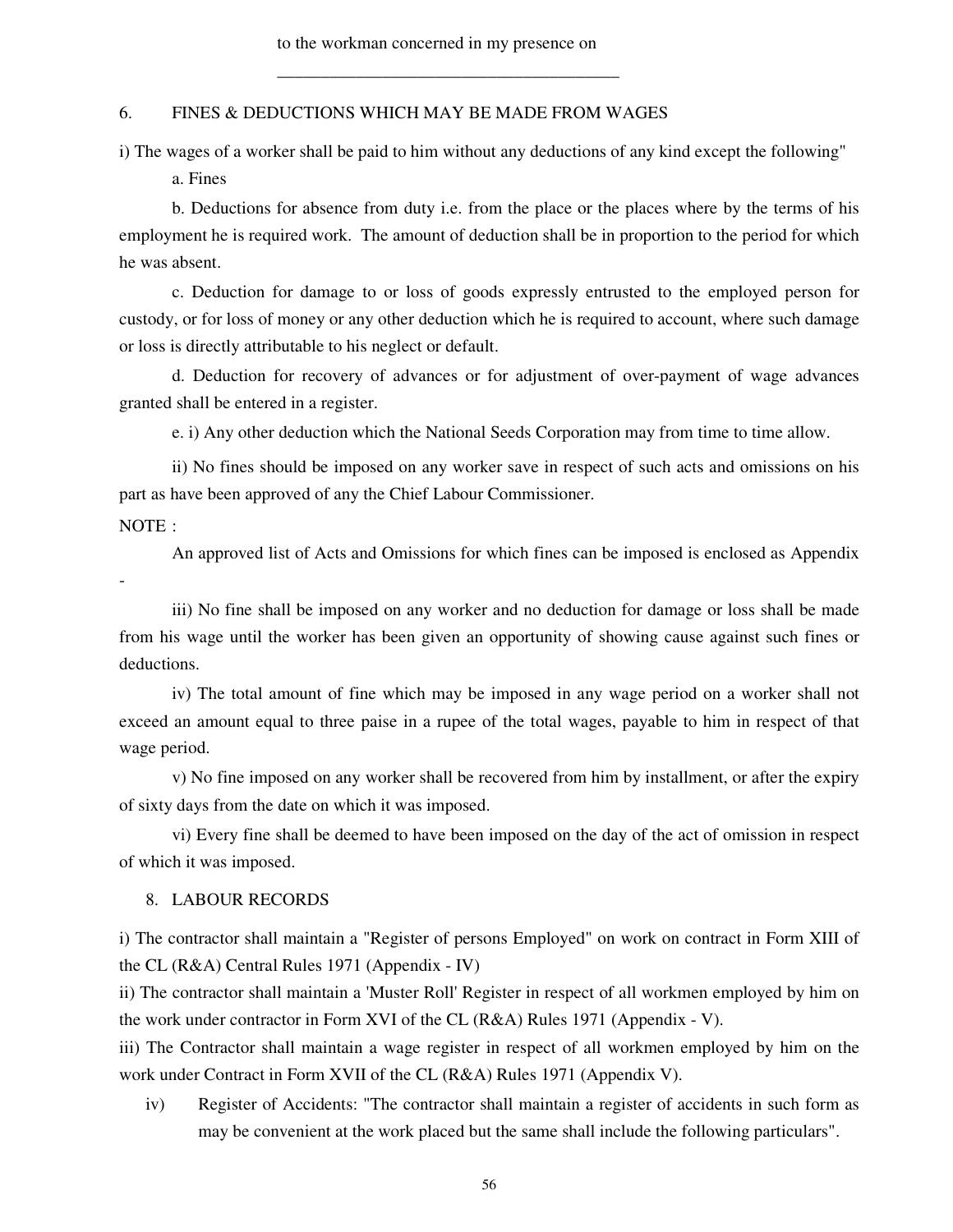to the workman concerned in my presence on

\_\_\_\_\_\_\_\_\_\_\_\_\_\_\_\_\_\_\_\_\_\_\_\_\_\_\_\_\_\_\_\_\_\_\_\_\_\_\_\_

6. FINES & DEDUCTIONS WHICH MAY BE MADE FROM WAGES

i) The wages of a worker shall be paid to him without any deductions of any kind except the following"

a. Fines

b. Deductions for absence from duty i.e. from the place or the places where by the terms of his employment he is required work. The amount of deduction shall be in proportion to the period for which he was absent.

c. Deduction for damage to or loss of goods expressly entrusted to the employed person for custody, or for loss of money or any other deduction which he is required to account, where such damage or loss is directly attributable to his neglect or default.

d. Deduction for recovery of advances or for adjustment of over-payment of wage advances granted shall be entered in a register.

e. i) Any other deduction which the National Seeds Corporation may from time to time allow.

ii) No fines should be imposed on any worker save in respect of such acts and omissions on his part as have been approved of any the Chief Labour Commissioner.

NOTE :

An approved list of Acts and Omissions for which fines can be imposed is enclosed as Appendix -

iii) No fine shall be imposed on any worker and no deduction for damage or loss shall be made from his wage until the worker has been given an opportunity of showing cause against such fines or deductions.

iv) The total amount of fine which may be imposed in any wage period on a worker shall not exceed an amount equal to three paise in a rupee of the total wages, payable to him in respect of that wage period.

v) No fine imposed on any worker shall be recovered from him by installment, or after the expiry of sixty days from the date on which it was imposed.

vi) Every fine shall be deemed to have been imposed on the day of the act of omission in respect of which it was imposed.

8. LABOUR RECORDS

i) The contractor shall maintain a "Register of persons Employed" on work on contract in Form XIII of the CL (R&A) Central Rules 1971 (Appendix - IV)

ii) The contractor shall maintain a 'Muster Roll' Register in respect of all workmen employed by him on the work under contractor in Form XVI of the CL (R&A) Rules 1971 (Appendix - V).

iii) The Contractor shall maintain a wage register in respect of all workmen employed by him on the work under Contract in Form XVII of the CL (R&A) Rules 1971 (Appendix V).

iv) Register of Accidents: "The contractor shall maintain a register of accidents in such form as may be convenient at the work placed but the same shall include the following particulars".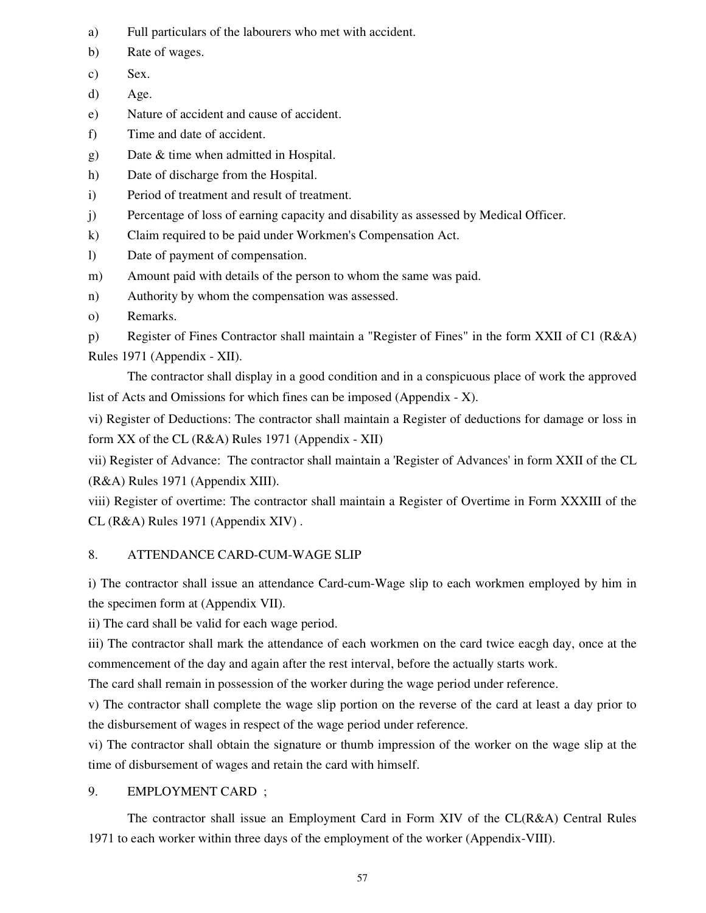a) Full particulars of the labourers who met with accident.

b) Rate of wages.

c) Sex.

d) Age.

e) Nature of accident and cause of accident.

f) Time and date of accident.

g) Date & time when admitted in Hospital.

h) Date of discharge from the Hospital.

i) Period of treatment and result of treatment.

j) Percentage of loss of earning capacity and disability as assessed by Medical Officer.

k) Claim required to be paid under Workmen's Compensation Act.

l) Date of payment of compensation.

m) Amount paid with details of the person to whom the same was paid.

n) Authority by whom the compensation was assessed.

o) Remarks.

p) Register of Fines Contractor shall maintain a "Register of Fines" in the form XXII of C1 (R&A) Rules 1971 (Appendix - XII).

The contractor shall display in a good condition and in a conspicuous place of work the approved list of Acts and Omissions for which fines can be imposed (Appendix - X).

vi) Register of Deductions: The contractor shall maintain a Register of deductions for damage or loss in form XX of the CL (R&A) Rules 1971 (Appendix - XII)

vii) Register of Advance: The contractor shall maintain a 'Register of Advances' in form XXII of the CL (R&A) Rules 1971 (Appendix XIII).

viii) Register of overtime: The contractor shall maintain a Register of Overtime in Form XXXIII of the CL (R&A) Rules 1971 (Appendix XIV) .

## 8. ATTENDANCE CARD-CUM-WAGE SLIP

i) The contractor shall issue an attendance Card-cum-Wage slip to each workmen employed by him in the specimen form at (Appendix VII).

ii) The card shall be valid for each wage period.

iii) The contractor shall mark the attendance of each workmen on the card twice eacgh day, once at the commencement of the day and again after the rest interval, before the actually starts work.

The card shall remain in possession of the worker during the wage period under reference.

v) The contractor shall complete the wage slip portion on the reverse of the card at least a day prior to the disbursement of wages in respect of the wage period under reference.

vi) The contractor shall obtain the signature or thumb impression of the worker on the wage slip at the time of disbursement of wages and retain the card with himself.

## 9. EMPLOYMENT CARD ;

The contractor shall issue an Employment Card in Form XIV of the CL(R&A) Central Rules 1971 to each worker within three days of the employment of the worker (Appendix-VIII).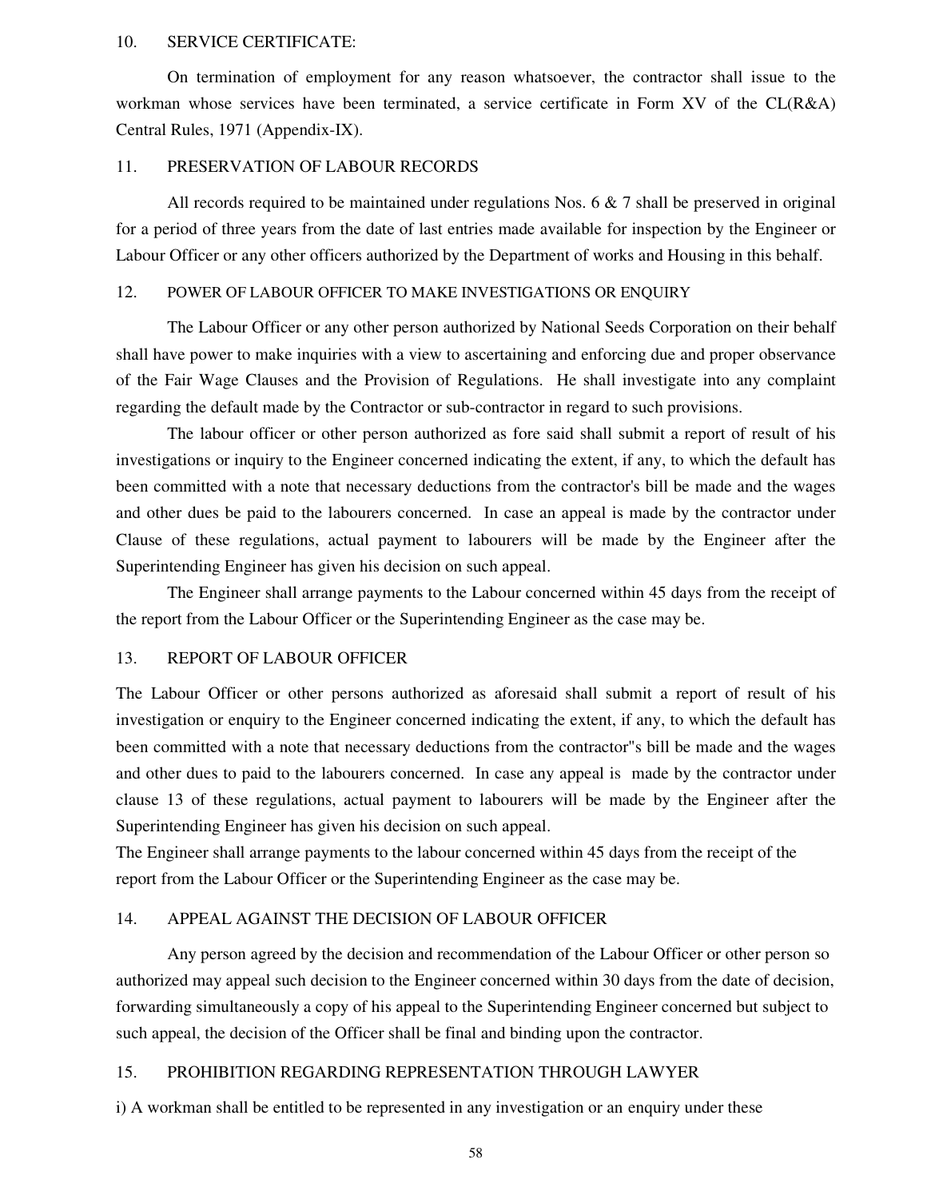10. SERVICE CERTIFICATE:

On termination of employment for any reason whatsoever, the contractor shall issue to the workman whose services have been terminated, a service certificate in Form XV of the CL(R&A) Central Rules, 1971 (Appendix-IX).

11. PRESERVATION OF LABOUR RECORDS

All records required to be maintained under regulations Nos. 6 & 7 shall be preserved in original for a period of three years from the date of last entries made available for inspection by the Engineer or Labour Officer or any other officers authorized by the Department of works and Housing in this behalf.

12. POWER OF LABOUR OFFICER TO MAKE INVESTIGATIONS OR ENQUIRY

The Labour Officer or any other person authorized by National Seeds Corporation on their behalf shall have power to make inquiries with a view to ascertaining and enforcing due and proper observance of the Fair Wage Clauses and the Provision of Regulations. He shall investigate into any complaint regarding the default made by the Contractor or sub-contractor in regard to such provisions.

The labour officer or other person authorized as fore said shall submit a report of result of his investigations or inquiry to the Engineer concerned indicating the extent, if any, to which the default has been committed with a note that necessary deductions from the contractor's bill be made and the wages and other dues be paid to the labourers concerned. In case an appeal is made by the contractor under Clause of these regulations, actual payment to labourers will be made by the Engineer after the Superintending Engineer has given his decision on such appeal.

The Engineer shall arrange payments to the Labour concerned within 45 days from the receipt of the report from the Labour Officer or the Superintending Engineer as the case may be.

13. REPORT OF LABOUR OFFICER

The Labour Officer or other persons authorized as aforesaid shall submit a report of result of his investigation or enquiry to the Engineer concerned indicating the extent, if any, to which the default has been committed with a note that necessary deductions from the contractor"s bill be made and the wages and other dues to paid to the labourers concerned. In case any appeal is made by the contractor under clause 13 of these regulations, actual payment to labourers will be made by the Engineer after the Superintending Engineer has given his decision on such appeal.

The Engineer shall arrange payments to the labour concerned within 45 days from the receipt of the report from the Labour Officer or the Superintending Engineer as the case may be.

14. APPEAL AGAINST THE DECISION OF LABOUR OFFICER

Any person agreed by the decision and recommendation of the Labour Officer or other person so authorized may appeal such decision to the Engineer concerned within 30 days from the date of decision, forwarding simultaneously a copy of his appeal to the Superintending Engineer concerned but subject to such appeal, the decision of the Officer shall be final and binding upon the contractor.

15. PROHIBITION REGARDING REPRESENTATION THROUGH LAWYER

i) A workman shall be entitled to be represented in any investigation or an enquiry under these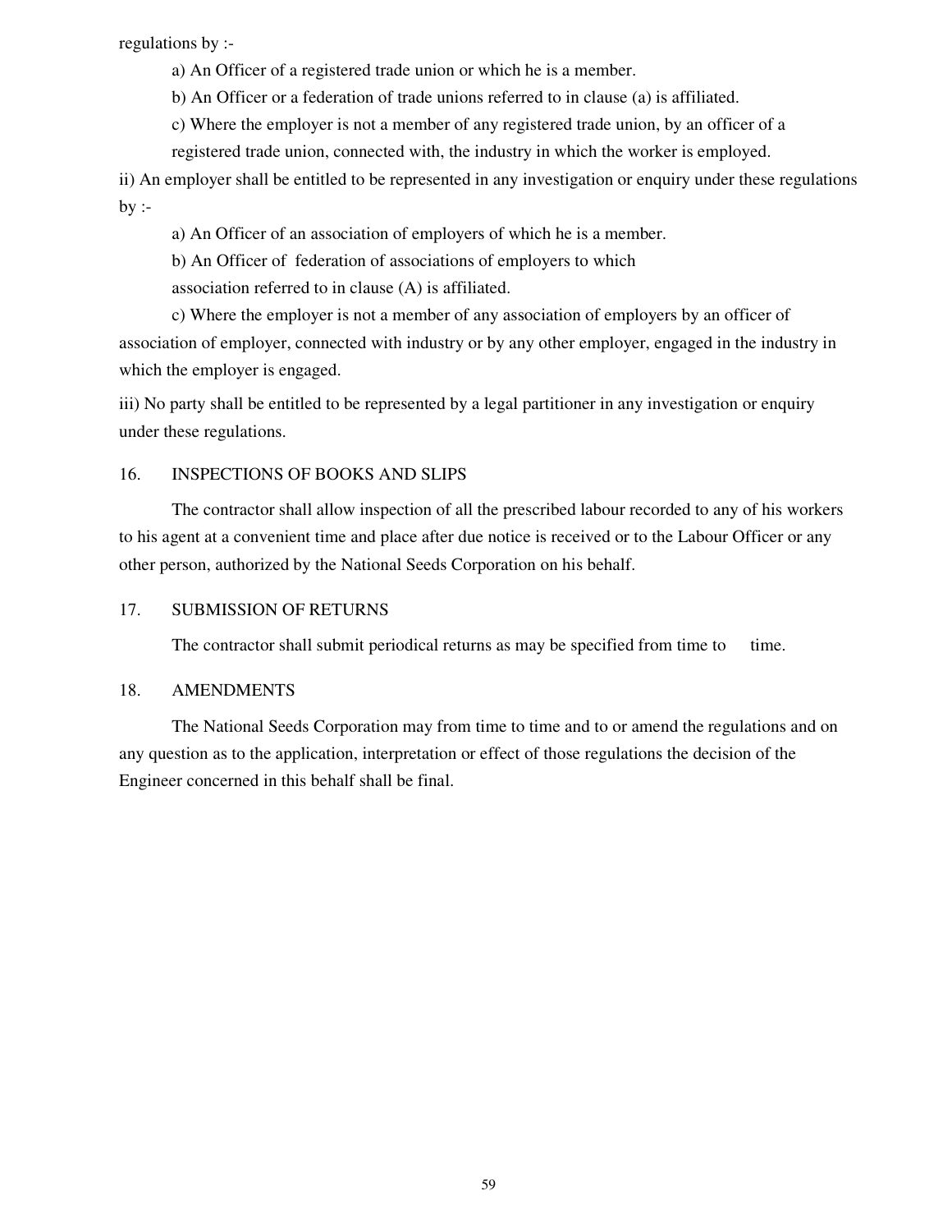regulations by :-

a) An Officer of a registered trade union or which he is a member.

b) An Officer or a federation of trade unions referred to in clause (a) is affiliated.

c) Where the employer is not a member of any registered trade union, by an officer of a registered trade union, connected with, the industry in which the worker is employed.

ii) An employer shall be entitled to be represented in any investigation or enquiry under these regulations by :-

a) An Officer of an association of employers of which he is a member.

b) An Officer of federation of associations of employers to which association referred to in clause (A) is affiliated.

c) Where the employer is not a member of any association of employers by an officer of association of employer, connected with industry or by any other employer, engaged in the industry in which the employer is engaged.

iii) No party shall be entitled to be represented by a legal partitioner in any investigation or enquiry under these regulations.

## 16. INSPECTIONS OF BOOKS AND SLIPS

The contractor shall allow inspection of all the prescribed labour recorded to any of his workers to his agent at a convenient time and place after due notice is received or to the Labour Officer or any other person, authorized by the National Seeds Corporation on his behalf.

## 17. SUBMISSION OF RETURNS

The contractor shall submit periodical returns as may be specified from time to time.

## 18. AMENDMENTS

The National Seeds Corporation may from time to time and to or amend the regulations and on any question as to the application, interpretation or effect of those regulations the decision of the Engineer concerned in this behalf shall be final.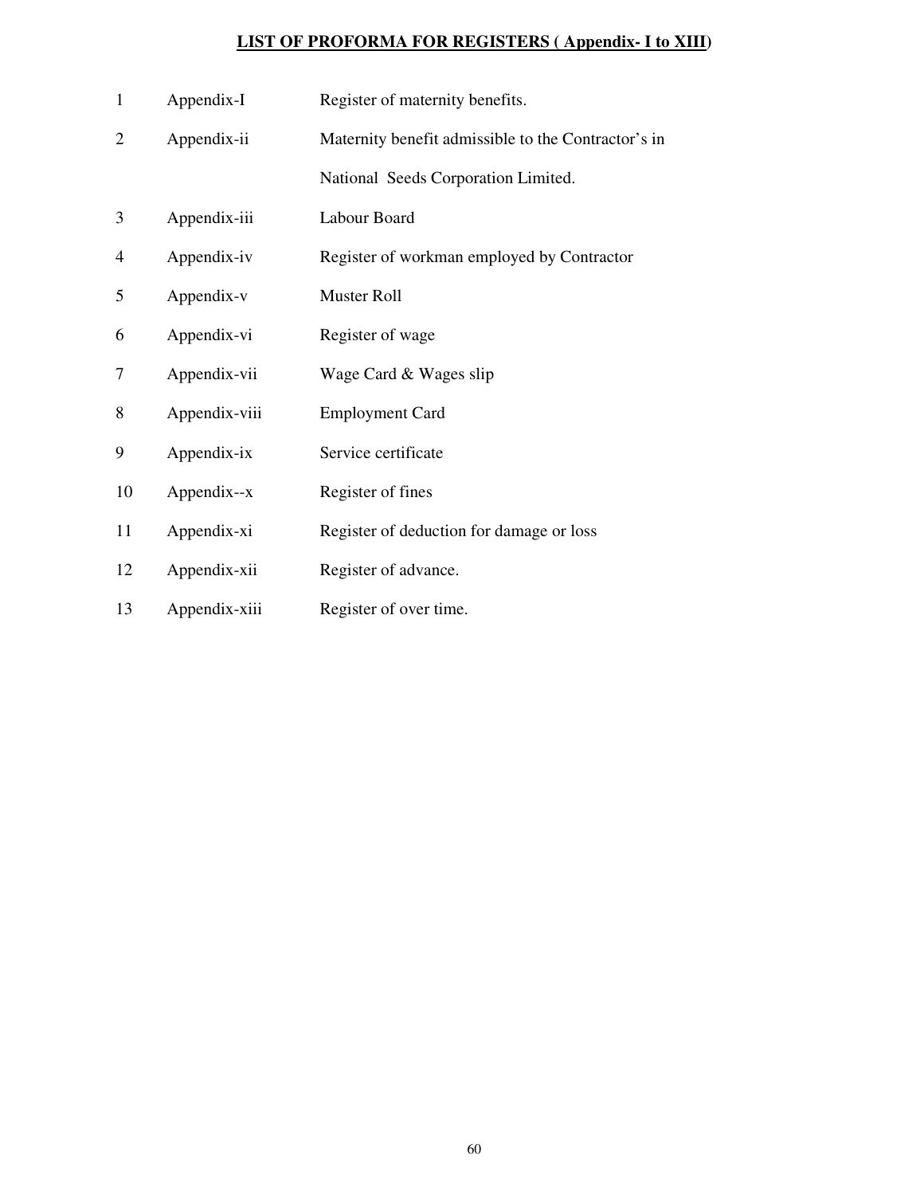**LIST OF PROFORMA FOR REGISTERS ( Appendix- I to XIII)**

| | | |
|---|---|---|
| 1 | Appendix-I | Register of maternity benefits. |
| 2 | Appendix-ii | Maternity benefit admissible to the Contractor's in National Seeds Corporation Limited. |
| 3 | Appendix-iii | Labour Board |
| 4 | Appendix-iv | Register of workman employed by Contractor |
| 5 | Appendix-v | Muster Roll |
| 6 | Appendix-vi | Register of wage |
| 7 | Appendix-vii | Wage Card & Wages slip |
| 8 | Appendix-viii | Employment Card |
| 9 | Appendix-ix | Service certificate |
| 10 | Appendix--x | Register of fines |
| 11 | Appendix-xi | Register of deduction for damage or loss |
| 12 | Appendix-xii | Register of advance. |
| 13 | Appendix-xiii | Register of over time. |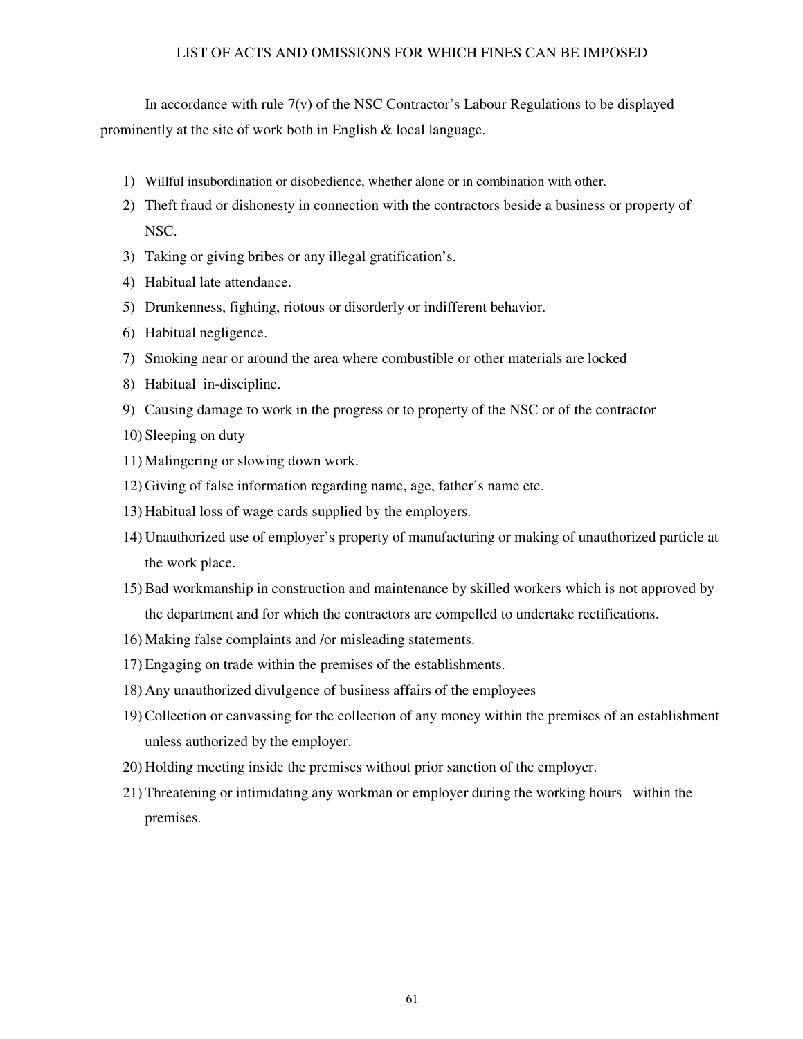## LIST OF ACTS AND OMISSIONS FOR WHICH FINES CAN BE IMPOSED

In accordance with rule 7(v) of the NSC Contractor's Labour Regulations to be displayed prominently at the site of work both in English & local language.

1) Willful insubordination or disobedience, whether alone or in combination with other.
2) Theft fraud or dishonesty in connection with the contractors beside a business or property of NSC.
3) Taking or giving bribes or any illegal gratification's.
4) Habitual late attendance.
5) Drunkenness, fighting, riotous or disorderly or indifferent behavior.
6) Habitual negligence.
7) Smoking near or around the area where combustible or other materials are locked
8) Habitual in-discipline.
9) Causing damage to work in the progress or to property of the NSC or of the contractor
10) Sleeping on duty
11) Malingering or slowing down work.
12) Giving of false information regarding name, age, father's name etc.
13) Habitual loss of wage cards supplied by the employers.
14) Unauthorized use of employer's property of manufacturing or making of unauthorized particle at the work place.
15) Bad workmanship in construction and maintenance by skilled workers which is not approved by the department and for which the contractors are compelled to undertake rectifications.
16) Making false complaints and /or misleading statements.
17) Engaging on trade within the premises of the establishments.
18) Any unauthorized divulgence of business affairs of the employees
19) Collection or canvassing for the collection of any money within the premises of an establishment unless authorized by the employer.
20) Holding meeting inside the premises without prior sanction of the employer.
21) Threatening or intimidating any workman or employer during the working hours within the premises.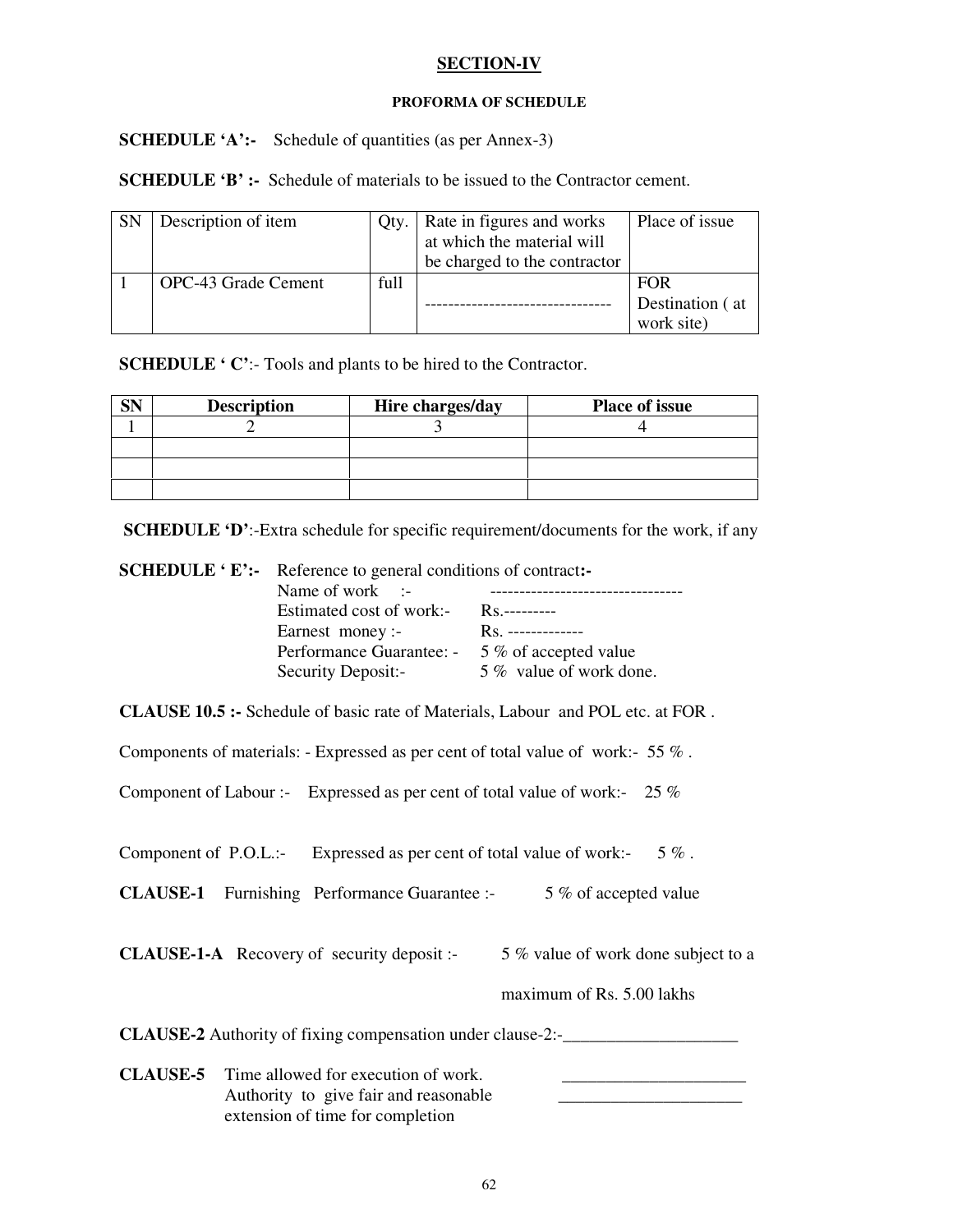## SECTION-IV

#### PROFORMA OF SCHEDULE

**SCHEDULE 'A':-** Schedule of quantities (as per Annex-3)

**SCHEDULE 'B' :-** Schedule of materials to be issued to the Contractor cement.

| SN | Description of item | Qty. | Rate in figures and works at which the material will be charged to the contractor | Place of issue |
|---|---|---|---|---|
| 1 | OPC-43 Grade Cement | full | -------------------------------- | FOR Destination ( at work site) |

**SCHEDULE ' C'**:- Tools and plants to be hired to the Contractor.

| SN | Description | Hire charges/day | Place of issue |
|---|---|---|---|
| 1 | 2 | 3 | 4 |
| | | | |
| | | | |
| | | | |

**SCHEDULE 'D'**:-Extra schedule for specific requirement/documents for the work, if any

**SCHEDULE ' E':-** Reference to general conditions of contract**:-**

Name of work :- ---------------------------------
Estimated cost of work:- Rs.---------
Earnest money :- Rs. -------------
Performance Guarantee: - 5 % of accepted value
Security Deposit:- 5 % value of work done.

**CLAUSE 10.5 :-** Schedule of basic rate of Materials, Labour and POL etc. at FOR .

Components of materials: - Expressed as per cent of total value of work:- 55 % .

Component of Labour :- Expressed as per cent of total value of work:- 25 %

Component of P.O.L.:- Expressed as per cent of total value of work:- 5 % .

**CLAUSE-1** Furnishing Performance Guarantee :- 5 % of accepted value

**CLAUSE-1-A** Recovery of security deposit :- 5 % value of work done subject to a maximum of Rs. 5.00 lakhs

**CLAUSE-2** Authority of fixing compensation under clause-2:-____________________

**CLAUSE-5** Time allowed for execution of work. _____________________
Authority to give fair and reasonable extension of time for completion _____________________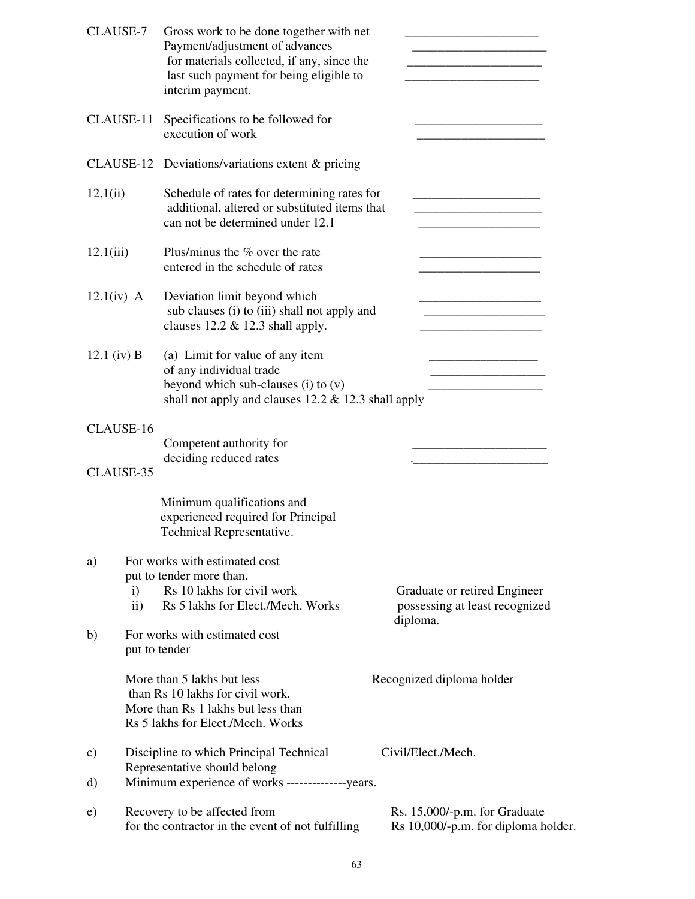CLAUSE-7 Gross work to be done together with net Payment/adjustment of advances for materials collected, if any, since the last such payment for being eligible to interim payment. ______________________

CLAUSE-11 Specifications to be followed for execution of work ______________________

CLAUSE-12 Deviations/variations extent & pricing

12,1(ii) Schedule of rates for determining rates for additional, altered or substituted items that can not be determined under 12.1 ______________________

12.1(iii) Plus/minus the % over the rate entered in the schedule of rates ______________________

12.1(iv) A Deviation limit beyond which sub clauses (i) to (iii) shall not apply and clauses 12.2 & 12.3 shall apply. ______________________

12.1 (iv) B (a) Limit for value of any item of any individual trade beyond which sub-clauses (i) to (v) shall not apply and clauses 12.2 & 12.3 shall apply ______________________

CLAUSE-16

Competent authority for deciding reduced rates ______________________

CLAUSE-35

Minimum qualifications and experienced required for Principal Technical Representative.

a) For works with estimated cost put to tender more than.
   - i) Rs 10 lakhs for civil work
   - ii) Rs 5 lakhs for Elect./Mech. Works

   Graduate or retired Engineer possessing at least recognized diploma.

b) For works with estimated cost put to tender

   More than 5 lakhs but less than Rs 10 lakhs for civil work. More than Rs 1 lakhs but less than Rs 5 lakhs for Elect./Mech. Works — Recognized diploma holder

c) Discipline to which Principal Technical Representative should belong — Civil/Elect./Mech.

d) Minimum experience of works --------------years.

e) Recovery to be affected from for the contractor in the event of not fulfilling — Rs. 15,000/-p.m. for Graduate, Rs 10,000/-p.m. for diploma holder.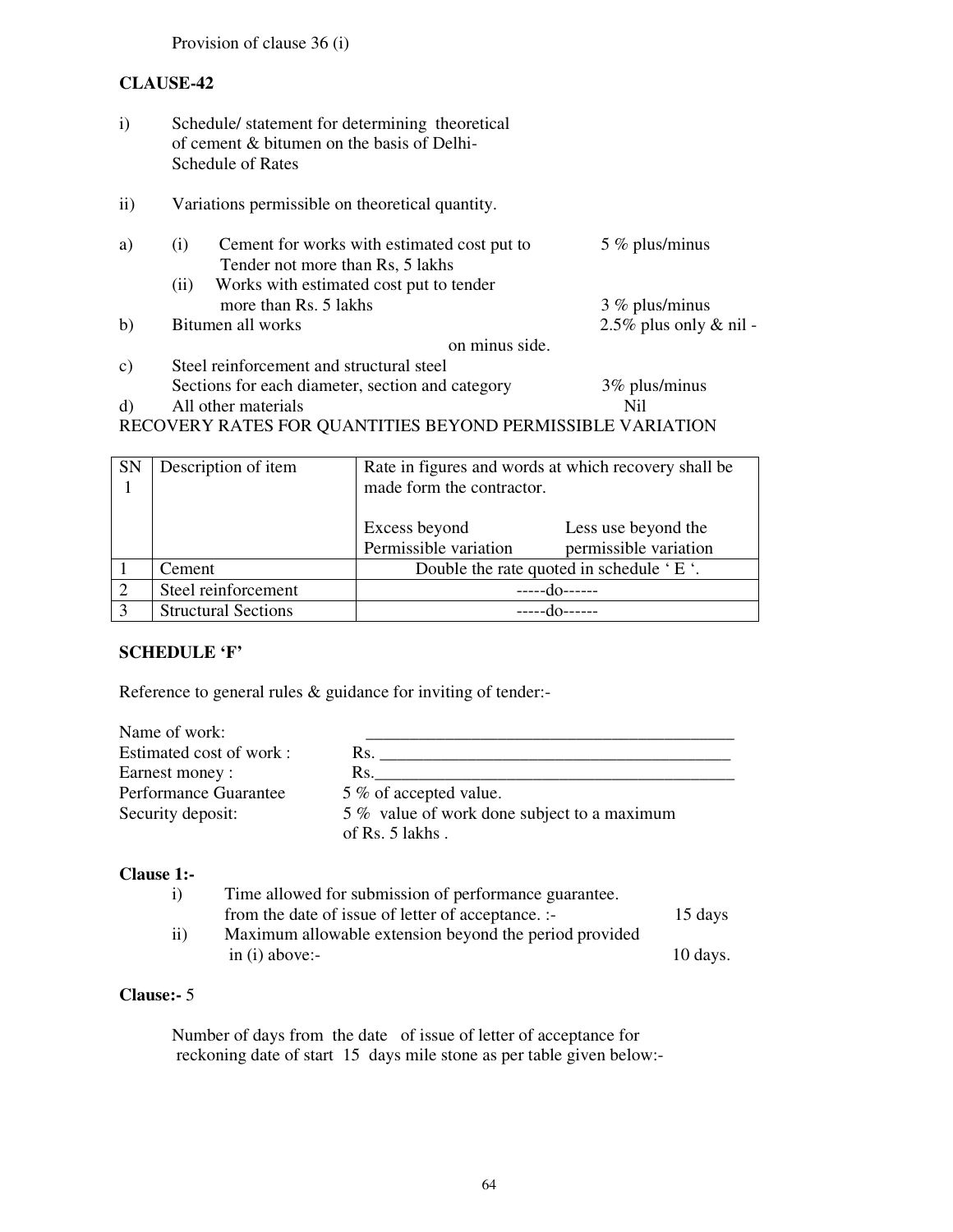Provision of clause 36 (i)

**CLAUSE-42**

i) Schedule/ statement for determining theoretical of cement & bitumen on the basis of Delhi-Schedule of Rates

ii) Variations permissible on theoretical quantity.

a) (i) Cement for works with estimated cost put to Tender not more than Rs, 5 lakhs — 5 % plus/minus

(ii) Works with estimated cost put to tender more than Rs. 5 lakhs — 3 % plus/minus

b) Bitumen all works — 2.5% plus only & nil - on minus side.

c) Steel reinforcement and structural steel Sections for each diameter, section and category — 3% plus/minus

d) All other materials — Nil

RECOVERY RATES FOR QUANTITIES BEYOND PERMISSIBLE VARIATION

| SN 1 | Description of item | Rate in figures and words at which recovery shall be made form the contractor. | |
|---|---|---|---|
| | | Excess beyond Permissible variation | Less use beyond the permissible variation |
| 1 | Cement | Double the rate quoted in schedule ' E '. | |
| 2 | Steel reinforcement | -----do------ | |
| 3 | Structural Sections | -----do------ | |

**SCHEDULE 'F'**

Reference to general rules & guidance for inviting of tender:-

Name of work: \_\_\_\_\_\_\_\_\_\_\_\_\_\_\_\_\_\_\_\_\_\_\_\_\_\_\_\_\_\_\_\_\_\_\_\_\_\_\_\_\_\_\_\_

Estimated cost of work : Rs. \_\_\_\_\_\_\_\_\_\_\_\_\_\_\_\_\_\_\_\_\_\_\_\_\_\_\_\_\_\_\_\_\_\_\_\_\_\_\_\_\_\_

Earnest money : Rs.\_\_\_\_\_\_\_\_\_\_\_\_\_\_\_\_\_\_\_\_\_\_\_\_\_\_\_\_\_\_\_\_\_\_\_\_\_\_\_\_\_\_\_

Performance Guarantee 5 % of accepted value.

Security deposit: 5 % value of work done subject to a maximum of Rs. 5 lakhs .

**Clause 1:-**

i) Time allowed for submission of performance guarantee. from the date of issue of letter of acceptance. :- 15 days

ii) Maximum allowable extension beyond the period provided in (i) above:- 10 days.

**Clause:-** 5

Number of days from the date of issue of letter of acceptance for reckoning date of start 15 days mile stone as per table given below:-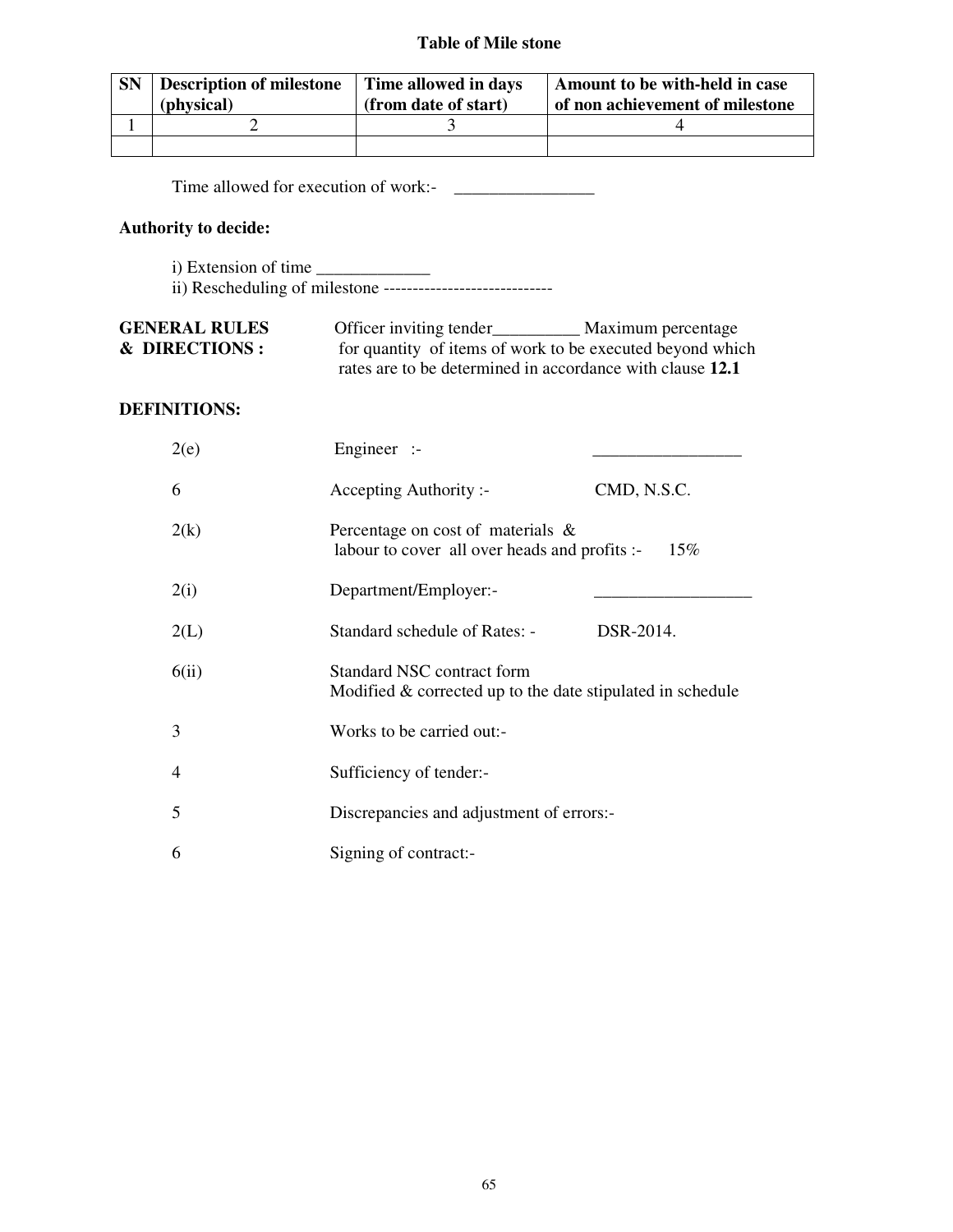**Table of Mile stone**

| SN | Description of milestone (physical) | Time allowed in days (from date of start) | Amount to be with-held in case of non achievement of milestone |
|---|---|---|---|
| 1 | 2 | 3 | 4 |
| | | | |

Time allowed for execution of work:- ________________

**Authority to decide:**

i) Extension of time _____________

ii) Rescheduling of milestone -----------------------------

**GENERAL RULES & DIRECTIONS :** Officer inviting tender__________ Maximum percentage for quantity of items of work to be executed beyond which rates are to be determined in accordance with clause **12.1**

**DEFINITIONS:**

| | | |
|---|---|---|
| 2(e) | Engineer :- | _________________ |
| 6 | Accepting Authority :- | CMD, N.S.C. |
| 2(k) | Percentage on cost of materials & labour to cover all over heads and profits :- | 15% |
| 2(i) | Department/Employer:- | __________________ |
| 2(L) | Standard schedule of Rates: - | DSR-2014. |
| 6(ii) | Standard NSC contract form Modified & corrected up to the date stipulated in schedule | |
| 3 | Works to be carried out:- | |
| 4 | Sufficiency of tender:- | |
| 5 | Discrepancies and adjustment of errors:- | |
| 6 | Signing of contract:- | |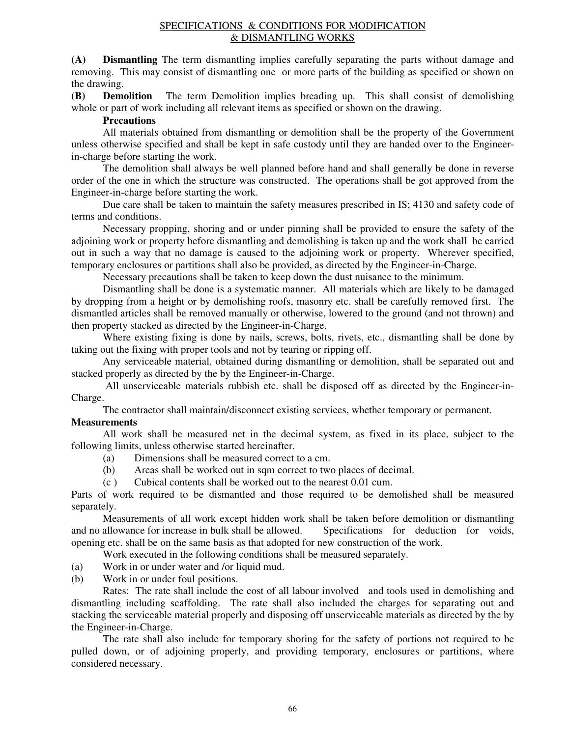## SPECIFICATIONS & CONDITIONS FOR MODIFICATION & DISMANTLING WORKS

**(A) Dismantling** The term dismantling implies carefully separating the parts without damage and removing. This may consist of dismantling one or more parts of the building as specified or shown on the drawing.

**(B) Demolition** The term Demolition implies breading up. This shall consist of demolishing whole or part of work including all relevant items as specified or shown on the drawing.

**Precautions**

All materials obtained from dismantling or demolition shall be the property of the Government unless otherwise specified and shall be kept in safe custody until they are handed over to the Engineer-in-charge before starting the work.

The demolition shall always be well planned before hand and shall generally be done in reverse order of the one in which the structure was constructed. The operations shall be got approved from the Engineer-in-charge before starting the work.

Due care shall be taken to maintain the safety measures prescribed in IS; 4130 and safety code of terms and conditions.

Necessary propping, shoring and or under pinning shall be provided to ensure the safety of the adjoining work or property before dismantling and demolishing is taken up and the work shall be carried out in such a way that no damage is caused to the adjoining work or property. Wherever specified, temporary enclosures or partitions shall also be provided, as directed by the Engineer-in-Charge.

Necessary precautions shall be taken to keep down the dust nuisance to the minimum.

Dismantling shall be done is a systematic manner. All materials which are likely to be damaged by dropping from a height or by demolishing roofs, masonry etc. shall be carefully removed first. The dismantled articles shall be removed manually or otherwise, lowered to the ground (and not thrown) and then property stacked as directed by the Engineer-in-Charge.

Where existing fixing is done by nails, screws, bolts, rivets, etc., dismantling shall be done by taking out the fixing with proper tools and not by tearing or ripping off.

Any serviceable material, obtained during dismantling or demolition, shall be separated out and stacked properly as directed by the by the Engineer-in-Charge.

All unserviceable materials rubbish etc. shall be disposed off as directed by the Engineer-in-Charge.

The contractor shall maintain/disconnect existing services, whether temporary or permanent.

**Measurements**

All work shall be measured net in the decimal system, as fixed in its place, subject to the following limits, unless otherwise started hereinafter.

(a) Dimensions shall be measured correct to a cm.

(b) Areas shall be worked out in sqm correct to two places of decimal.

(c ) Cubical contents shall be worked out to the nearest 0.01 cum.

Parts of work required to be dismantled and those required to be demolished shall be measured separately.

Measurements of all work except hidden work shall be taken before demolition or dismantling and no allowance for increase in bulk shall be allowed. Specifications for deduction for voids, opening etc. shall be on the same basis as that adopted for new construction of the work.

Work executed in the following conditions shall be measured separately.

(a) Work in or under water and /or liquid mud.

(b) Work in or under foul positions.

Rates: The rate shall include the cost of all labour involved and tools used in demolishing and dismantling including scaffolding. The rate shall also included the charges for separating out and stacking the serviceable material properly and disposing off unserviceable materials as directed by the by the Engineer-in-Charge.

The rate shall also include for temporary shoring for the safety of portions not required to be pulled down, or of adjoining properly, and providing temporary, enclosures or partitions, where considered necessary.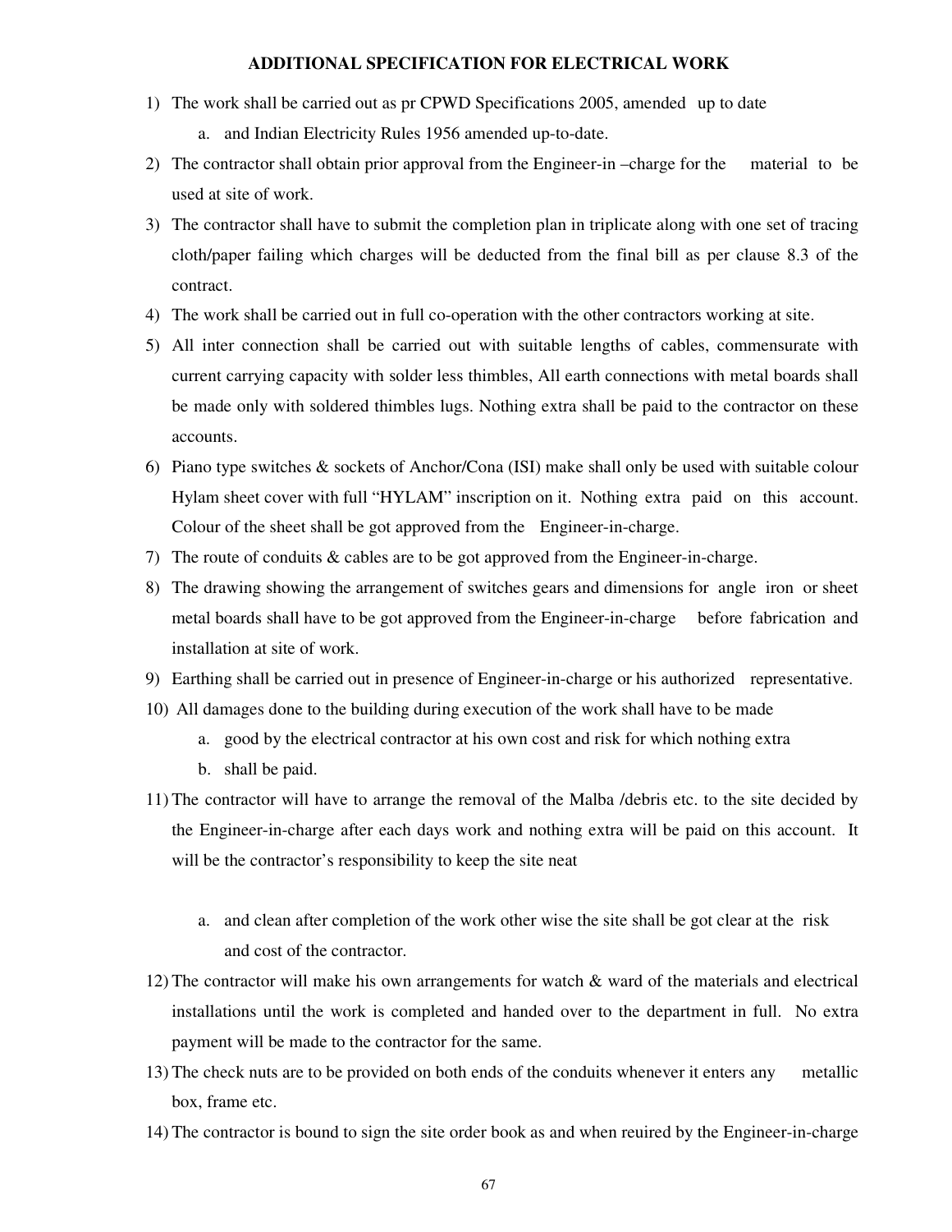# ADDITIONAL SPECIFICATION FOR ELECTRICAL WORK

1) The work shall be carried out as pr CPWD Specifications 2005, amended up to date
    a. and Indian Electricity Rules 1956 amended up-to-date.
2) The contractor shall obtain prior approval from the Engineer-in –charge for the material to be used at site of work.
3) The contractor shall have to submit the completion plan in triplicate along with one set of tracing cloth/paper failing which charges will be deducted from the final bill as per clause 8.3 of the contract.
4) The work shall be carried out in full co-operation with the other contractors working at site.
5) All inter connection shall be carried out with suitable lengths of cables, commensurate with current carrying capacity with solder less thimbles, All earth connections with metal boards shall be made only with soldered thimbles lugs. Nothing extra shall be paid to the contractor on these accounts.
6) Piano type switches & sockets of Anchor/Cona (ISI) make shall only be used with suitable colour Hylam sheet cover with full "HYLAM" inscription on it. Nothing extra paid on this account. Colour of the sheet shall be got approved from the Engineer-in-charge.
7) The route of conduits & cables are to be got approved from the Engineer-in-charge.
8) The drawing showing the arrangement of switches gears and dimensions for angle iron or sheet metal boards shall have to be got approved from the Engineer-in-charge before fabrication and installation at site of work.
9) Earthing shall be carried out in presence of Engineer-in-charge or his authorized representative.
10) All damages done to the building during execution of the work shall have to be made
    a. good by the electrical contractor at his own cost and risk for which nothing extra
    b. shall be paid.
11) The contractor will have to arrange the removal of the Malba /debris etc. to the site decided by the Engineer-in-charge after each days work and nothing extra will be paid on this account. It will be the contractor's responsibility to keep the site neat
    a. and clean after completion of the work other wise the site shall be got clear at the risk and cost of the contractor.
12) The contractor will make his own arrangements for watch & ward of the materials and electrical installations until the work is completed and handed over to the department in full. No extra payment will be made to the contractor for the same.
13) The check nuts are to be provided on both ends of the conduits whenever it enters any metallic box, frame etc.
14) The contractor is bound to sign the site order book as and when reuired by the Engineer-in-charge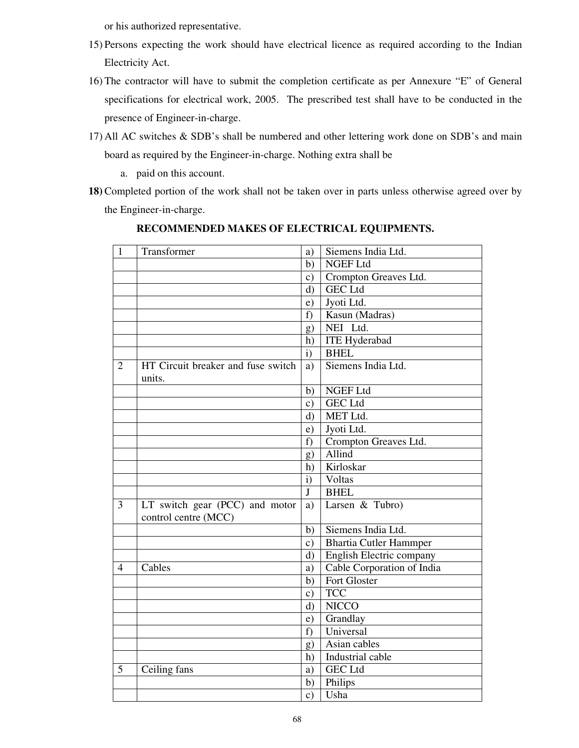or his authorized representative.

15) Persons expecting the work should have electrical licence as required according to the Indian Electricity Act.

16) The contractor will have to submit the completion certificate as per Annexure “E” of General specifications for electrical work, 2005. The prescribed test shall have to be conducted in the presence of Engineer-in-charge.

17) All AC switches & SDB’s shall be numbered and other lettering work done on SDB’s and main board as required by the Engineer-in-charge. Nothing extra shall be

    a. paid on this account.

**18)** Completed portion of the work shall not be taken over in parts unless otherwise agreed over by the Engineer-in-charge.

**RECOMMENDED MAKES OF ELECTRICAL EQUIPMENTS.**

| | | | |
|---|---|---|---|
| 1 | Transformer | a) | Siemens India Ltd. |
| | | b) | NGEF Ltd |
| | | c) | Crompton Greaves Ltd. |
| | | d) | GEC Ltd |
| | | e) | Jyoti Ltd. |
| | | f) | Kasun (Madras) |
| | | g) | NEI Ltd. |
| | | h) | ITE Hyderabad |
| | | i) | BHEL |
| 2 | HT Circuit breaker and fuse switch units. | a) | Siemens India Ltd. |
| | | b) | NGEF Ltd |
| | | c) | GEC Ltd |
| | | d) | MET Ltd. |
| | | e) | Jyoti Ltd. |
| | | f) | Crompton Greaves Ltd. |
| | | g) | Allind |
| | | h) | Kirloskar |
| | | i) | Voltas |
| | | J | BHEL |
| 3 | LT switch gear (PCC) and motor control centre (MCC) | a) | Larsen & Tubro) |
| | | b) | Siemens India Ltd. |
| | | c) | Bhartia Cutler Hammper |
| | | d) | English Electric company |
| 4 | Cables | a) | Cable Corporation of India |
| | | b) | Fort Gloster |
| | | c) | TCC |
| | | d) | NICCO |
| | | e) | Grandlay |
| | | f) | Universal |
| | | g) | Asian cables |
| | | h) | Industrial cable |
| 5 | Ceiling fans | a) | GEC Ltd |
| | | b) | Philips |
| | | c) | Usha |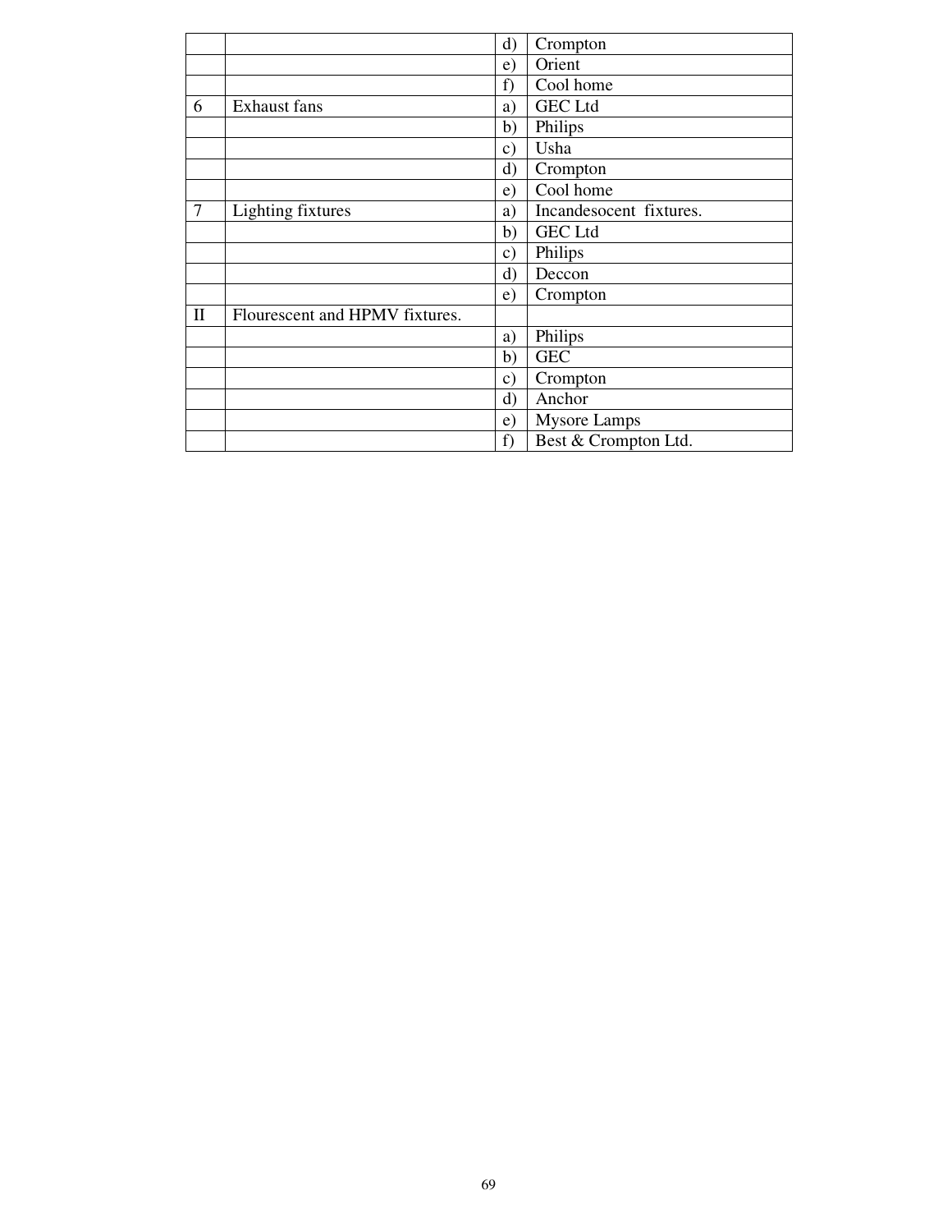| | | | |
|---|---|---|---|
| | | d) | Crompton |
| | | e) | Orient |
| | | f) | Cool home |
| 6 | Exhaust fans | a) | GEC Ltd |
| | | b) | Philips |
| | | c) | Usha |
| | | d) | Crompton |
| | | e) | Cool home |
| 7 | Lighting fixtures | a) | Incandesocent fixtures. |
| | | b) | GEC Ltd |
| | | c) | Philips |
| | | d) | Deccon |
| | | e) | Crompton |
| II | Flourescent and HPMV fixtures. | | |
| | | a) | Philips |
| | | b) | GEC |
| | | c) | Crompton |
| | | d) | Anchor |
| | | e) | Mysore Lamps |
| | | f) | Best & Crompton Ltd. |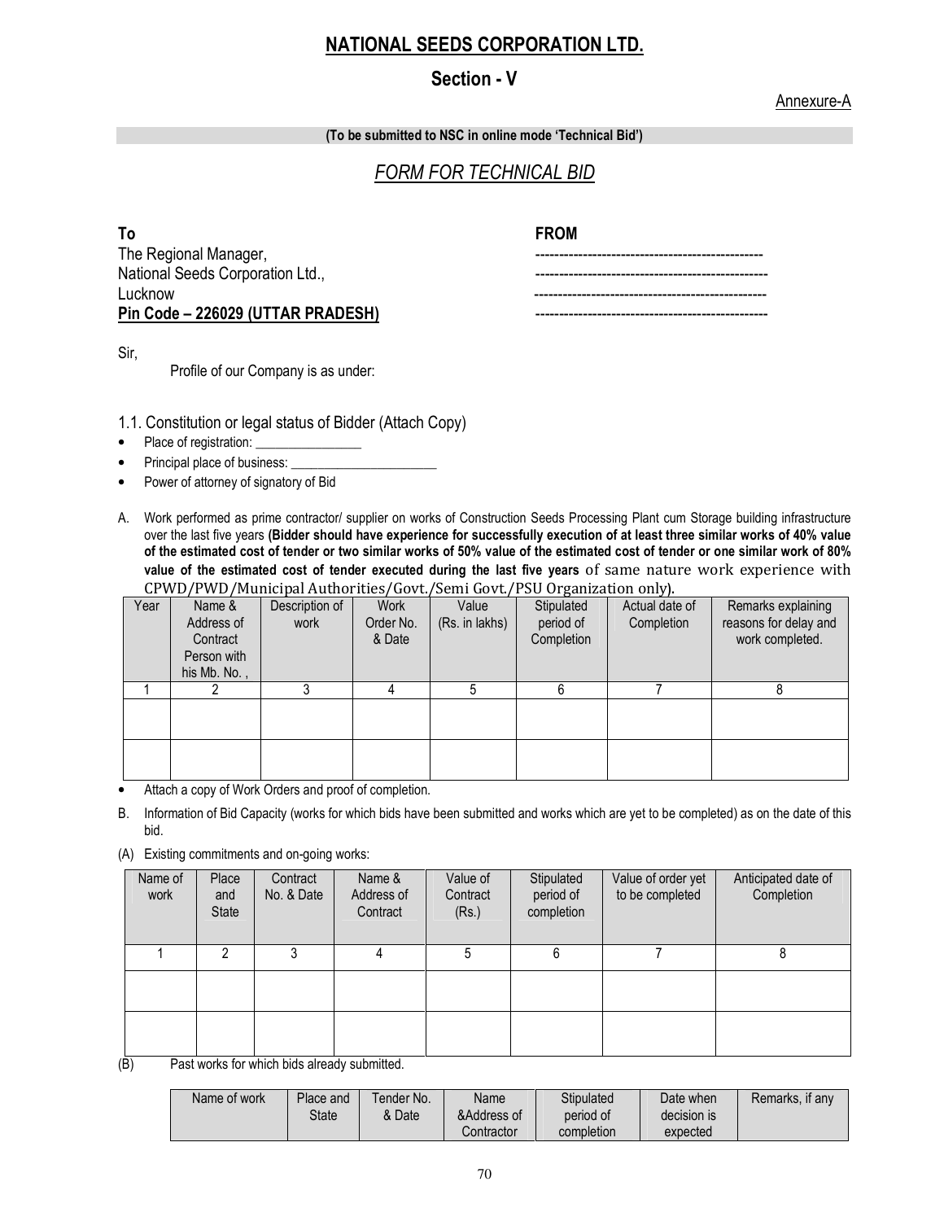# NATIONAL SEEDS CORPORATION LTD.

## Section - V

Annexure-A

**(To be submitted to NSC in online mode 'Technical Bid')**

## *FORM FOR TECHNICAL BID*

| **To** | **FROM** |
|---|---|
| The Regional Manager, | ------------------------------------------------ |
| National Seeds Corporation Ltd., | ------------------------------------------------ |
| Lucknow | ------------------------------------------------ |
| **Pin Code – 226029 (UTTAR PRADESH)** | ------------------------------------------------ |

Sir,

Profile of our Company is as under:

1.1. Constitution or legal status of Bidder (Attach Copy)

- Place of registration: ________________
- Principal place of business: ______________________
- Power of attorney of signatory of Bid

A. Work performed as prime contractor/ supplier on works of Construction Seeds Processing Plant cum Storage building infrastructure over the last five years **(Bidder should have experience for successfully execution of at least three similar works of 40% value of the estimated cost of tender or two similar works of 50% value of the estimated cost of tender or one similar work of 80% value of the estimated cost of tender executed during the last five years** of same nature work experience with CPWD/PWD/Municipal Authorities/Govt./Semi Govt./PSU Organization only).

| Year | Name & Address of Contract Person with his Mb. No. , | Description of work | Work Order No. & Date | Value (Rs. in lakhs) | Stipulated period of Completion | Actual date of Completion | Remarks explaining reasons for delay and work completed. |
|---|---|---|---|---|---|---|---|
| 1 | 2 | 3 | 4 | 5 | 6 | 7 | 8 |
| | | | | | | | |
| | | | | | | | |

- Attach a copy of Work Orders and proof of completion.

B. Information of Bid Capacity (works for which bids have been submitted and works which are yet to be completed) as on the date of this bid.

(A) Existing commitments and on-going works:

| Name of work | Place and State | Contract No. & Date | Name & Address of Contract | Value of Contract (Rs.) | Stipulated period of completion | Value of order yet to be completed | Anticipated date of Completion |
|---|---|---|---|---|---|---|---|
| 1 | 2 | 3 | 4 | 5 | 6 | 7 | 8 |
| | | | | | | | |
| | | | | | | | |

(B) Past works for which bids already submitted.

| Name of work | Place and State | Tender No. & Date | Name &Address of Contractor | Stipulated period of completion | Date when decision is expected | Remarks, if any |
|---|---|---|---|---|---|---|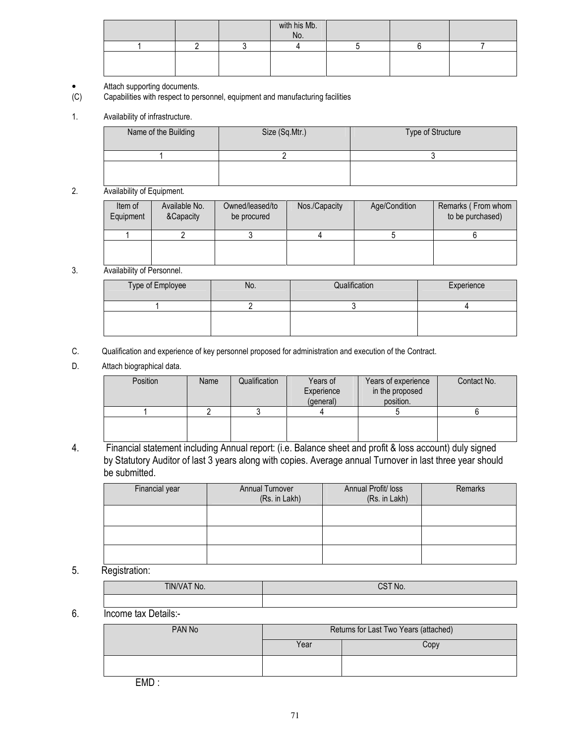| | | | with his Mb. No. | | | |
|---|---|---|---|---|---|---|
| 1 | 2 | 3 | 4 | 5 | 6 | 7 |
| | | | | | | |

- Attach supporting documents.

(C) Capabilities with respect to personnel, equipment and manufacturing facilities

1. Availability of infrastructure.

| Name of the Building | Size (Sq.Mtr.) | Type of Structure |
|---|---|---|
| 1 | 2 | 3 |
| | | |

2. Availability of Equipment.

| Item of Equipment | Available No. &Capacity | Owned/leased/to be procured | Nos./Capacity | Age/Condition | Remarks ( From whom to be purchased) |
|---|---|---|---|---|---|
| 1 | 2 | 3 | 4 | 5 | 6 |
| | | | | | |

3. Availability of Personnel.

| Type of Employee | No. | Qualification | Experience |
|---|---|---|---|
| 1 | 2 | 3 | 4 |
| | | | |

C. Qualification and experience of key personnel proposed for administration and execution of the Contract.

D. Attach biographical data.

| Position | Name | Qualification | Years of Experience (general) | Years of experience in the proposed position. | Contact No. |
|---|---|---|---|---|---|
| 1 | 2 | 3 | 4 | 5 | 6 |
| | | | | | |

4. Financial statement including Annual report: (i.e. Balance sheet and profit & loss account) duly signed by Statutory Auditor of last 3 years along with copies. Average annual Turnover in last three year should be submitted.

| Financial year | Annual Turnover (Rs. in Lakh) | Annual Profit/ loss (Rs. in Lakh) | Remarks |
|---|---|---|---|
| | | | |
| | | | |
| | | | |

5. Registration:

| TIN/VAT No. | CST No. |
|---|---|
| | |

6. Income tax Details:-

| PAN No | Returns for Last Two Years (attached) | |
|---|---|---|
| | Year | Copy |
| | | |

EMD :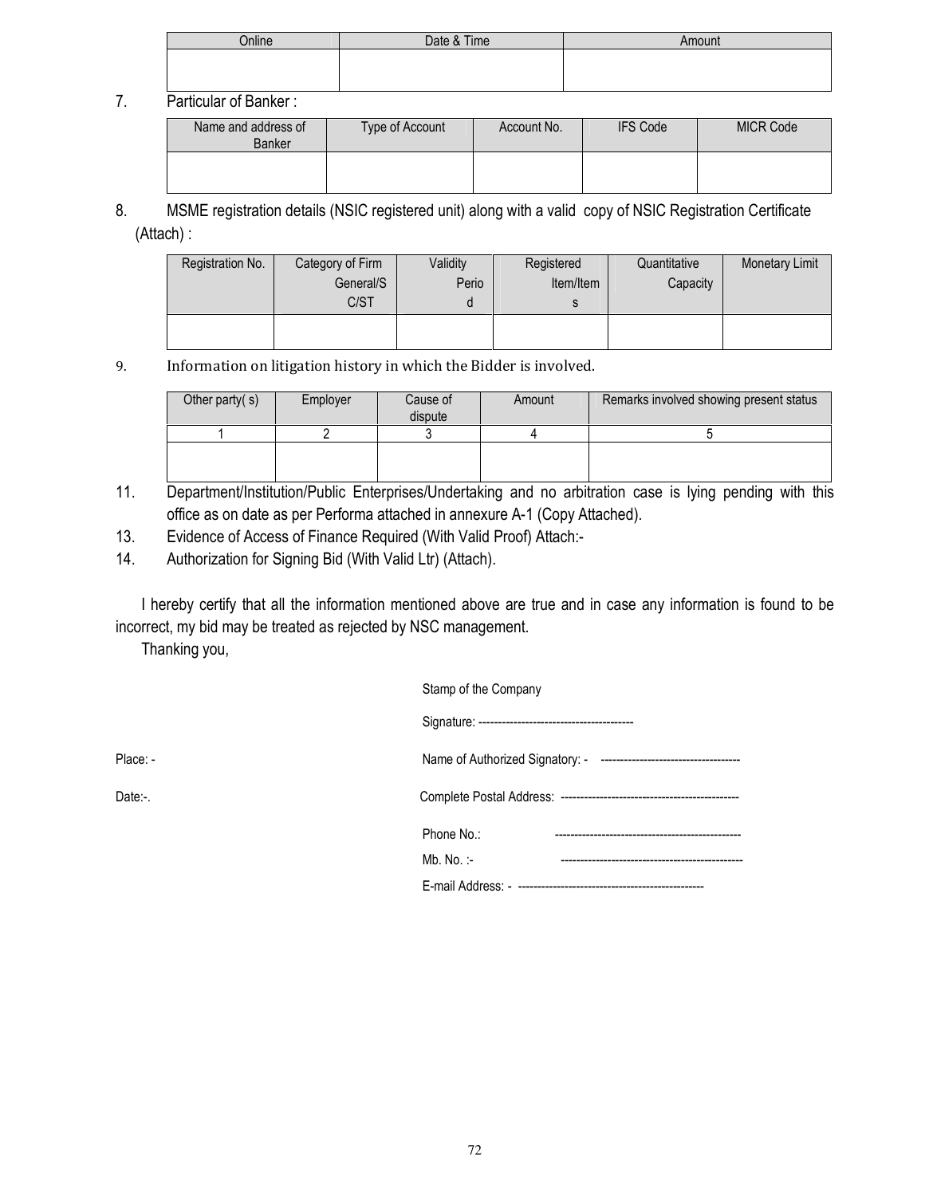| Online | Date & Time | Amount |
|---|---|---|
| | | |

7. Particular of Banker :

| Name and address of Banker | Type of Account | Account No. | IFS Code | MICR Code |
|---|---|---|---|---|
| | | | | |

8. MSME registration details (NSIC registered unit) along with a valid copy of NSIC Registration Certificate (Attach) :

| Registration No. | Category of Firm General/SC/ST | Validity Period | Registered Item/Items | Quantitative Capacity | Monetary Limit |
|---|---|---|---|---|---|
| | | | | | |

9. Information on litigation history in which the Bidder is involved.

| Other party( s) | Employer | Cause of dispute | Amount | Remarks involved showing present status |
|---|---|---|---|---|
| 1 | 2 | 3 | 4 | 5 |
| | | | | |

11. Department/Institution/Public Enterprises/Undertaking and no arbitration case is lying pending with this office as on date as per Performa attached in annexure A-1 (Copy Attached).

13. Evidence of Access of Finance Required (With Valid Proof) Attach:-

14. Authorization for Signing Bid (With Valid Ltr) (Attach).

I hereby certify that all the information mentioned above are true and in case any information is found to be incorrect, my bid may be treated as rejected by NSC management.

Thanking you,

Stamp of the Company

Signature: ----------------------------------------

Place: -

Name of Authorized Signatory: - -----------------------------------

Date:-.

Complete Postal Address: ---------------------------------------------

Phone No.: ------------------------------------------------

Mb. No. :- -----------------------------------------------

E-mail Address: - ------------------------------------------------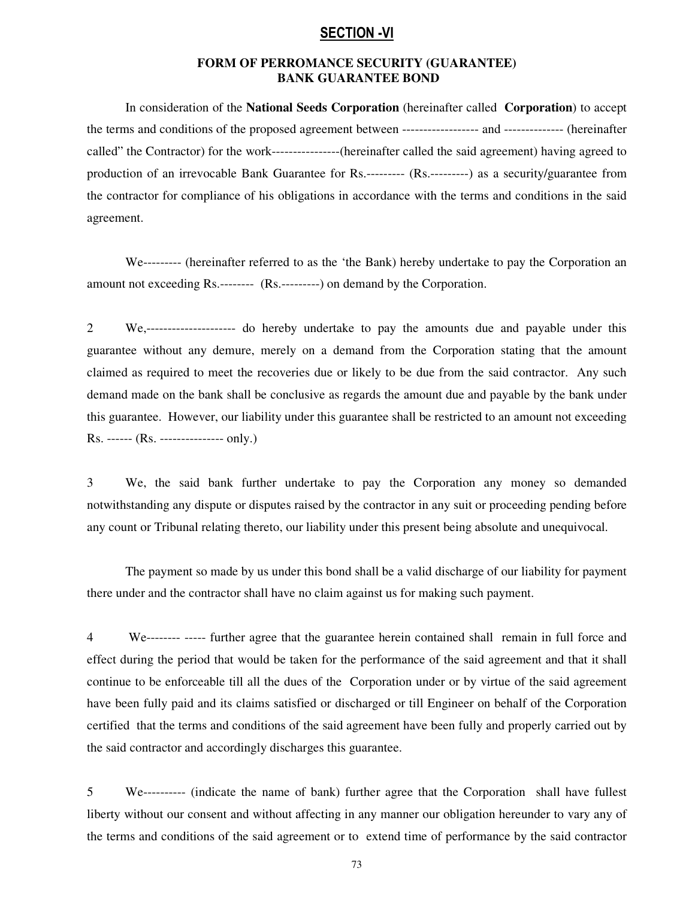## SECTION -VI

### FORM OF PERROMANCE SECURITY (GUARANTEE)
### BANK GUARANTEE BOND

In consideration of the **National Seeds Corporation** (hereinafter called **Corporation**) to accept the terms and conditions of the proposed agreement between ------------------ and -------------- (hereinafter called" the Contractor) for the work----------------(hereinafter called the said agreement) having agreed to production of an irrevocable Bank Guarantee for Rs.--------- (Rs.---------) as a security/guarantee from the contractor for compliance of his obligations in accordance with the terms and conditions in the said agreement.

We--------- (hereinafter referred to as the 'the Bank) hereby undertake to pay the Corporation an amount not exceeding Rs.-------- (Rs.---------) on demand by the Corporation.

2 We,-------------------- do hereby undertake to pay the amounts due and payable under this guarantee without any demure, merely on a demand from the Corporation stating that the amount claimed as required to meet the recoveries due or likely to be due from the said contractor. Any such demand made on the bank shall be conclusive as regards the amount due and payable by the bank under this guarantee. However, our liability under this guarantee shall be restricted to an amount not exceeding Rs. ------ (Rs. --------------- only.)

3 We, the said bank further undertake to pay the Corporation any money so demanded notwithstanding any dispute or disputes raised by the contractor in any suit or proceeding pending before any count or Tribunal relating thereto, our liability under this present being absolute and unequivocal.

The payment so made by us under this bond shall be a valid discharge of our liability for payment there under and the contractor shall have no claim against us for making such payment.

4 We-------- ----- further agree that the guarantee herein contained shall remain in full force and effect during the period that would be taken for the performance of the said agreement and that it shall continue to be enforceable till all the dues of the Corporation under or by virtue of the said agreement have been fully paid and its claims satisfied or discharged or till Engineer on behalf of the Corporation certified that the terms and conditions of the said agreement have been fully and properly carried out by the said contractor and accordingly discharges this guarantee.

5 We---------- (indicate the name of bank) further agree that the Corporation shall have fullest liberty without our consent and without affecting in any manner our obligation hereunder to vary any of the terms and conditions of the said agreement or to extend time of performance by the said contractor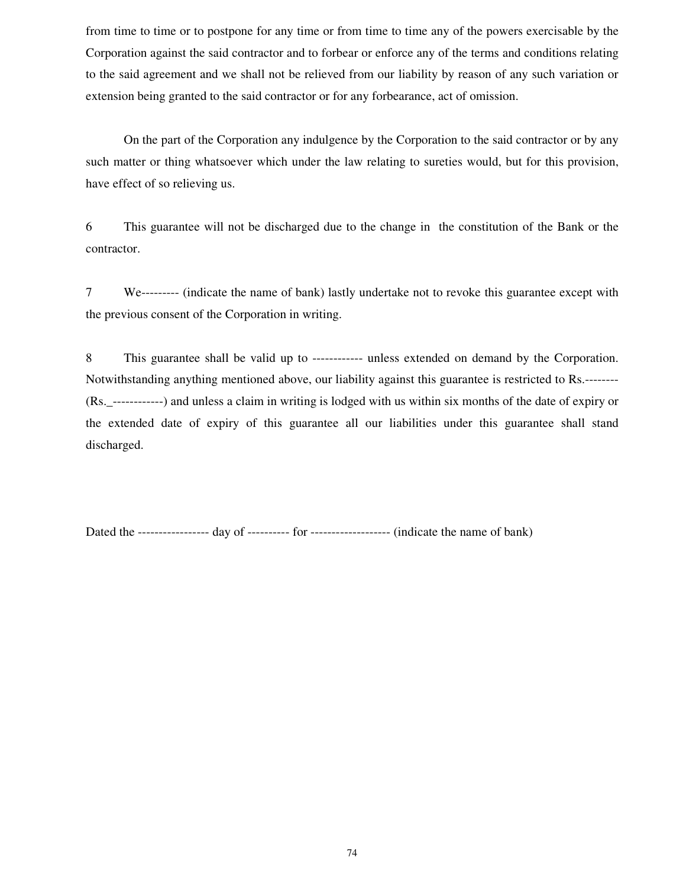from time to time or to postpone for any time or from time to time any of the powers exercisable by the Corporation against the said contractor and to forbear or enforce any of the terms and conditions relating to the said agreement and we shall not be relieved from our liability by reason of any such variation or extension being granted to the said contractor or for any forbearance, act of omission.

On the part of the Corporation any indulgence by the Corporation to the said contractor or by any such matter or thing whatsoever which under the law relating to sureties would, but for this provision, have effect of so relieving us.

6 This guarantee will not be discharged due to the change in the constitution of the Bank or the contractor.

7 We--------- (indicate the name of bank) lastly undertake not to revoke this guarantee except with the previous consent of the Corporation in writing.

8 This guarantee shall be valid up to ------------ unless extended on demand by the Corporation. Notwithstanding anything mentioned above, our liability against this guarantee is restricted to Rs.-------- (Rs._------------) and unless a claim in writing is lodged with us within six months of the date of expiry or the extended date of expiry of this guarantee all our liabilities under this guarantee shall stand discharged.

Dated the ----------------- day of ---------- for ------------------- (indicate the name of bank)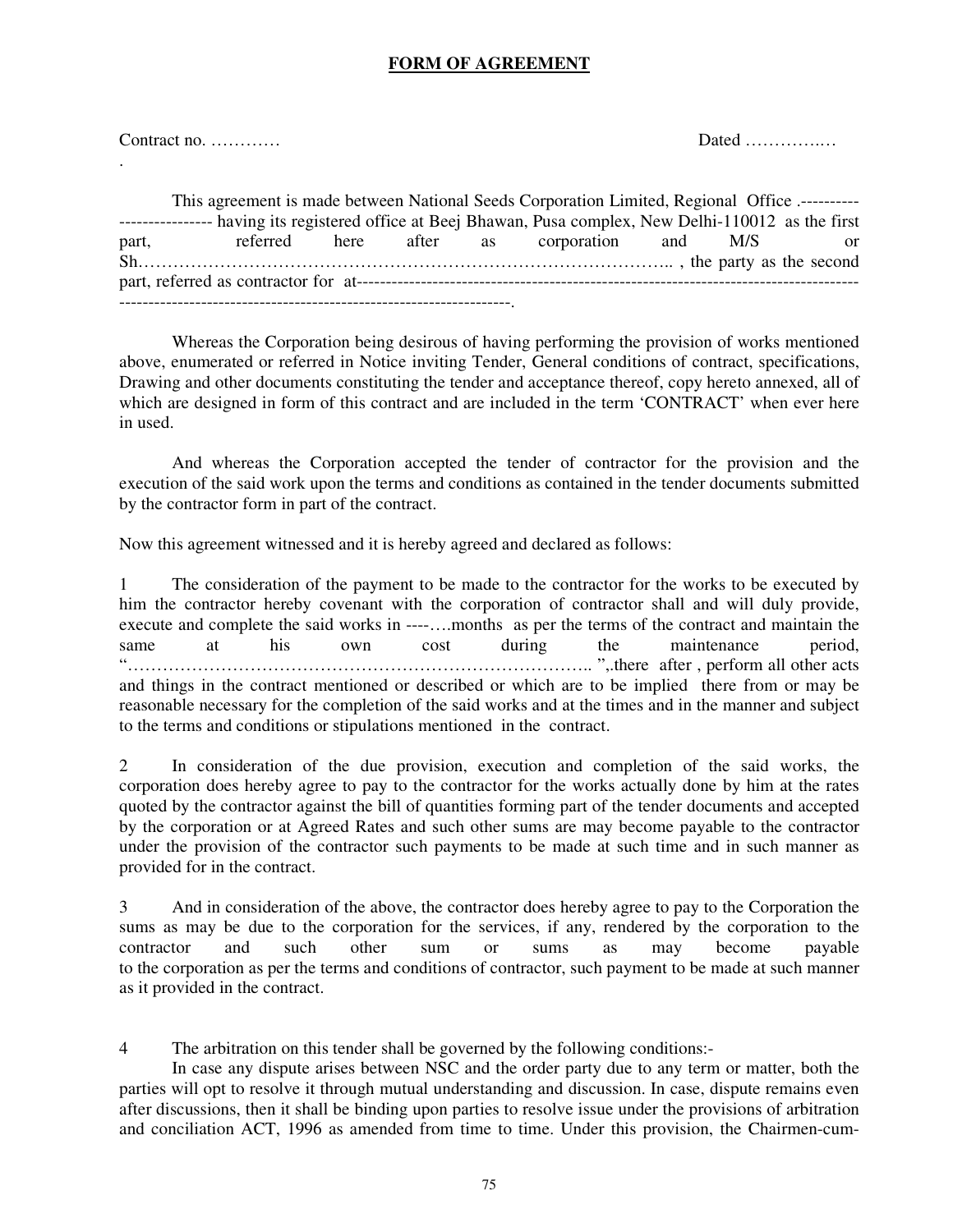**FORM OF AGREEMENT**

Contract no. ………… Dated …………..…

.

This agreement is made between National Seeds Corporation Limited, Regional Office .------------------------- having its registered office at Beej Bhawan, Pusa complex, New Delhi-110012 as the first part, referred here after as corporation and M/S or Sh……………………………………………………………………………….. , the party as the second part, referred as contractor for at---------------------------------------------------------------------------------------------------------------------------------------------------------------------.

Whereas the Corporation being desirous of having performing the provision of works mentioned above, enumerated or referred in Notice inviting Tender, General conditions of contract, specifications, Drawing and other documents constituting the tender and acceptance thereof, copy hereto annexed, all of which are designed in form of this contract and are included in the term 'CONTRACT' when ever here in used.

And whereas the Corporation accepted the tender of contractor for the provision and the execution of the said work upon the terms and conditions as contained in the tender documents submitted by the contractor form in part of the contract.

Now this agreement witnessed and it is hereby agreed and declared as follows:

1 The consideration of the payment to be made to the contractor for the works to be executed by him the contractor hereby covenant with the corporation of contractor shall and will duly provide, execute and complete the said works in ----….months as per the terms of the contract and maintain the same at his own cost during the maintenance period, "…………………………………………………………………….. ",.there after , perform all other acts and things in the contract mentioned or described or which are to be implied there from or may be reasonable necessary for the completion of the said works and at the times and in the manner and subject to the terms and conditions or stipulations mentioned in the contract.

2 In consideration of the due provision, execution and completion of the said works, the corporation does hereby agree to pay to the contractor for the works actually done by him at the rates quoted by the contractor against the bill of quantities forming part of the tender documents and accepted by the corporation or at Agreed Rates and such other sums are may become payable to the contractor under the provision of the contractor such payments to be made at such time and in such manner as provided for in the contract.

3 And in consideration of the above, the contractor does hereby agree to pay to the Corporation the sums as may be due to the corporation for the services, if any, rendered by the corporation to the contractor and such other sum or sums as may become payable to the corporation as per the terms and conditions of contractor, such payment to be made at such manner as it provided in the contract.

4 The arbitration on this tender shall be governed by the following conditions:-

In case any dispute arises between NSC and the order party due to any term or matter, both the parties will opt to resolve it through mutual understanding and discussion. In case, dispute remains even after discussions, then it shall be binding upon parties to resolve issue under the provisions of arbitration and conciliation ACT, 1996 as amended from time to time. Under this provision, the Chairmen-cum-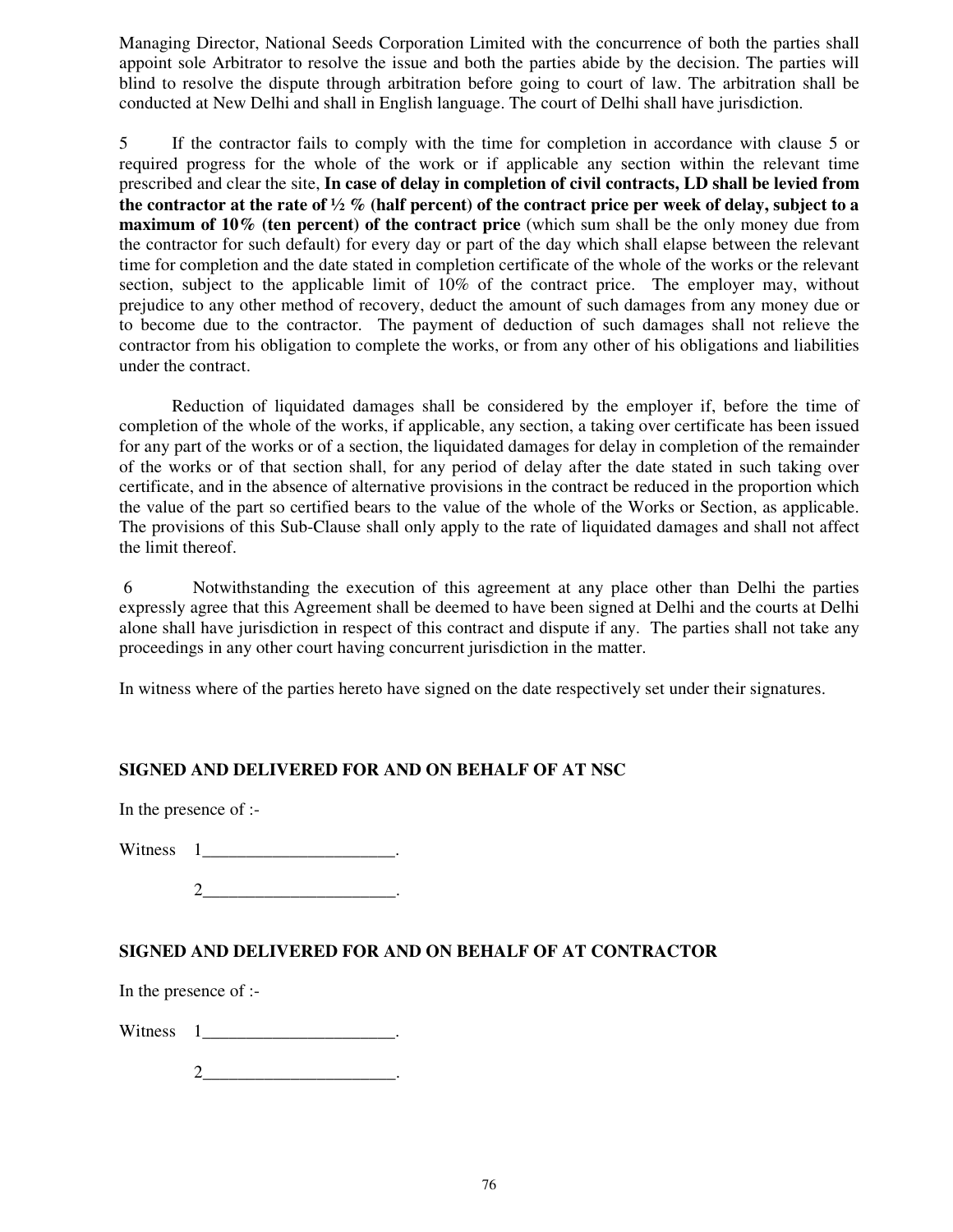Managing Director, National Seeds Corporation Limited with the concurrence of both the parties shall appoint sole Arbitrator to resolve the issue and both the parties abide by the decision. The parties will blind to resolve the dispute through arbitration before going to court of law. The arbitration shall be conducted at New Delhi and shall in English language. The court of Delhi shall have jurisdiction.

5 If the contractor fails to comply with the time for completion in accordance with clause 5 or required progress for the whole of the work or if applicable any section within the relevant time prescribed and clear the site, **In case of delay in completion of civil contracts, LD shall be levied from the contractor at the rate of ½ % (half percent) of the contract price per week of delay, subject to a maximum of 10% (ten percent) of the contract price** (which sum shall be the only money due from the contractor for such default) for every day or part of the day which shall elapse between the relevant time for completion and the date stated in completion certificate of the whole of the works or the relevant section, subject to the applicable limit of 10% of the contract price. The employer may, without prejudice to any other method of recovery, deduct the amount of such damages from any money due or to become due to the contractor. The payment of deduction of such damages shall not relieve the contractor from his obligation to complete the works, or from any other of his obligations and liabilities under the contract.

Reduction of liquidated damages shall be considered by the employer if, before the time of completion of the whole of the works, if applicable, any section, a taking over certificate has been issued for any part of the works or of a section, the liquidated damages for delay in completion of the remainder of the works or of that section shall, for any period of delay after the date stated in such taking over certificate, and in the absence of alternative provisions in the contract be reduced in the proportion which the value of the part so certified bears to the value of the whole of the Works or Section, as applicable. The provisions of this Sub-Clause shall only apply to the rate of liquidated damages and shall not affect the limit thereof.

6 Notwithstanding the execution of this agreement at any place other than Delhi the parties expressly agree that this Agreement shall be deemed to have been signed at Delhi and the courts at Delhi alone shall have jurisdiction in respect of this contract and dispute if any. The parties shall not take any proceedings in any other court having concurrent jurisdiction in the matter.

In witness where of the parties hereto have signed on the date respectively set under their signatures.

**SIGNED AND DELIVERED FOR AND ON BEHALF OF AT NSC**

In the presence of :-

Witness 1______________________.

2______________________.

**SIGNED AND DELIVERED FOR AND ON BEHALF OF AT CONTRACTOR**

In the presence of :-

Witness 1______________________.

2______________________.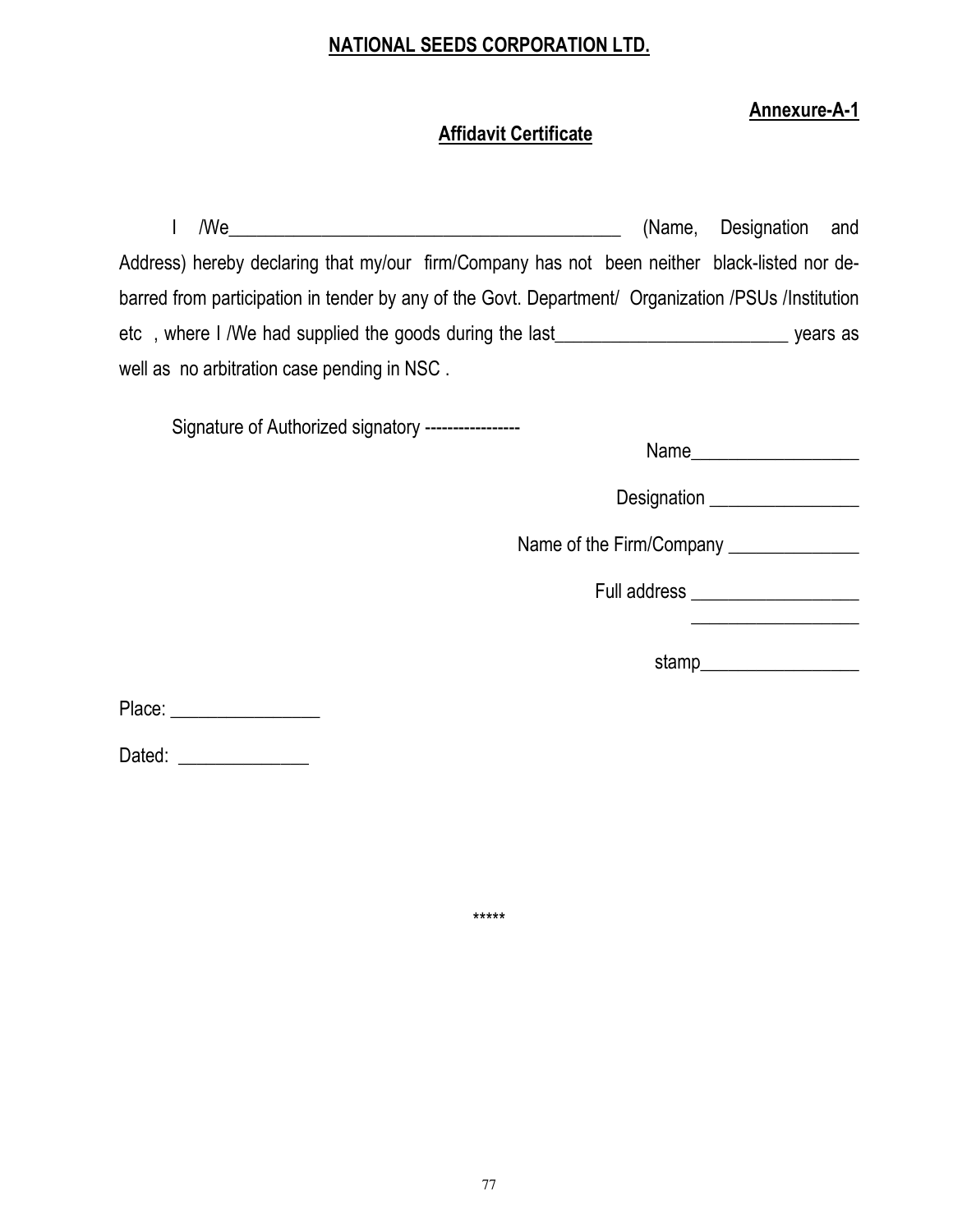**NATIONAL SEEDS CORPORATION LTD.**

**Annexure-A-1**

**Affidavit Certificate**

I /We_____________________________________________ (Name, Designation and Address) hereby declaring that my/our firm/Company has not been neither black-listed nor de-barred from participation in tender by any of the Govt. Department/ Organization /PSUs /Institution etc , where I /We had supplied the goods during the last_________________________ years as well as no arbitration case pending in NSC .

Signature of Authorized signatory -----------------

Name__________________

Designation ________________

Name of the Firm/Company ______________

Full address __________________

__________________

stamp_________________

Place: ________________

Dated: ______________

*****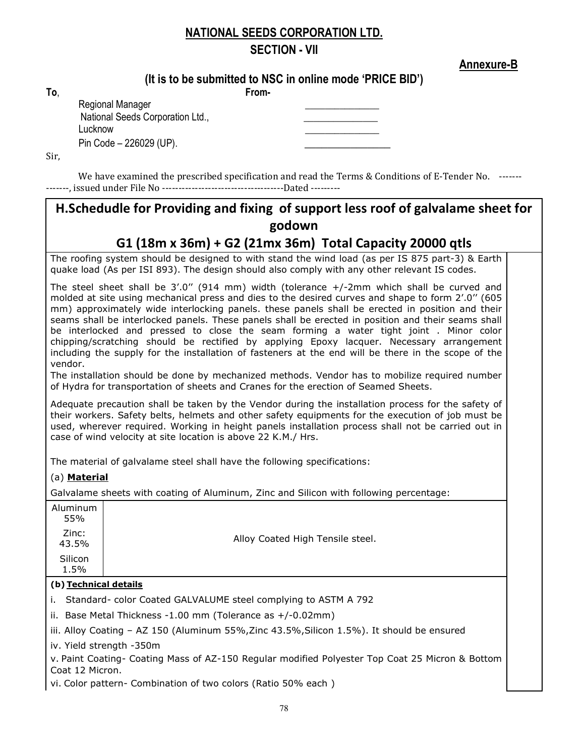# NATIONAL SEEDS CORPORATION LTD.

## SECTION - VII

**Annexure-B**

### (It is to be submitted to NSC in online mode 'PRICE BID')

**To**,

Regional Manager
National Seeds Corporation Ltd.,
Lucknow
Pin Code – 226029 (UP).

**From-**

_______________
_______________
_______________
_________________

Sir,

We have examined the prescribed specification and read the Terms & Conditions of E-Tender No. -------------, issued under File No ------------------------------------Dated ---------

## H.Schedudle for Providing and fixing of support less roof of galvalame sheet for godown

## G1 (18m x 36m) + G2 (21mx 36m) Total Capacity 20000 qtls

The roofing system should be designed to with stand the wind load (as per IS 875 part-3) & Earth quake load (As per ISI 893). The design should also comply with any other relevant IS codes.

The steel sheet shall be 3'.0'' (914 mm) width (tolerance +/-2mm which shall be curved and molded at site using mechanical press and dies to the desired curves and shape to form 2'.0'' (605 mm) approximately wide interlocking panels. these panels shall be erected in position and their seams shall be interlocked panels. These panels shall be erected in position and their seams shall be interlocked and pressed to close the seam forming a water tight joint . Minor color chipping/scratching should be rectified by applying Epoxy lacquer. Necessary arrangement including the supply for the installation of fasteners at the end will be there in the scope of the vendor.

The installation should be done by mechanized methods. Vendor has to mobilize required number of Hydra for transportation of sheets and Cranes for the erection of Seamed Sheets.

Adequate precaution shall be taken by the Vendor during the installation process for the safety of their workers. Safety belts, helmets and other safety equipments for the execution of job must be used, wherever required. Working in height panels installation process shall not be carried out in case of wind velocity at site location is above 22 K.M./ Hrs.

The material of galvalame steel shall have the following specifications:

(a) **Material**

Galvalame sheets with coating of Aluminum, Zinc and Silicon with following percentage:

| Composition | Description |
|---|---|
| Aluminum 55% | Alloy Coated High Tensile steel. |
| Zinc: 43.5% | |
| Silicon 1.5% | |

**(b) Technical details**

i. Standard- color Coated GALVALUME steel complying to ASTM A 792

ii. Base Metal Thickness -1.00 mm (Tolerance as +/-0.02mm)

iii. Alloy Coating – AZ 150 (Aluminum 55%,Zinc 43.5%,Silicon 1.5%). It should be ensured

iv. Yield strength -350m

v. Paint Coating- Coating Mass of AZ-150 Regular modified Polyester Top Coat 25 Micron & Bottom Coat 12 Micron.

vi. Color pattern- Combination of two colors (Ratio 50% each )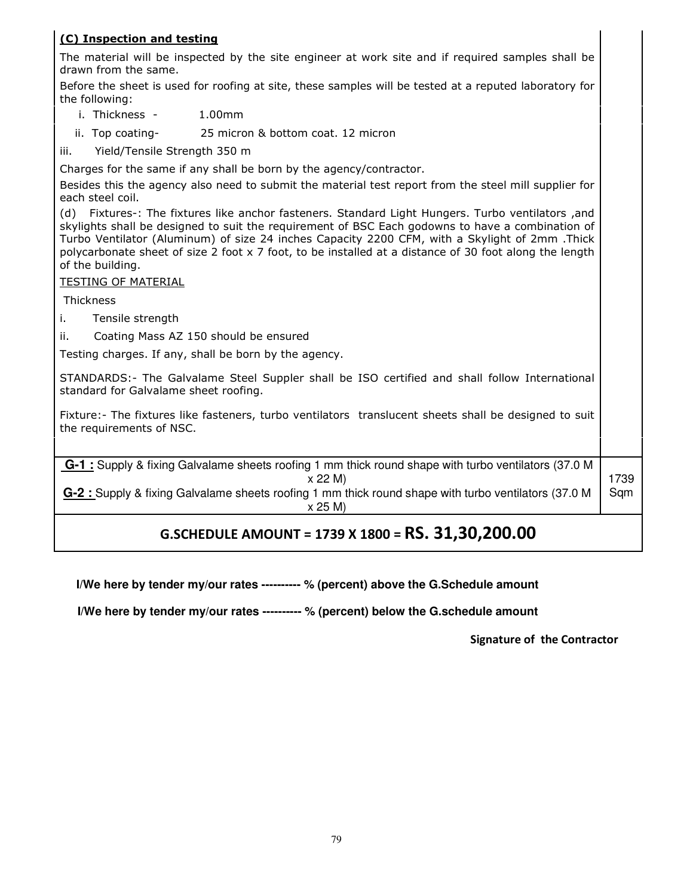**(C) Inspection and testing**

The material will be inspected by the site engineer at work site and if required samples shall be drawn from the same.

Before the sheet is used for roofing at site, these samples will be tested at a reputed laboratory for the following:

i. Thickness - 1.00mm

ii. Top coating- 25 micron & bottom coat. 12 micron

iii. Yield/Tensile Strength 350 m

Charges for the same if any shall be born by the agency/contractor.

Besides this the agency also need to submit the material test report from the steel mill supplier for each steel coil.

(d) Fixtures-: The fixtures like anchor fasteners. Standard Light Hungers. Turbo ventilators ,and skylights shall be designed to suit the requirement of BSC Each godowns to have a combination of Turbo Ventilator (Aluminum) of size 24 inches Capacity 2200 CFM, with a Skylight of 2mm .Thick polycarbonate sheet of size 2 foot x 7 foot, to be installed at a distance of 30 foot along the length of the building.

TESTING OF MATERIAL

Thickness

i. Tensile strength

ii. Coating Mass AZ 150 should be ensured

Testing charges. If any, shall be born by the agency.

STANDARDS:- The Galvalame Steel Suppler shall be ISO certified and shall follow International standard for Galvalame sheet roofing.

Fixture:- The fixtures like fasteners, turbo ventilators translucent sheets shall be designed to suit the requirements of NSC.

| Description | Quantity |
|---|---|
| **G-1 :** Supply & fixing Galvalame sheets roofing 1 mm thick round shape with turbo ventilators (37.0 M x 22 M)<br>**G-2 :** Supply & fixing Galvalame sheets roofing 1 mm thick round shape with turbo ventilators (37.0 M x 25 M) | 1739 Sqm |

**G.SCHEDULE AMOUNT = 1739 X 1800 = RS. 31,30,200.00**

**I/We here by tender my/our rates ---------- % (percent) above the G.Schedule amount**

**I/We here by tender my/our rates ---------- % (percent) below the G.schedule amount**

**Signature of the Contractor**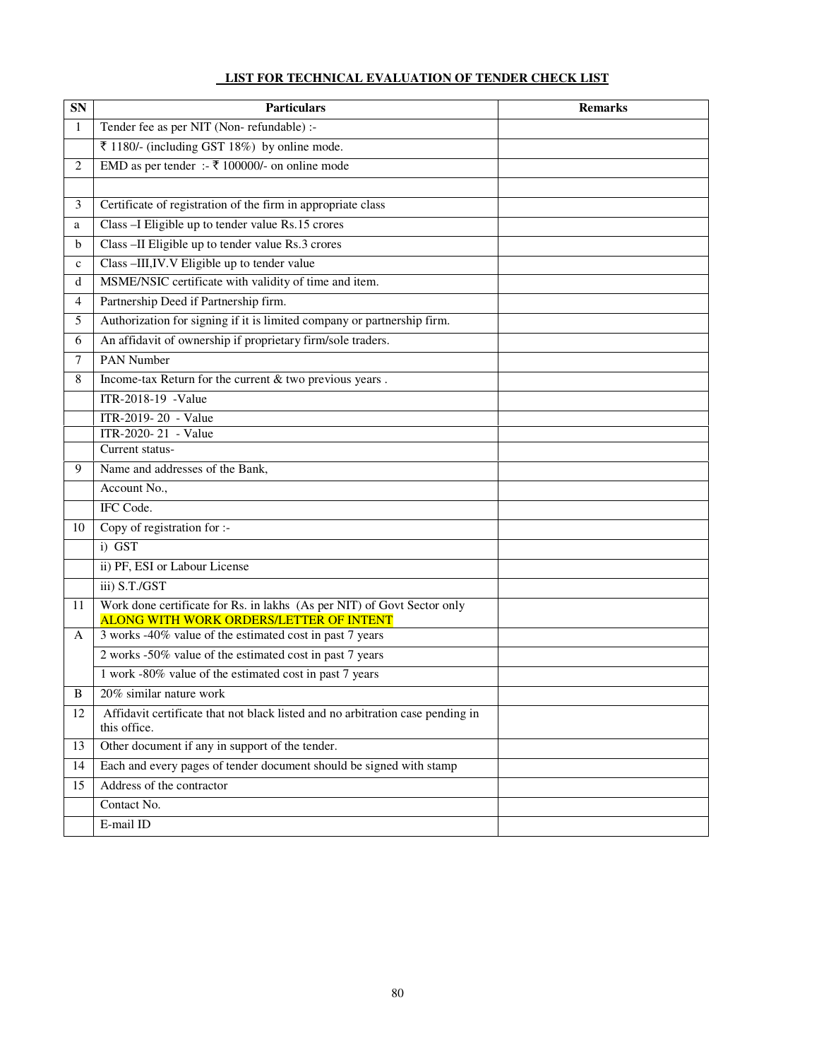## LIST FOR TECHNICAL EVALUATION OF TENDER CHECK LIST

| SN | Particulars | Remarks |
|---|---|---|
| 1 | Tender fee as per NIT (Non- refundable) :- | |
| | ₹ 1180/- (including GST 18%) by online mode. | |
| 2 | EMD as per tender :- ₹ 100000/- on online mode | |
| | | |
| 3 | Certificate of registration of the firm in appropriate class | |
| a | Class –I Eligible up to tender value Rs.15 crores | |
| b | Class –II Eligible up to tender value Rs.3 crores | |
| c | Class –III,IV.V Eligible up to tender value | |
| d | MSME/NSIC certificate with validity of time and item. | |
| 4 | Partnership Deed if Partnership firm. | |
| 5 | Authorization for signing if it is limited company or partnership firm. | |
| 6 | An affidavit of ownership if proprietary firm/sole traders. | |
| 7 | PAN Number | |
| 8 | Income-tax Return for the current & two previous years . | |
| | ITR-2018-19 -Value | |
| | ITR-2019- 20 - Value | |
| | ITR-2020- 21 - Value | |
| | Current status- | |
| 9 | Name and addresses of the Bank, | |
| | Account No., | |
| | IFC Code. | |
| 10 | Copy of registration for :- | |
| | i) GST | |
| | ii) PF, ESI or Labour License | |
| | iii) S.T./GST | |
| 11 | Work done certificate for Rs. in lakhs (As per NIT) of Govt Sector only ALONG WITH WORK ORDERS/LETTER OF INTENT | |
| A | 3 works -40% value of the estimated cost in past 7 years | |
| | 2 works -50% value of the estimated cost in past 7 years | |
| | 1 work -80% value of the estimated cost in past 7 years | |
| B | 20% similar nature work | |
| 12 | Affidavit certificate that not black listed and no arbitration case pending in this office. | |
| 13 | Other document if any in support of the tender. | |
| 14 | Each and every pages of tender document should be signed with stamp | |
| 15 | Address of the contractor | |
| | Contact No. | |
| | E-mail ID | |